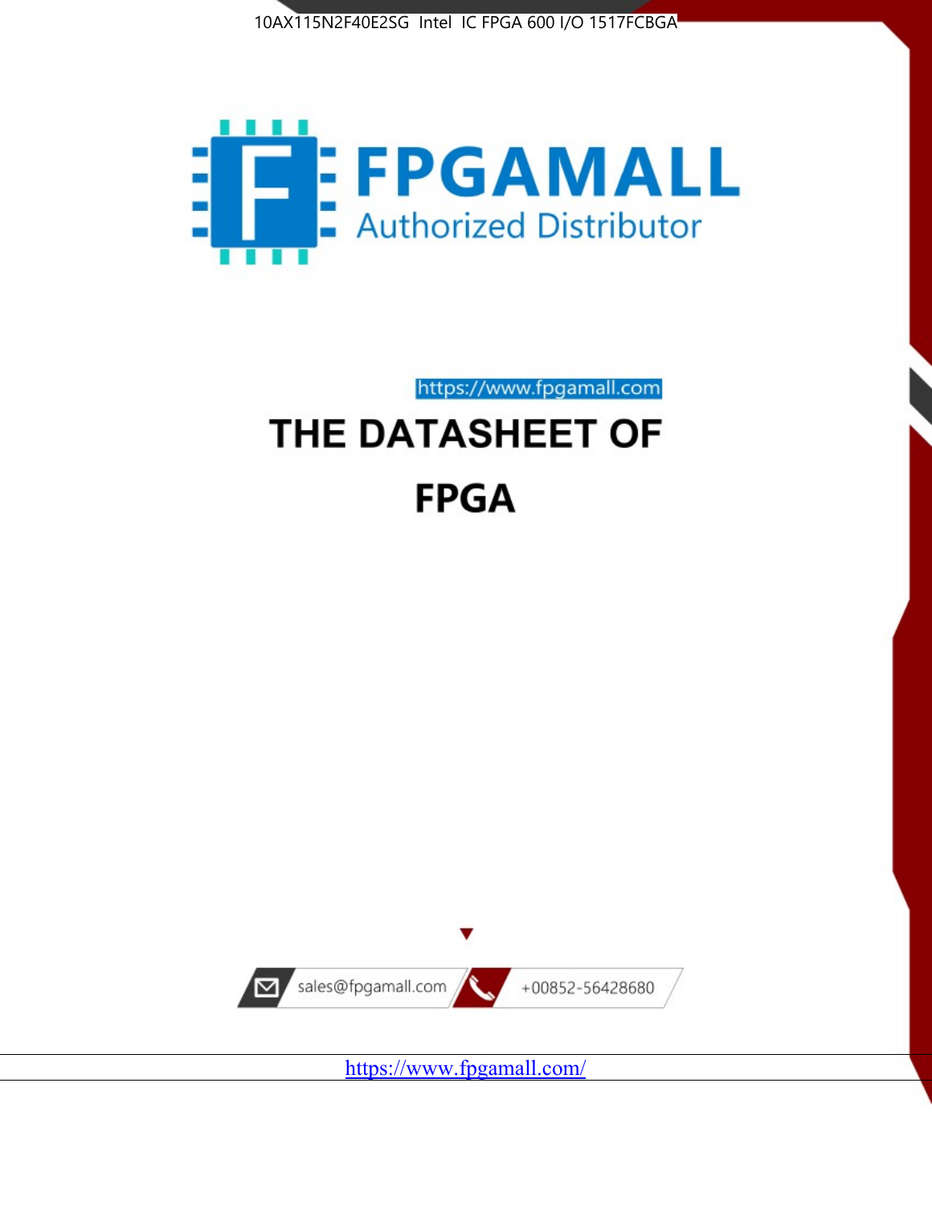10AX115N2F40E2SG Intel IC FPGA 600 I/O 1517FCBGA

FPGAMALL

Authorized Distributor

https://www.fpgamall.com

# THE DATASHEET OF

# FPGA

sales@fpgamall.com

+00852-56428680

https://www.fpgamall.com/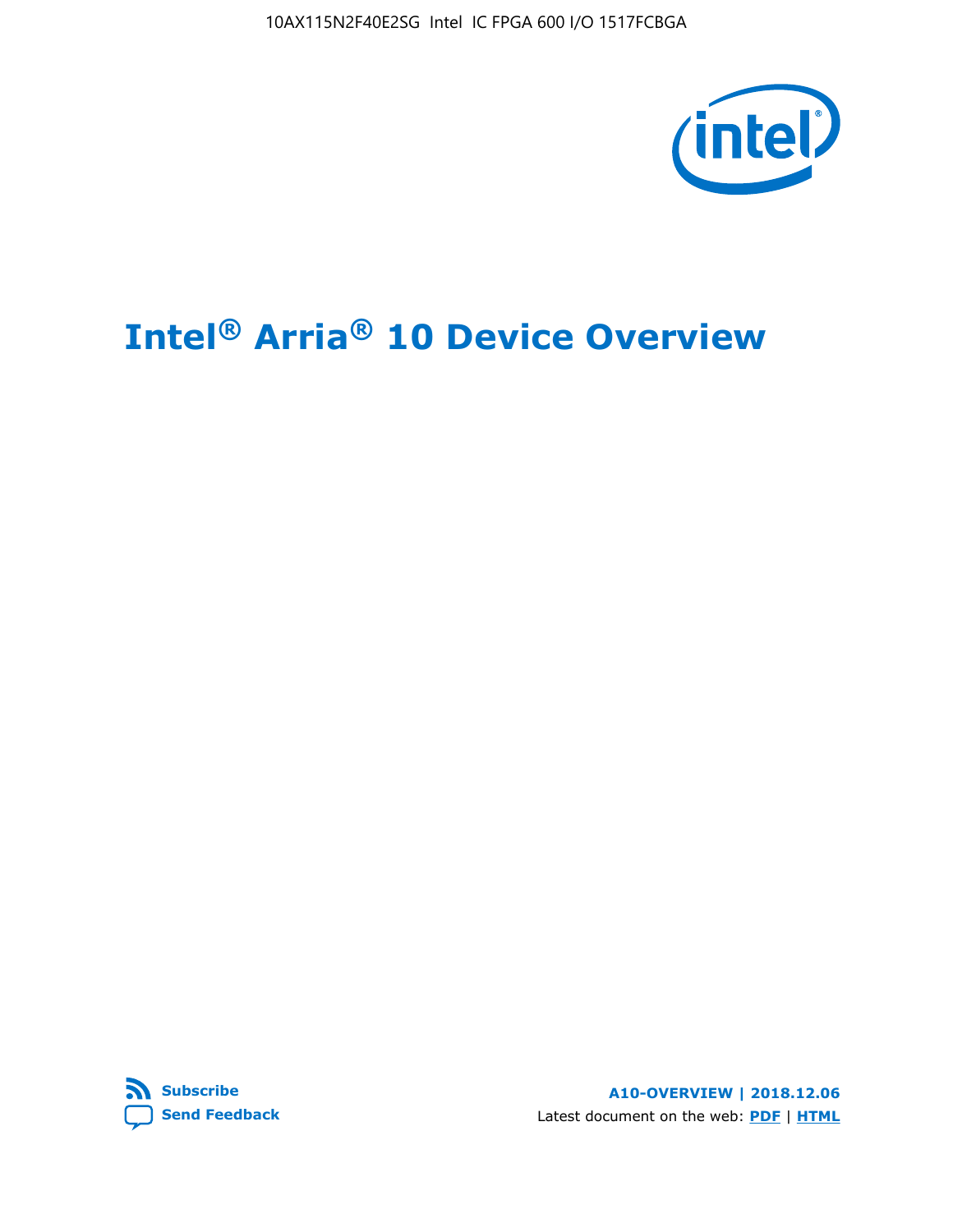# Intel® Arria® 10 Device Overview

**A10-OVERVIEW | 2018.12.06**

Latest document on the web: **PDF** | **HTML**

**Subscribe**

**Send Feedback**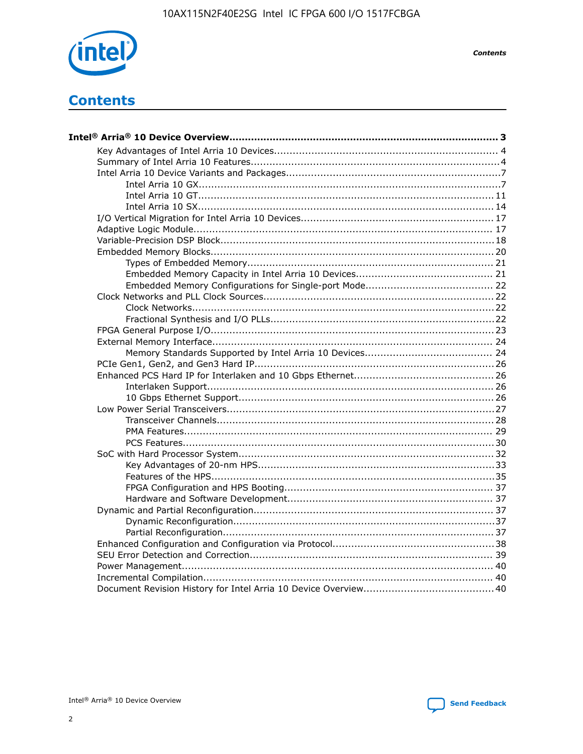# Contents

**Intel® Arria® 10 Device Overview....................................................................................... 3**

- Key Advantages of Intel Arria 10 Devices........................................................................ 4
- Summary of Intel Arria 10 Features................................................................................4
- Intel Arria 10 Device Variants and Packages.....................................................................7
  - Intel Arria 10 GX................................................................................................7
  - Intel Arria 10 GT.............................................................................................. 11
  - Intel Arria 10 SX.............................................................................................. 14
- I/O Vertical Migration for Intel Arria 10 Devices.............................................................. 17
- Adaptive Logic Module................................................................................................ 17
- Variable-Precision DSP Block.......................................................................................18
- Embedded Memory Blocks........................................................................................... 20
  - Types of Embedded Memory............................................................................... 21
  - Embedded Memory Capacity in Intel Arria 10 Devices............................................ 21
  - Embedded Memory Configurations for Single-port Mode......................................... 22
- Clock Networks and PLL Clock Sources.......................................................................... 22
  - Clock Networks.................................................................................................22
  - Fractional Synthesis and I/O PLLs........................................................................22
- FPGA General Purpose I/O.......................................................................................... 23
- External Memory Interface.......................................................................................... 24
  - Memory Standards Supported by Intel Arria 10 Devices......................................... 24
- PCIe Gen1, Gen2, and Gen3 Hard IP.............................................................................26
- Enhanced PCS Hard IP for Interlaken and 10 Gbps Ethernet.............................................26
  - Interlaken Support............................................................................................ 26
  - 10 Gbps Ethernet Support.................................................................................. 26
- Low Power Serial Transceivers......................................................................................27
  - Transceiver Channels.........................................................................................28
  - PMA Features................................................................................................... 29
  - PCS Features....................................................................................................30
- SoC with Hard Processor System.................................................................................. 32
  - Key Advantages of 20-nm HPS............................................................................33
  - Features of the HPS...........................................................................................35
  - FPGA Configuration and HPS Booting................................................................... 37
  - Hardware and Software Development.................................................................. 37
- Dynamic and Partial Reconfiguration.............................................................................37
  - Dynamic Reconfiguration....................................................................................37
  - Partial Reconfiguration.......................................................................................37
- Enhanced Configuration and Configuration via Protocol....................................................38
- SEU Error Detection and Correction.............................................................................. 39
- Power Management.................................................................................................... 40
- Incremental Compilation............................................................................................. 40
- Document Revision History for Intel Arria 10 Device Overview.......................................... 40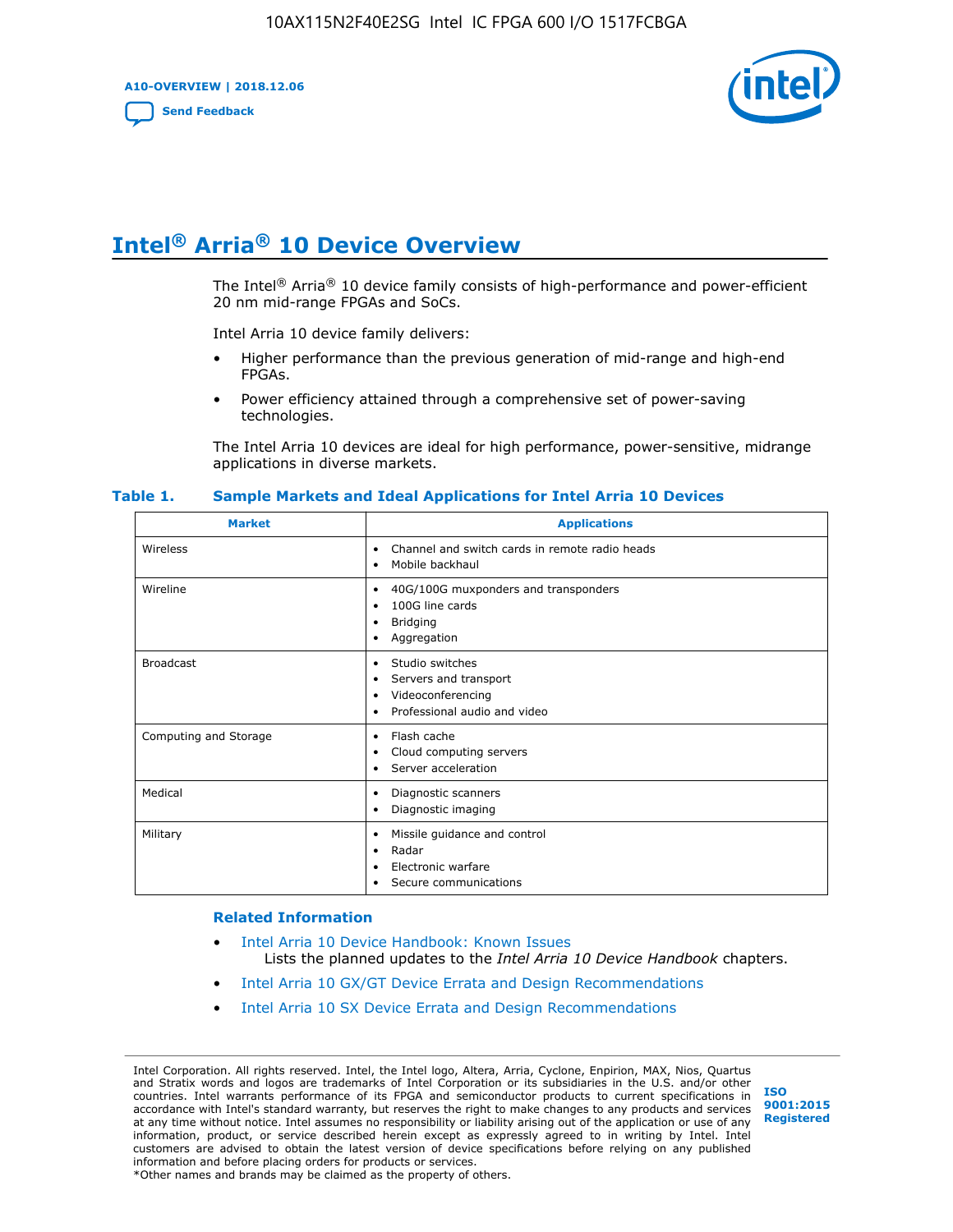# Intel® Arria® 10 Device Overview

The Intel® Arria® 10 device family consists of high-performance and power-efficient 20 nm mid-range FPGAs and SoCs.

Intel Arria 10 device family delivers:

- Higher performance than the previous generation of mid-range and high-end FPGAs.
- Power efficiency attained through a comprehensive set of power-saving technologies.

The Intel Arria 10 devices are ideal for high performance, power-sensitive, midrange applications in diverse markets.

**Table 1. Sample Markets and Ideal Applications for Intel Arria 10 Devices**

| Market | Applications |
|---|---|
| Wireless | • Channel and switch cards in remote radio heads<br>• Mobile backhaul |
| Wireline | • 40G/100G muxponders and transponders<br>• 100G line cards<br>• Bridging<br>• Aggregation |
| Broadcast | • Studio switches<br>• Servers and transport<br>• Videoconferencing<br>• Professional audio and video |
| Computing and Storage | • Flash cache<br>• Cloud computing servers<br>• Server acceleration |
| Medical | • Diagnostic scanners<br>• Diagnostic imaging |
| Military | • Missile guidance and control<br>• Radar<br>• Electronic warfare<br>• Secure communications |

### Related Information

- Intel Arria 10 Device Handbook: Known Issues
  Lists the planned updates to the *Intel Arria 10 Device Handbook* chapters.
- Intel Arria 10 GX/GT Device Errata and Design Recommendations
- Intel Arria 10 SX Device Errata and Design Recommendations

Intel Corporation. All rights reserved. Intel, the Intel logo, Altera, Arria, Cyclone, Enpirion, MAX, Nios, Quartus and Stratix words and logos are trademarks of Intel Corporation or its subsidiaries in the U.S. and/or other countries. Intel warrants performance of its FPGA and semiconductor products to current specifications in accordance with Intel's standard warranty, but reserves the right to make changes to any products and services at any time without notice. Intel assumes no responsibility or liability arising out of the application or use of any information, product, or service described herein except as expressly agreed to in writing by Intel. Intel customers are advised to obtain the latest version of device specifications before relying on any published information and before placing orders for products or services.
*Other names and brands may be claimed as the property of others.

ISO 9001:2015 Registered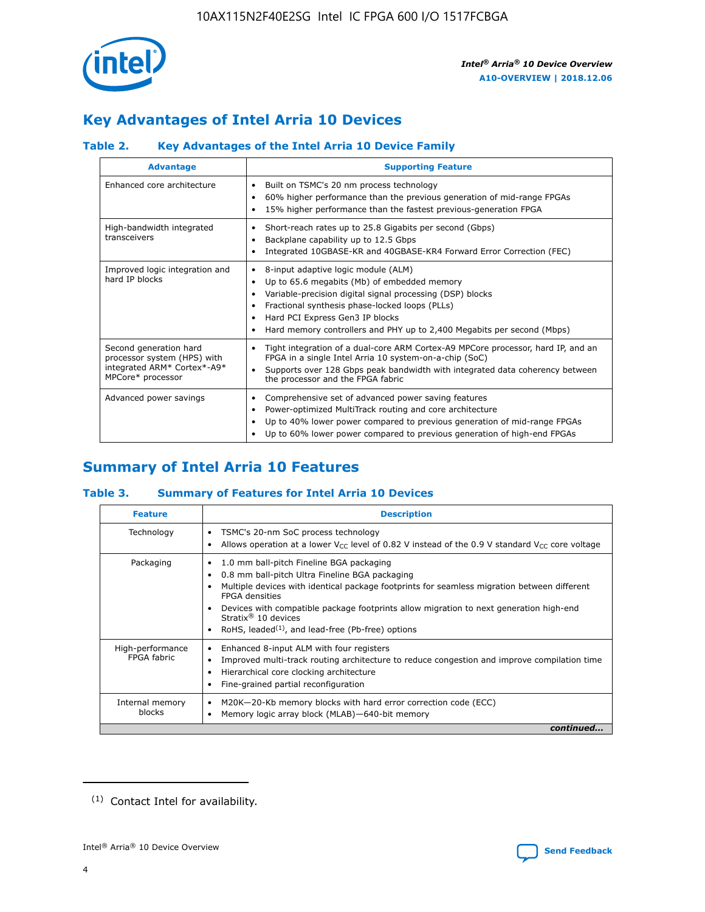## Key Advantages of Intel Arria 10 Devices

### Table 2. Key Advantages of the Intel Arria 10 Device Family

| Advantage | Supporting Feature |
| --- | --- |
| Enhanced core architecture | • Built on TSMC's 20 nm process technology<br>• 60% higher performance than the previous generation of mid-range FPGAs<br>• 15% higher performance than the fastest previous-generation FPGA |
| High-bandwidth integrated transceivers | • Short-reach rates up to 25.8 Gigabits per second (Gbps)<br>• Backplane capability up to 12.5 Gbps<br>• Integrated 10GBASE-KR and 40GBASE-KR4 Forward Error Correction (FEC) |
| Improved logic integration and hard IP blocks | • 8-input adaptive logic module (ALM)<br>• Up to 65.6 megabits (Mb) of embedded memory<br>• Variable-precision digital signal processing (DSP) blocks<br>• Fractional synthesis phase-locked loops (PLLs)<br>• Hard PCI Express Gen3 IP blocks<br>• Hard memory controllers and PHY up to 2,400 Megabits per second (Mbps) |
| Second generation hard processor system (HPS) with integrated ARM* Cortex*-A9* MPCore* processor | • Tight integration of a dual-core ARM Cortex-A9 MPCore processor, hard IP, and an FPGA in a single Intel Arria 10 system-on-a-chip (SoC)<br>• Supports over 128 Gbps peak bandwidth with integrated data coherency between the processor and the FPGA fabric |
| Advanced power savings | • Comprehensive set of advanced power saving features<br>• Power-optimized MultiTrack routing and core architecture<br>• Up to 40% lower power compared to previous generation of mid-range FPGAs<br>• Up to 60% lower power compared to previous generation of high-end FPGAs |

## Summary of Intel Arria 10 Features

### Table 3. Summary of Features for Intel Arria 10 Devices

| Feature | Description |
| --- | --- |
| Technology | • TSMC's 20-nm SoC process technology<br>• Allows operation at a lower $V_{CC}$ level of 0.82 V instead of the 0.9 V standard $V_{CC}$ core voltage |
| Packaging | • 1.0 mm ball-pitch Fineline BGA packaging<br>• 0.8 mm ball-pitch Ultra Fineline BGA packaging<br>• Multiple devices with identical package footprints for seamless migration between different FPGA densities<br>• Devices with compatible package footprints allow migration to next generation high-end Stratix® 10 devices<br>• RoHS, leaded[(1)], and lead-free (Pb-free) options |
| High-performance FPGA fabric | • Enhanced 8-input ALM with four registers<br>• Improved multi-track routing architecture to reduce congestion and improve compilation time<br>• Hierarchical core clocking architecture<br>• Fine-grained partial reconfiguration |
| Internal memory blocks | • M20K—20-Kb memory blocks with hard error correction code (ECC)<br>• Memory logic array block (MLAB)—640-bit memory |

*continued...*

(1) Contact Intel for availability.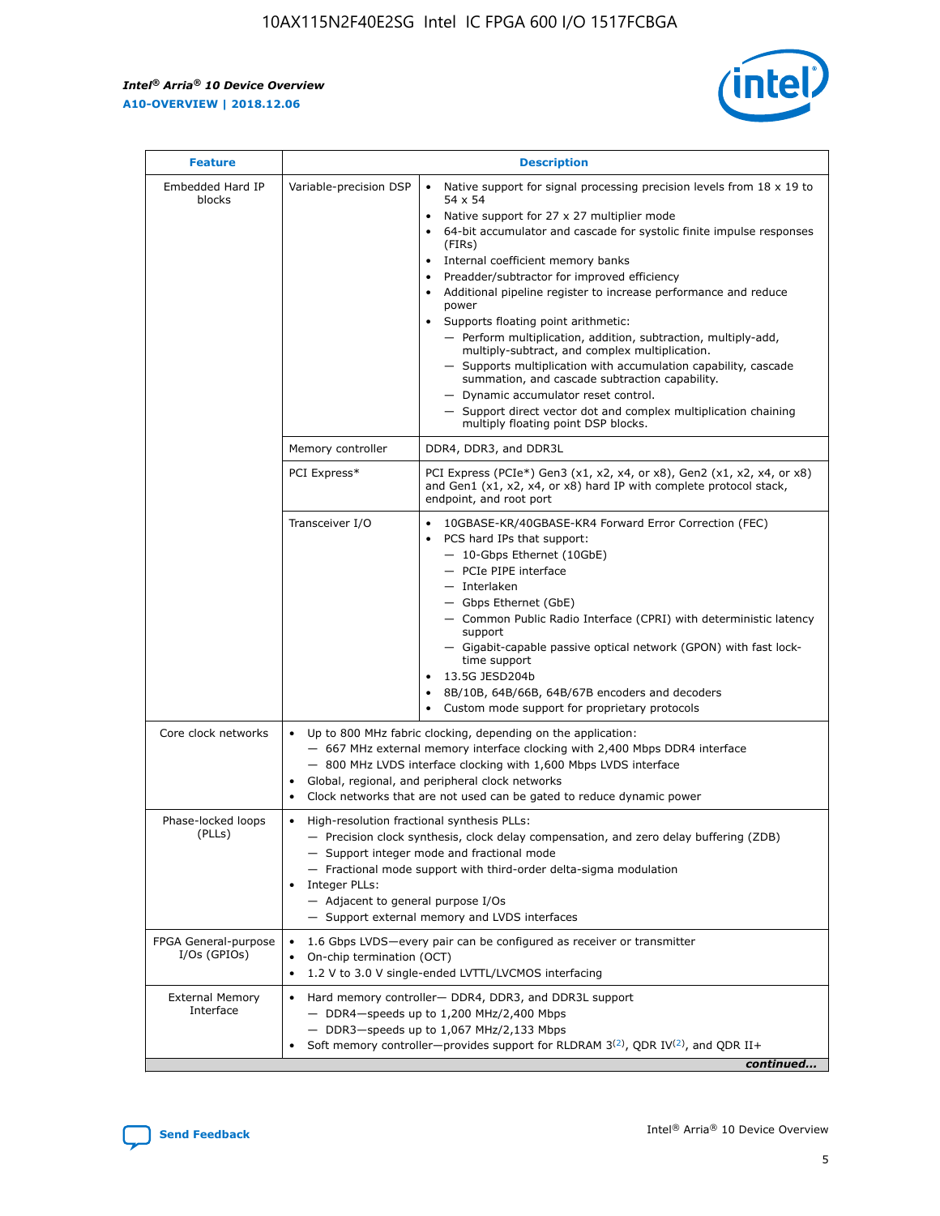| Feature | Description | |
| --- | --- | --- |
| Embedded Hard IP blocks | Variable-precision DSP | • Native support for signal processing precision levels from 18 x 19 to 54 x 54<br>• Native support for 27 x 27 multiplier mode<br>• 64-bit accumulator and cascade for systolic finite impulse responses (FIRs)<br>• Internal coefficient memory banks<br>• Preadder/subtractor for improved efficiency<br>• Additional pipeline register to increase performance and reduce power<br>• Supports floating point arithmetic:<br>— Perform multiplication, addition, subtraction, multiply-add, multiply-subtract, and complex multiplication.<br>— Supports multiplication with accumulation capability, cascade summation, and cascade subtraction capability.<br>— Dynamic accumulator reset control.<br>— Support direct vector dot and complex multiplication chaining multiply floating point DSP blocks. |
| | Memory controller | DDR4, DDR3, and DDR3L |
| | PCI Express* | PCI Express (PCIe*) Gen3 (x1, x2, x4, or x8), Gen2 (x1, x2, x4, or x8) and Gen1 (x1, x2, x4, or x8) hard IP with complete protocol stack, endpoint, and root port |
| | Transceiver I/O | • 10GBASE-KR/40GBASE-KR4 Forward Error Correction (FEC)<br>• PCS hard IPs that support:<br>— 10-Gbps Ethernet (10GbE)<br>— PCIe PIPE interface<br>— Interlaken<br>— Gbps Ethernet (GbE)<br>— Common Public Radio Interface (CPRI) with deterministic latency support<br>— Gigabit-capable passive optical network (GPON) with fast lock-time support<br>• 13.5G JESD204b<br>• 8B/10B, 64B/66B, 64B/67B encoders and decoders<br>• Custom mode support for proprietary protocols |
| Core clock networks | • Up to 800 MHz fabric clocking, depending on the application:<br>— 667 MHz external memory interface clocking with 2,400 Mbps DDR4 interface<br>— 800 MHz LVDS interface clocking with 1,600 Mbps LVDS interface<br>• Global, regional, and peripheral clock networks<br>• Clock networks that are not used can be gated to reduce dynamic power | |
| Phase-locked loops (PLLs) | • High-resolution fractional synthesis PLLs:<br>— Precision clock synthesis, clock delay compensation, and zero delay buffering (ZDB)<br>— Support integer mode and fractional mode<br>— Fractional mode support with third-order delta-sigma modulation<br>• Integer PLLs:<br>— Adjacent to general purpose I/Os<br>— Support external memory and LVDS interfaces | |
| FPGA General-purpose I/Os (GPIOs) | • 1.6 Gbps LVDS—every pair can be configured as receiver or transmitter<br>• On-chip termination (OCT)<br>• 1.2 V to 3.0 V single-ended LVTTL/LVCMOS interfacing | |
| External Memory Interface | • Hard memory controller— DDR4, DDR3, and DDR3L support<br>— DDR4—speeds up to 1,200 MHz/2,400 Mbps<br>— DDR3—speeds up to 1,067 MHz/2,133 Mbps<br>• Soft memory controller—provides support for RLDRAM 3[(2)], QDR IV[(2)], and QDR II+ | |

*continued...*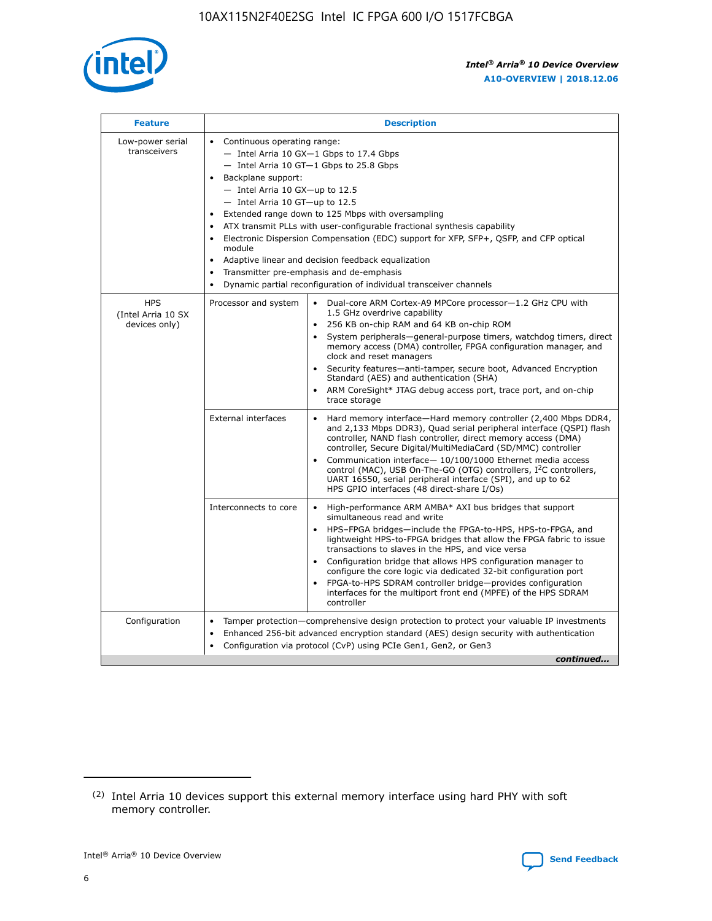| Feature | Description | |
|---|---|---|
| Low-power serial transceivers | • Continuous operating range:<br>— Intel Arria 10 GX—1 Gbps to 17.4 Gbps<br>— Intel Arria 10 GT—1 Gbps to 25.8 Gbps<br>• Backplane support:<br>— Intel Arria 10 GX—up to 12.5<br>— Intel Arria 10 GT—up to 12.5<br>• Extended range down to 125 Mbps with oversampling<br>• ATX transmit PLLs with user-configurable fractional synthesis capability<br>• Electronic Dispersion Compensation (EDC) support for XFP, SFP+, QSFP, and CFP optical module<br>• Adaptive linear and decision feedback equalization<br>• Transmitter pre-emphasis and de-emphasis<br>• Dynamic partial reconfiguration of individual transceiver channels | |
| HPS (Intel Arria 10 SX devices only) | Processor and system | • Dual-core ARM Cortex-A9 MPCore processor—1.2 GHz CPU with 1.5 GHz overdrive capability<br>• 256 KB on-chip RAM and 64 KB on-chip ROM<br>• System peripherals—general-purpose timers, watchdog timers, direct memory access (DMA) controller, FPGA configuration manager, and clock and reset managers<br>• Security features—anti-tamper, secure boot, Advanced Encryption Standard (AES) and authentication (SHA)<br>• ARM CoreSight* JTAG debug access port, trace port, and on-chip trace storage |
| | External interfaces | • Hard memory interface—Hard memory controller (2,400 Mbps DDR4, and 2,133 Mbps DDR3), Quad serial peripheral interface (QSPI) flash controller, NAND flash controller, direct memory access (DMA) controller, Secure Digital/MultiMediaCard (SD/MMC) controller<br>• Communication interface— 10/100/1000 Ethernet media access control (MAC), USB On-The-GO (OTG) controllers, I²C controllers, UART 16550, serial peripheral interface (SPI), and up to 62 HPS GPIO interfaces (48 direct-share I/Os) |
| | Interconnects to core | • High-performance ARM AMBA* AXI bus bridges that support simultaneous read and write<br>• HPS–FPGA bridges—include the FPGA-to-HPS, HPS-to-FPGA, and lightweight HPS-to-FPGA bridges that allow the FPGA fabric to issue transactions to slaves in the HPS, and vice versa<br>• Configuration bridge that allows HPS configuration manager to configure the core logic via dedicated 32-bit configuration port<br>• FPGA-to-HPS SDRAM controller bridge—provides configuration interfaces for the multiport front end (MPFE) of the HPS SDRAM controller |
| Configuration | • Tamper protection—comprehensive design protection to protect your valuable IP investments<br>• Enhanced 256-bit advanced encryption standard (AES) design security with authentication<br>• Configuration via protocol (CvP) using PCIe Gen1, Gen2, or Gen3 | |

*continued...*

(2) Intel Arria 10 devices support this external memory interface using hard PHY with soft memory controller.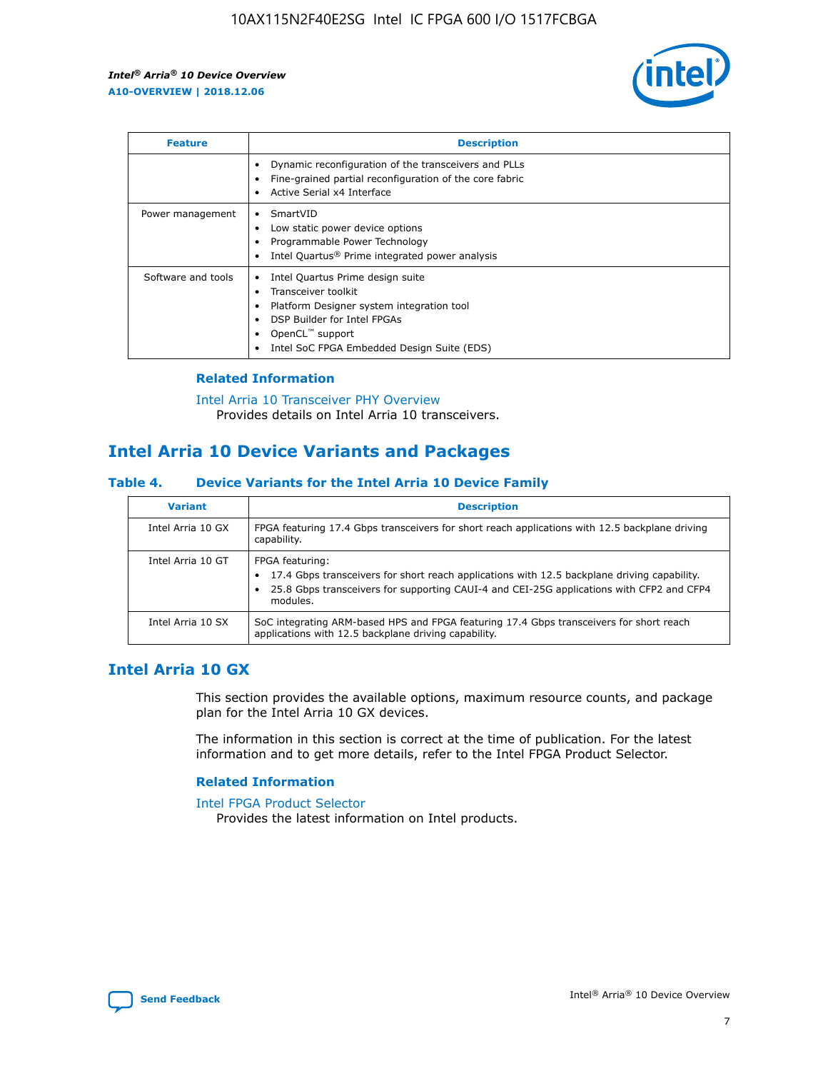| Feature | Description |
| --- | --- |
|  | • Dynamic reconfiguration of the transceivers and PLLs<br>• Fine-grained partial reconfiguration of the core fabric<br>• Active Serial x4 Interface |
| Power management | • SmartVID<br>• Low static power device options<br>• Programmable Power Technology<br>• Intel Quartus® Prime integrated power analysis |
| Software and tools | • Intel Quartus Prime design suite<br>• Transceiver toolkit<br>• Platform Designer system integration tool<br>• DSP Builder for Intel FPGAs<br>• OpenCL™ support<br>• Intel SoC FPGA Embedded Design Suite (EDS) |

### Related Information

Intel Arria 10 Transceiver PHY Overview
Provides details on Intel Arria 10 transceivers.

## Intel Arria 10 Device Variants and Packages

### Table 4. Device Variants for the Intel Arria 10 Device Family

| Variant | Description |
| --- | --- |
| Intel Arria 10 GX | FPGA featuring 17.4 Gbps transceivers for short reach applications with 12.5 backplane driving capability. |
| Intel Arria 10 GT | FPGA featuring:<br>• 17.4 Gbps transceivers for short reach applications with 12.5 backplane driving capability.<br>• 25.8 Gbps transceivers for supporting CAUI-4 and CEI-25G applications with CFP2 and CFP4 modules. |
| Intel Arria 10 SX | SoC integrating ARM-based HPS and FPGA featuring 17.4 Gbps transceivers for short reach applications with 12.5 backplane driving capability. |

## Intel Arria 10 GX

This section provides the available options, maximum resource counts, and package plan for the Intel Arria 10 GX devices.

The information in this section is correct at the time of publication. For the latest information and to get more details, refer to the Intel FPGA Product Selector.

### Related Information

Intel FPGA Product Selector
Provides the latest information on Intel products.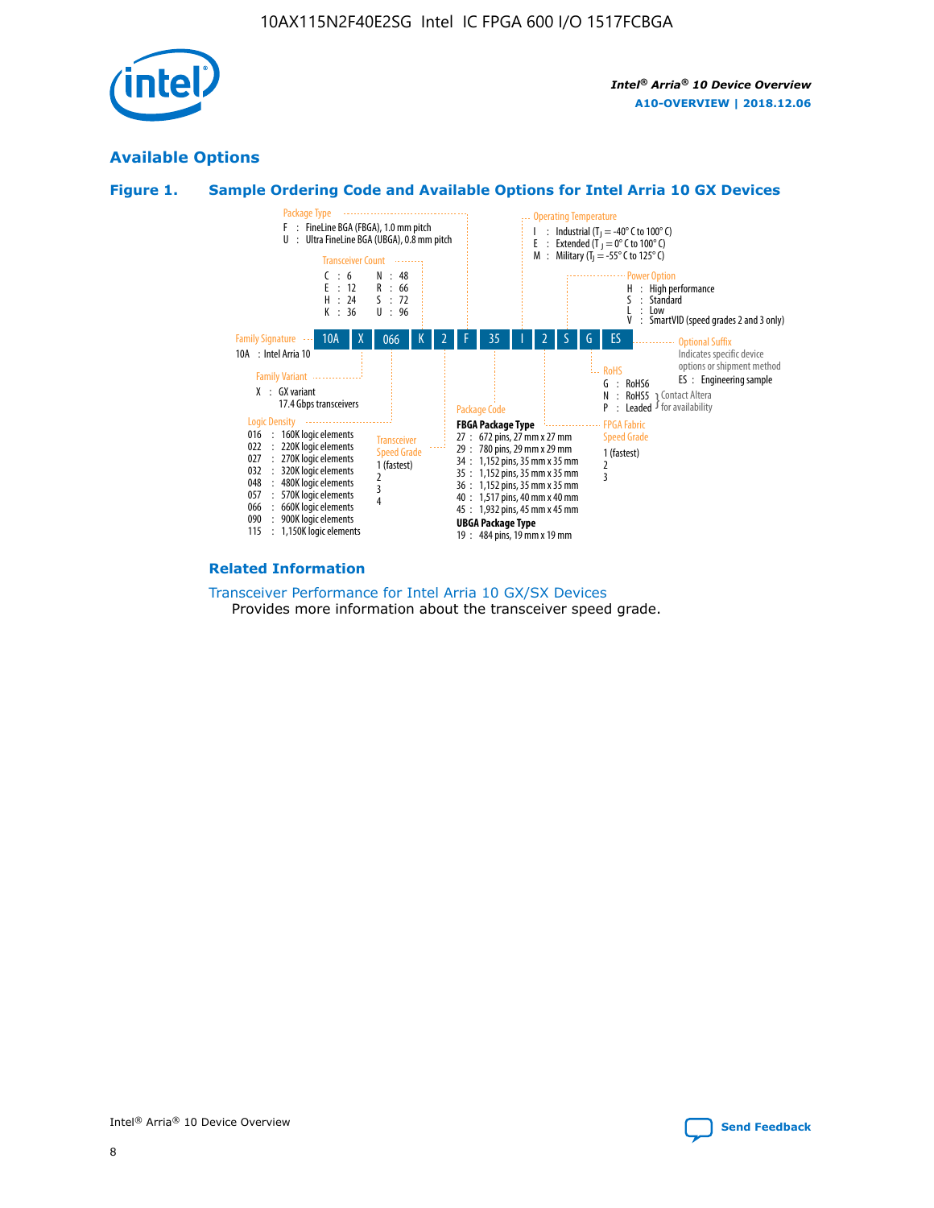## Available Options

### Figure 1. Sample Ordering Code and Available Options for Intel Arria 10 GX Devices

Sample ordering code: 10A X 066 K 2 F 35 I 2 S G ES

**Family Signature**
10A : Intel Arria 10

**Family Variant**
X : GX variant
17.4 Gbps transceivers

**Logic Density**
- 016 : 160K logic elements
- 022 : 220K logic elements
- 027 : 270K logic elements
- 032 : 320K logic elements
- 048 : 480K logic elements
- 057 : 570K logic elements
- 066 : 660K logic elements
- 090 : 900K logic elements
- 115 : 1,150K logic elements

**Transceiver Count**
- C : 6
- E : 12
- H : 24
- K : 36
- N : 48
- R : 66
- S : 72
- U : 96

**Transceiver Speed Grade**
- 1 (fastest)
- 2
- 3
- 4

**Package Type**
- F : FineLine BGA (FBGA), 1.0 mm pitch
- U : Ultra FineLine BGA (UBGA), 0.8 mm pitch

**Package Code**

FBGA Package Type
- 27 : 672 pins, 27 mm x 27 mm
- 29 : 780 pins, 29 mm x 29 mm
- 34 : 1,152 pins, 35 mm x 35 mm
- 35 : 1,152 pins, 35 mm x 35 mm
- 36 : 1,152 pins, 35 mm x 35 mm
- 40 : 1,517 pins, 40 mm x 40 mm
- 45 : 1,932 pins, 45 mm x 45 mm

UBGA Package Type
- 19 : 484 pins, 19 mm x 19 mm

**Operating Temperature**
- I : Industrial ($T_J$ = -40° C to 100° C)
- E : Extended ($T_J$ = 0° C to 100° C)
- M : Military ($T_J$ = -55° C to 125° C)

**FPGA Fabric Speed Grade**
- 1 (fastest)
- 2
- 3

**Power Option**
- H : High performance
- S : Standard
- L : Low
- V : SmartVID (speed grades 2 and 3 only)

**RoHS**
- G : RoHS6
- N : RoHS5 (Contact Altera for availability)
- P : Leaded (Contact Altera for availability)

**Optional Suffix**
Indicates specific device options or shipment method
- ES : Engineering sample

### Related Information

Transceiver Performance for Intel Arria 10 GX/SX Devices
Provides more information about the transceiver speed grade.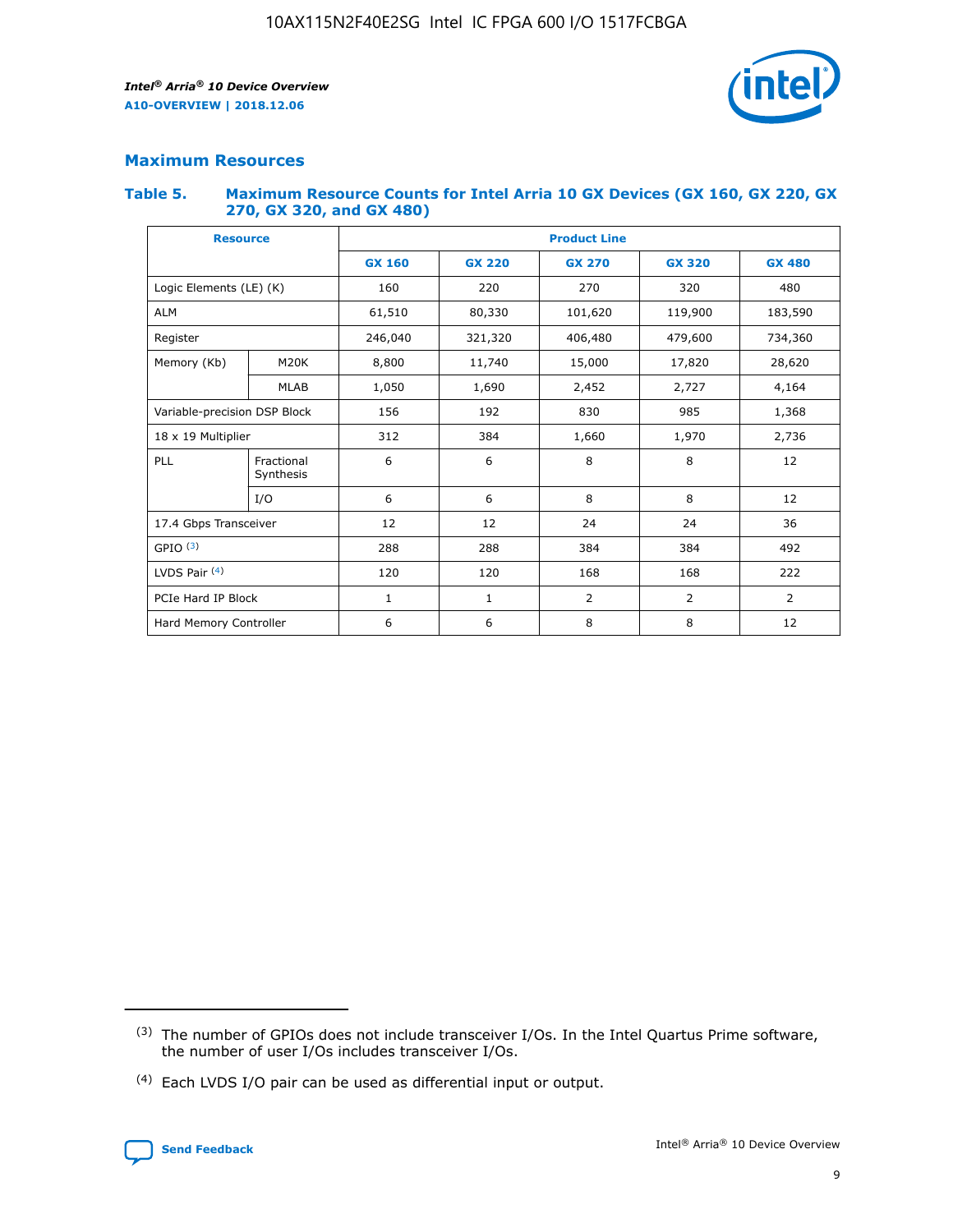## Maximum Resources

### Table 5. Maximum Resource Counts for Intel Arria 10 GX Devices (GX 160, GX 220, GX 270, GX 320, and GX 480)

| Resource | | Product Line | | | | |
|---|---|---|---|---|---|---|
| | | GX 160 | GX 220 | GX 270 | GX 320 | GX 480 |
| Logic Elements (LE) (K) | | 160 | 220 | 270 | 320 | 480 |
| ALM | | 61,510 | 80,330 | 101,620 | 119,900 | 183,590 |
| Register | | 246,040 | 321,320 | 406,480 | 479,600 | 734,360 |
| Memory (Kb) | M20K | 8,800 | 11,740 | 15,000 | 17,820 | 28,620 |
| | MLAB | 1,050 | 1,690 | 2,452 | 2,727 | 4,164 |
| Variable-precision DSP Block | | 156 | 192 | 830 | 985 | 1,368 |
| 18 x 19 Multiplier | | 312 | 384 | 1,660 | 1,970 | 2,736 |
| PLL | Fractional Synthesis | 6 | 6 | 8 | 8 | 12 |
| | I/O | 6 | 6 | 8 | 8 | 12 |
| 17.4 Gbps Transceiver | | 12 | 12 | 24 | 24 | 36 |
| GPIO (3) | | 288 | 288 | 384 | 384 | 492 |
| LVDS Pair (4) | | 120 | 120 | 168 | 168 | 222 |
| PCIe Hard IP Block | | 1 | 1 | 2 | 2 | 2 |
| Hard Memory Controller | | 6 | 6 | 8 | 8 | 12 |

(3) The number of GPIOs does not include transceiver I/Os. In the Intel Quartus Prime software, the number of user I/Os includes transceiver I/Os.

(4) Each LVDS I/O pair can be used as differential input or output.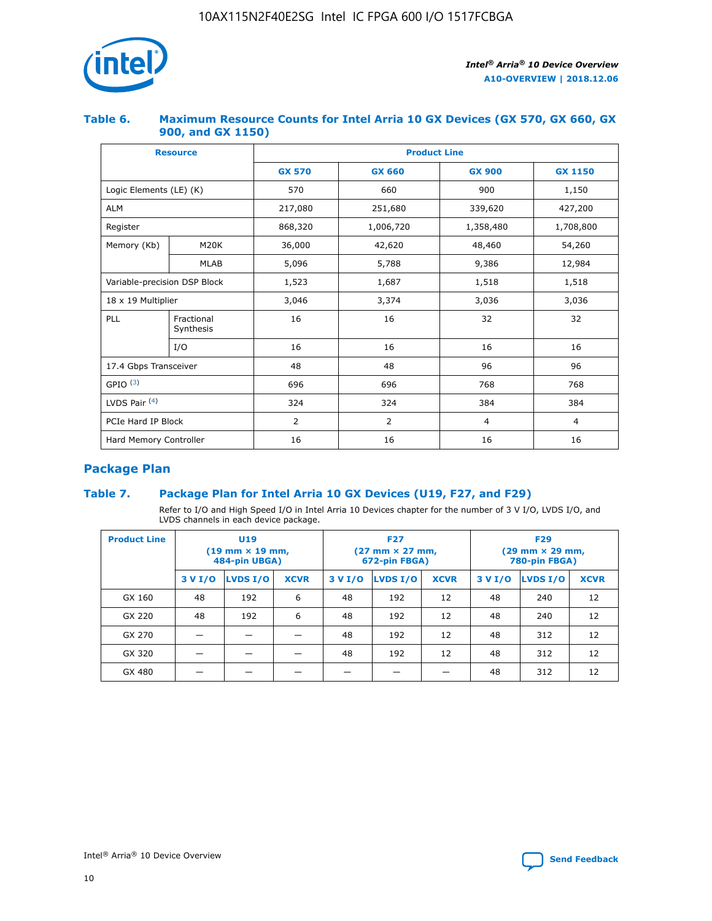### Table 6. Maximum Resource Counts for Intel Arria 10 GX Devices (GX 570, GX 660, GX 900, and GX 1150)

| Resource | | Product Line | | | |
|---|---|---|---|---|---|
| | | GX 570 | GX 660 | GX 900 | GX 1150 |
| Logic Elements (LE) (K) | | 570 | 660 | 900 | 1,150 |
| ALM | | 217,080 | 251,680 | 339,620 | 427,200 |
| Register | | 868,320 | 1,006,720 | 1,358,480 | 1,708,800 |
| Memory (Kb) | M20K | 36,000 | 42,620 | 48,460 | 54,260 |
| | MLAB | 5,096 | 5,788 | 9,386 | 12,984 |
| Variable-precision DSP Block | | 1,523 | 1,687 | 1,518 | 1,518 |
| 18 x 19 Multiplier | | 3,046 | 3,374 | 3,036 | 3,036 |
| PLL | Fractional Synthesis | 16 | 16 | 32 | 32 |
| | I/O | 16 | 16 | 16 | 16 |
| 17.4 Gbps Transceiver | | 48 | 48 | 96 | 96 |
| GPIO [(3)] | | 696 | 696 | 768 | 768 |
| LVDS Pair [(4)] | | 324 | 324 | 384 | 384 |
| PCIe Hard IP Block | | 2 | 2 | 4 | 4 |
| Hard Memory Controller | | 16 | 16 | 16 | 16 |

## Package Plan

### Table 7. Package Plan for Intel Arria 10 GX Devices (U19, F27, and F29)

Refer to I/O and High Speed I/O in Intel Arria 10 Devices chapter for the number of 3 V I/O, LVDS I/O, and LVDS channels in each device package.

| Product Line | U19 (19 mm × 19 mm, 484-pin UBGA) | | | F27 (27 mm × 27 mm, 672-pin FBGA) | | | F29 (29 mm × 29 mm, 780-pin FBGA) | | |
|---|---|---|---|---|---|---|---|---|---|
| | 3 V I/O | LVDS I/O | XCVR | 3 V I/O | LVDS I/O | XCVR | 3 V I/O | LVDS I/O | XCVR |
| GX 160 | 48 | 192 | 6 | 48 | 192 | 12 | 48 | 240 | 12 |
| GX 220 | 48 | 192 | 6 | 48 | 192 | 12 | 48 | 240 | 12 |
| GX 270 | — | — | — | 48 | 192 | 12 | 48 | 312 | 12 |
| GX 320 | — | — | — | 48 | 192 | 12 | 48 | 312 | 12 |
| GX 480 | — | — | — | — | — | — | 48 | 312 | 12 |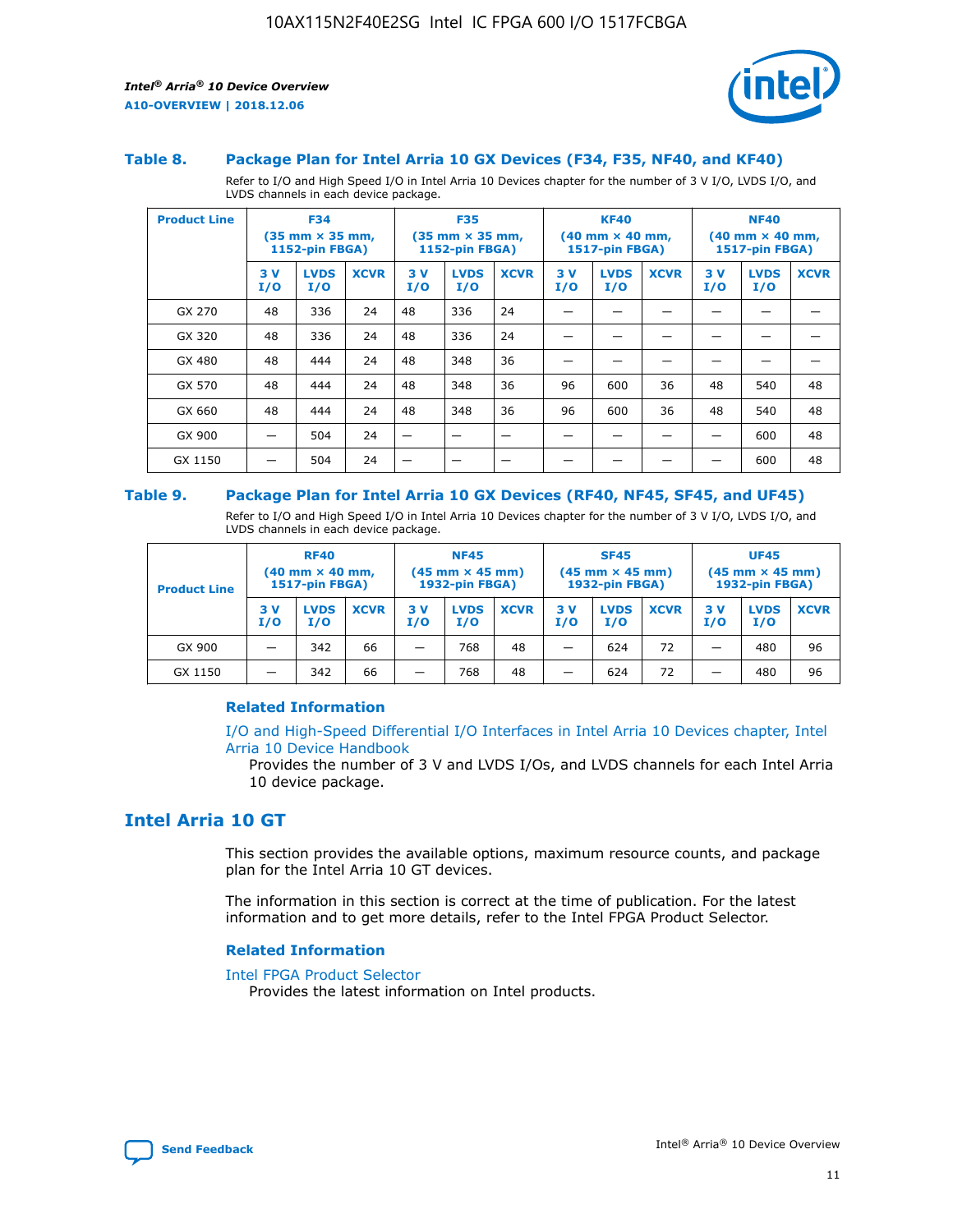### Table 8. Package Plan for Intel Arria 10 GX Devices (F34, F35, NF40, and KF40)

Refer to I/O and High Speed I/O in Intel Arria 10 Devices chapter for the number of 3 V I/O, LVDS I/O, and LVDS channels in each device package.

| Product Line | F34 (35 mm × 35 mm, 1152-pin FBGA) | | | F35 (35 mm × 35 mm, 1152-pin FBGA) | | | KF40 (40 mm × 40 mm, 1517-pin FBGA) | | | NF40 (40 mm × 40 mm, 1517-pin FBGA) | | |
|---|---|---|---|---|---|---|---|---|---|---|---|---|
| | 3 V I/O | LVDS I/O | XCVR | 3 V I/O | LVDS I/O | XCVR | 3 V I/O | LVDS I/O | XCVR | 3 V I/O | LVDS I/O | XCVR |
| GX 270 | 48 | 336 | 24 | 48 | 336 | 24 | — | — | — | — | — | — |
| GX 320 | 48 | 336 | 24 | 48 | 336 | 24 | — | — | — | — | — | — |
| GX 480 | 48 | 444 | 24 | 48 | 348 | 36 | — | — | — | — | — | — |
| GX 570 | 48 | 444 | 24 | 48 | 348 | 36 | 96 | 600 | 36 | 48 | 540 | 48 |
| GX 660 | 48 | 444 | 24 | 48 | 348 | 36 | 96 | 600 | 36 | 48 | 540 | 48 |
| GX 900 | — | 504 | 24 | — | — | — | — | — | — | — | 600 | 48 |
| GX 1150 | — | 504 | 24 | — | — | — | — | — | — | — | 600 | 48 |

### Table 9. Package Plan for Intel Arria 10 GX Devices (RF40, NF45, SF45, and UF45)

Refer to I/O and High Speed I/O in Intel Arria 10 Devices chapter for the number of 3 V I/O, LVDS I/O, and LVDS channels in each device package.

| Product Line | RF40 (40 mm × 40 mm, 1517-pin FBGA) | | | NF45 (45 mm × 45 mm) 1932-pin FBGA) | | | SF45 (45 mm × 45 mm) 1932-pin FBGA) | | | UF45 (45 mm × 45 mm) 1932-pin FBGA) | | |
|---|---|---|---|---|---|---|---|---|---|---|---|---|
| | 3 V I/O | LVDS I/O | XCVR | 3 V I/O | LVDS I/O | XCVR | 3 V I/O | LVDS I/O | XCVR | 3 V I/O | LVDS I/O | XCVR |
| GX 900 | — | 342 | 66 | — | 768 | 48 | — | 624 | 72 | — | 480 | 96 |
| GX 1150 | — | 342 | 66 | — | 768 | 48 | — | 624 | 72 | — | 480 | 96 |

#### Related Information

I/O and High-Speed Differential I/O Interfaces in Intel Arria 10 Devices chapter, Intel Arria 10 Device Handbook

Provides the number of 3 V and LVDS I/Os, and LVDS channels for each Intel Arria 10 device package.

## Intel Arria 10 GT

This section provides the available options, maximum resource counts, and package plan for the Intel Arria 10 GT devices.

The information in this section is correct at the time of publication. For the latest information and to get more details, refer to the Intel FPGA Product Selector.

#### Related Information

Intel FPGA Product Selector

Provides the latest information on Intel products.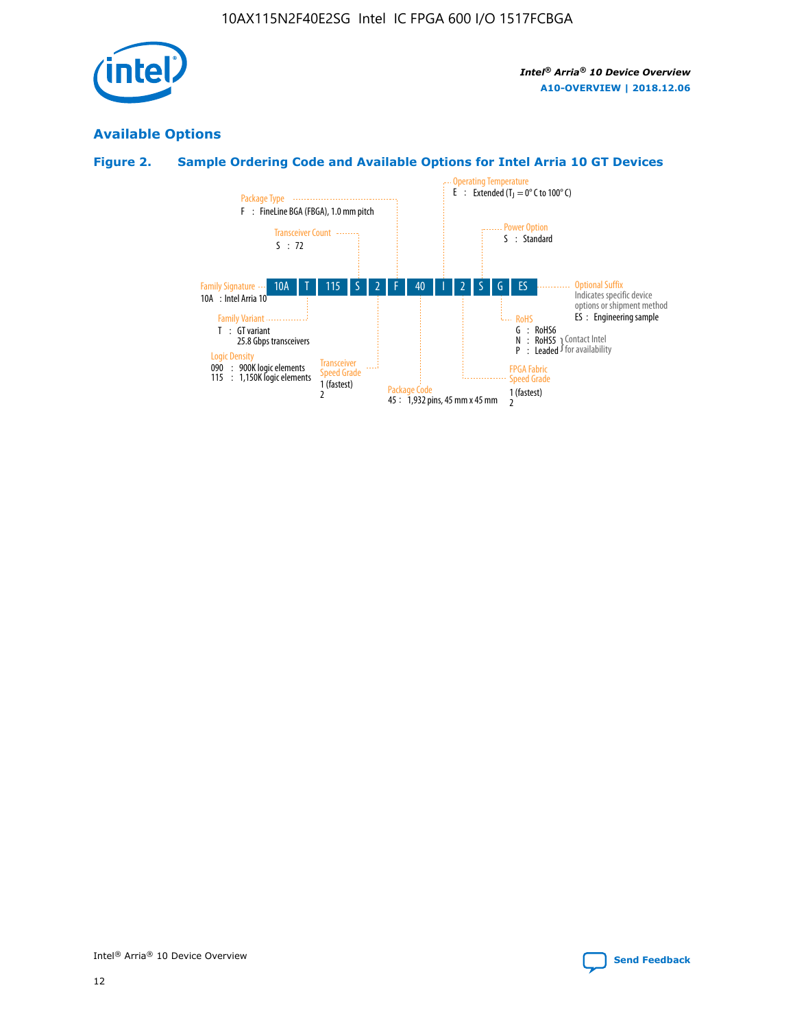## Available Options

**Figure 2. Sample Ordering Code and Available Options for Intel Arria 10 GT Devices**

| Field | Code | Options |
| --- | --- | --- |
| Family Signature | 10A | 10A : Intel Arria 10 |
| Family Variant | T | T : GT variant, 25.8 Gbps transceivers |
| Logic Density | 115 | 090 : 900K logic elements<br>115 : 1,150K logic elements |
| Transceiver Count | S | S : 72 |
| Transceiver Speed Grade | 2 | 1 (fastest)<br>2 |
| Package Type | F | F : FineLine BGA (FBGA), 1.0 mm pitch |
| Package Code | 40 | 45 : 1,932 pins, 45 mm x 45 mm |
| Operating Temperature | I | E : Extended ($T_J$ = 0° C to 100° C) |
| FPGA Fabric Speed Grade | 2 | 1 (fastest)<br>2 |
| Power Option | S | S : Standard |
| RoHS | G | G : RoHS6<br>N : RoHS5 (Contact Intel for availability)<br>P : Leaded (Contact Intel for availability) |
| Optional Suffix | ES | Indicates specific device options or shipment method<br>ES : Engineering sample |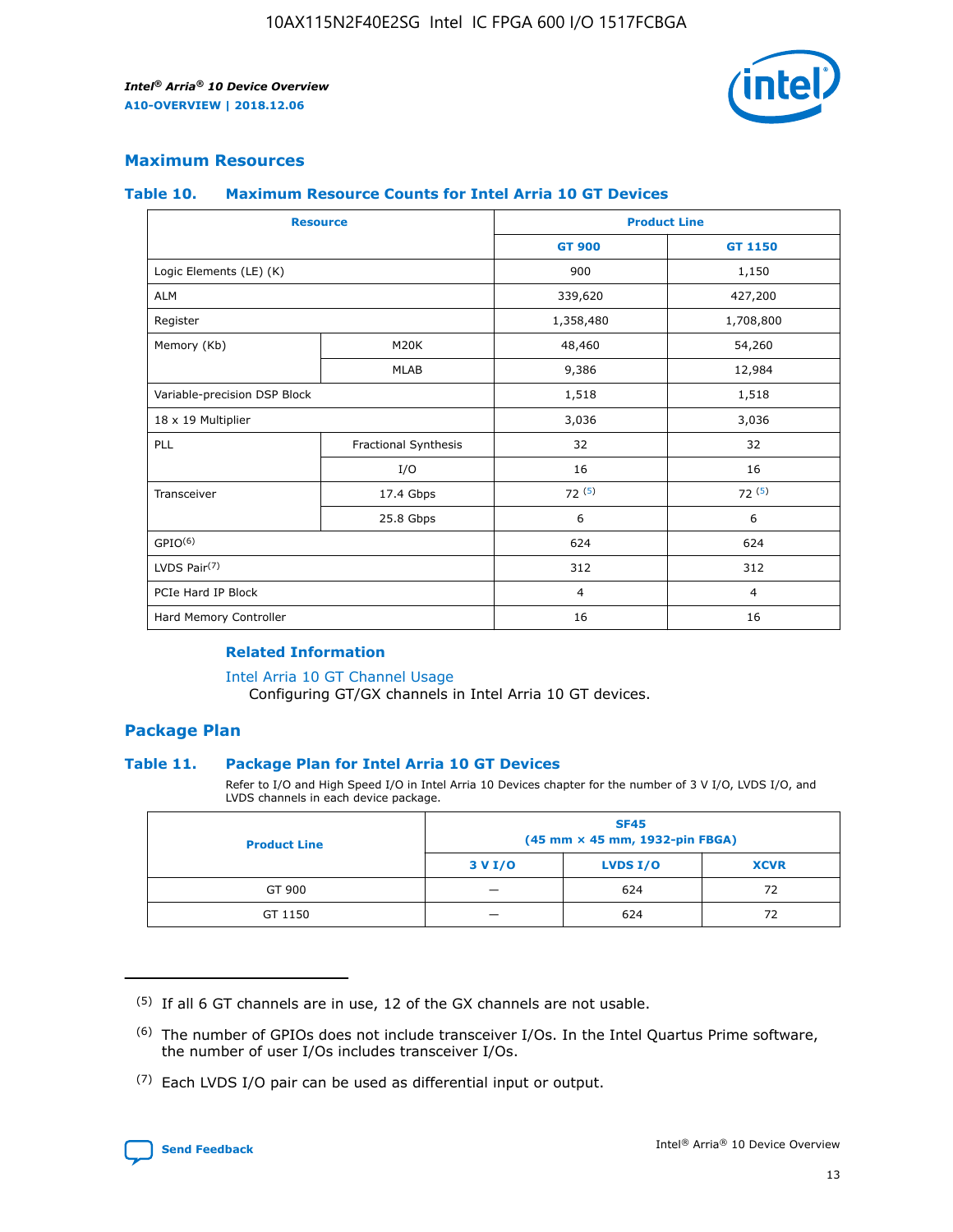## Maximum Resources

### Table 10. Maximum Resource Counts for Intel Arria 10 GT Devices

| Resource | | Product Line | |
|---|---|---|---|
| | | GT 900 | GT 1150 |
| Logic Elements (LE) (K) | | 900 | 1,150 |
| ALM | | 339,620 | 427,200 |
| Register | | 1,358,480 | 1,708,800 |
| Memory (Kb) | M20K | 48,460 | 54,260 |
| | MLAB | 9,386 | 12,984 |
| Variable-precision DSP Block | | 1,518 | 1,518 |
| 18 x 19 Multiplier | | 3,036 | 3,036 |
| PLL | Fractional Synthesis | 32 | 32 |
| | I/O | 16 | 16 |
| Transceiver | 17.4 Gbps | 72 (5) | 72 (5) |
| | 25.8 Gbps | 6 | 6 |
| GPIO(6) | | 624 | 624 |
| LVDS Pair(7) | | 312 | 312 |
| PCIe Hard IP Block | | 4 | 4 |
| Hard Memory Controller | | 16 | 16 |

#### Related Information

Intel Arria 10 GT Channel Usage
Configuring GT/GX channels in Intel Arria 10 GT devices.

## Package Plan

### Table 11. Package Plan for Intel Arria 10 GT Devices

Refer to I/O and High Speed I/O in Intel Arria 10 Devices chapter for the number of 3 V I/O, LVDS I/O, and LVDS channels in each device package.

| Product Line | SF45 (45 mm × 45 mm, 1932-pin FBGA) | | |
|---|---|---|---|
| | 3 V I/O | LVDS I/O | XCVR |
| GT 900 | — | 624 | 72 |
| GT 1150 | — | 624 | 72 |

(5) If all 6 GT channels are in use, 12 of the GX channels are not usable.

(6) The number of GPIOs does not include transceiver I/Os. In the Intel Quartus Prime software, the number of user I/Os includes transceiver I/Os.

(7) Each LVDS I/O pair can be used as differential input or output.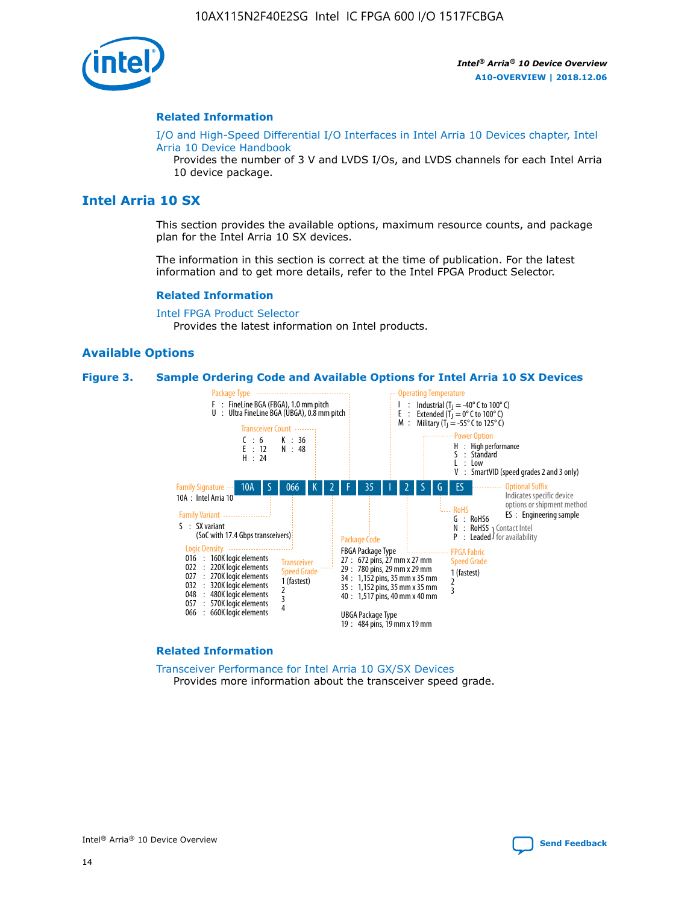## Related Information

I/O and High-Speed Differential I/O Interfaces in Intel Arria 10 Devices chapter, Intel Arria 10 Device Handbook
    Provides the number of 3 V and LVDS I/Os, and LVDS channels for each Intel Arria 10 device package.

# Intel Arria 10 SX

This section provides the available options, maximum resource counts, and package plan for the Intel Arria 10 SX devices.

The information in this section is correct at the time of publication. For the latest information and to get more details, refer to the Intel FPGA Product Selector.

## Related Information

Intel FPGA Product Selector
    Provides the latest information on Intel products.

## Available Options

**Figure 3. Sample Ordering Code and Available Options for Intel Arria 10 SX Devices**

Sample ordering code: 10A S 066 K 2 F 35 I 2 S G ES

- **Family Signature**
  - 10A : Intel Arria 10
- **Family Variant**
  - S : SX variant (SoC with 17.4 Gbps transceivers)
- **Logic Density**
  - 016 : 160K logic elements
  - 022 : 220K logic elements
  - 027 : 270K logic elements
  - 032 : 320K logic elements
  - 048 : 480K logic elements
  - 057 : 570K logic elements
  - 066 : 660K logic elements
- **Transceiver Count**
  - C : 6
  - E : 12
  - H : 24
  - K : 36
  - N : 48
- **Transceiver Speed Grade**
  - 1 (fastest)
  - 2
  - 3
  - 4
- **Package Type**
  - F : FineLine BGA (FBGA), 1.0 mm pitch
  - U : Ultra FineLine BGA (UBGA), 0.8 mm pitch
- **Package Code**
  - FBGA Package Type
    - 27 : 672 pins, 27 mm x 27 mm
    - 29 : 780 pins, 29 mm x 29 mm
    - 34 : 1,152 pins, 35 mm x 35 mm
    - 35 : 1,152 pins, 35 mm x 35 mm
    - 40 : 1,517 pins, 40 mm x 40 mm
  - UBGA Package Type
    - 19 : 484 pins, 19 mm x 19 mm
- **Operating Temperature**
  - I : Industrial ($T_J$ = -40° C to 100° C)
  - E : Extended ($T_J$ = 0° C to 100° C)
  - M : Military ($T_J$ = -55° C to 125° C)
- **FPGA Fabric Speed Grade**
  - 1 (fastest)
  - 2
  - 3
- **Power Option**
  - H : High performance
  - S : Standard
  - L : Low
  - V : SmartVID (speed grades 2 and 3 only)
- **RoHS**
  - G : RoHS6
  - N : RoHS5 (Contact Intel for availability)
  - P : Leaded (Contact Intel for availability)
- **Optional Suffix**
  - Indicates specific device options or shipment method
  - ES : Engineering sample

## Related Information

Transceiver Performance for Intel Arria 10 GX/SX Devices
    Provides more information about the transceiver speed grade.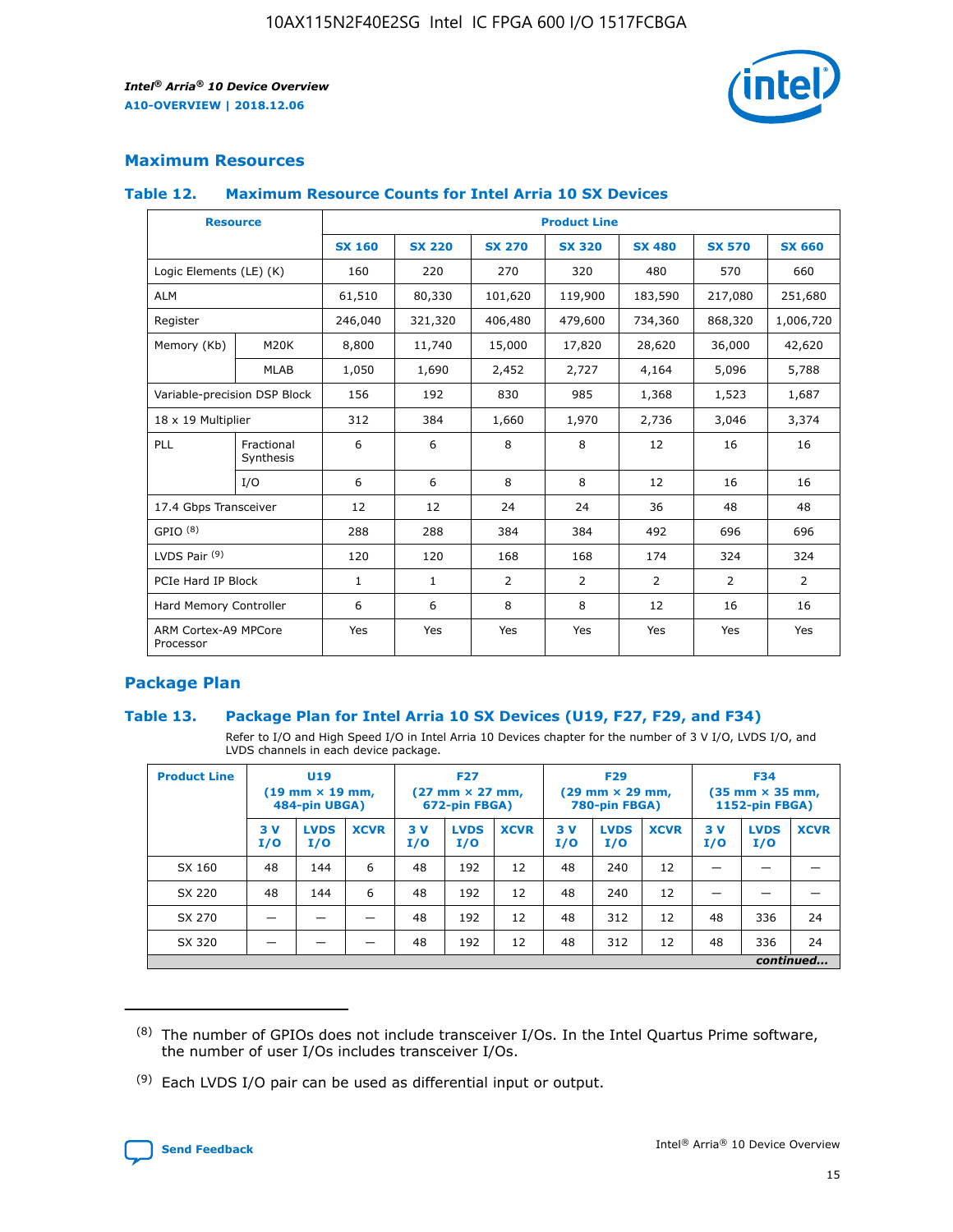## Maximum Resources

### Table 12. Maximum Resource Counts for Intel Arria 10 SX Devices

| Resource | | Product Line | | | | | | |
|---|---|---|---|---|---|---|---|---|
| | | SX 160 | SX 220 | SX 270 | SX 320 | SX 480 | SX 570 | SX 660 |
| Logic Elements (LE) (K) | | 160 | 220 | 270 | 320 | 480 | 570 | 660 |
| ALM | | 61,510 | 80,330 | 101,620 | 119,900 | 183,590 | 217,080 | 251,680 |
| Register | | 246,040 | 321,320 | 406,480 | 479,600 | 734,360 | 868,320 | 1,006,720 |
| Memory (Kb) | M20K | 8,800 | 11,740 | 15,000 | 17,820 | 28,620 | 36,000 | 42,620 |
| | MLAB | 1,050 | 1,690 | 2,452 | 2,727 | 4,164 | 5,096 | 5,788 |
| Variable-precision DSP Block | | 156 | 192 | 830 | 985 | 1,368 | 1,523 | 1,687 |
| 18 x 19 Multiplier | | 312 | 384 | 1,660 | 1,970 | 2,736 | 3,046 | 3,374 |
| PLL | Fractional Synthesis | 6 | 6 | 8 | 8 | 12 | 16 | 16 |
| | I/O | 6 | 6 | 8 | 8 | 12 | 16 | 16 |
| 17.4 Gbps Transceiver | | 12 | 12 | 24 | 24 | 36 | 48 | 48 |
| GPIO [8] | | 288 | 288 | 384 | 384 | 492 | 696 | 696 |
| LVDS Pair [9] | | 120 | 120 | 168 | 168 | 174 | 324 | 324 |
| PCIe Hard IP Block | | 1 | 1 | 2 | 2 | 2 | 2 | 2 |
| Hard Memory Controller | | 6 | 6 | 8 | 8 | 12 | 16 | 16 |
| ARM Cortex-A9 MPCore Processor | | Yes | Yes | Yes | Yes | Yes | Yes | Yes |

## Package Plan

### Table 13. Package Plan for Intel Arria 10 SX Devices (U19, F27, F29, and F34)

Refer to I/O and High Speed I/O in Intel Arria 10 Devices chapter for the number of 3 V I/O, LVDS I/O, and LVDS channels in each device package.

| Product Line | U19 (19 mm × 19 mm, 484-pin UBGA) | | | F27 (27 mm × 27 mm, 672-pin FBGA) | | | F29 (29 mm × 29 mm, 780-pin FBGA) | | | F34 (35 mm × 35 mm, 1152-pin FBGA) | | |
|---|---|---|---|---|---|---|---|---|---|---|---|---|
| | 3 V I/O | LVDS I/O | XCVR | 3 V I/O | LVDS I/O | XCVR | 3 V I/O | LVDS I/O | XCVR | 3 V I/O | LVDS I/O | XCVR |
| SX 160 | 48 | 144 | 6 | 48 | 192 | 12 | 48 | 240 | 12 | — | — | — |
| SX 220 | 48 | 144 | 6 | 48 | 192 | 12 | 48 | 240 | 12 | — | — | — |
| SX 270 | — | — | — | 48 | 192 | 12 | 48 | 312 | 12 | 48 | 336 | 24 |
| SX 320 | — | — | — | 48 | 192 | 12 | 48 | 312 | 12 | 48 | 336 | 24 |

*continued...*

(8) The number of GPIOs does not include transceiver I/Os. In the Intel Quartus Prime software, the number of user I/Os includes transceiver I/Os.

(9) Each LVDS I/O pair can be used as differential input or output.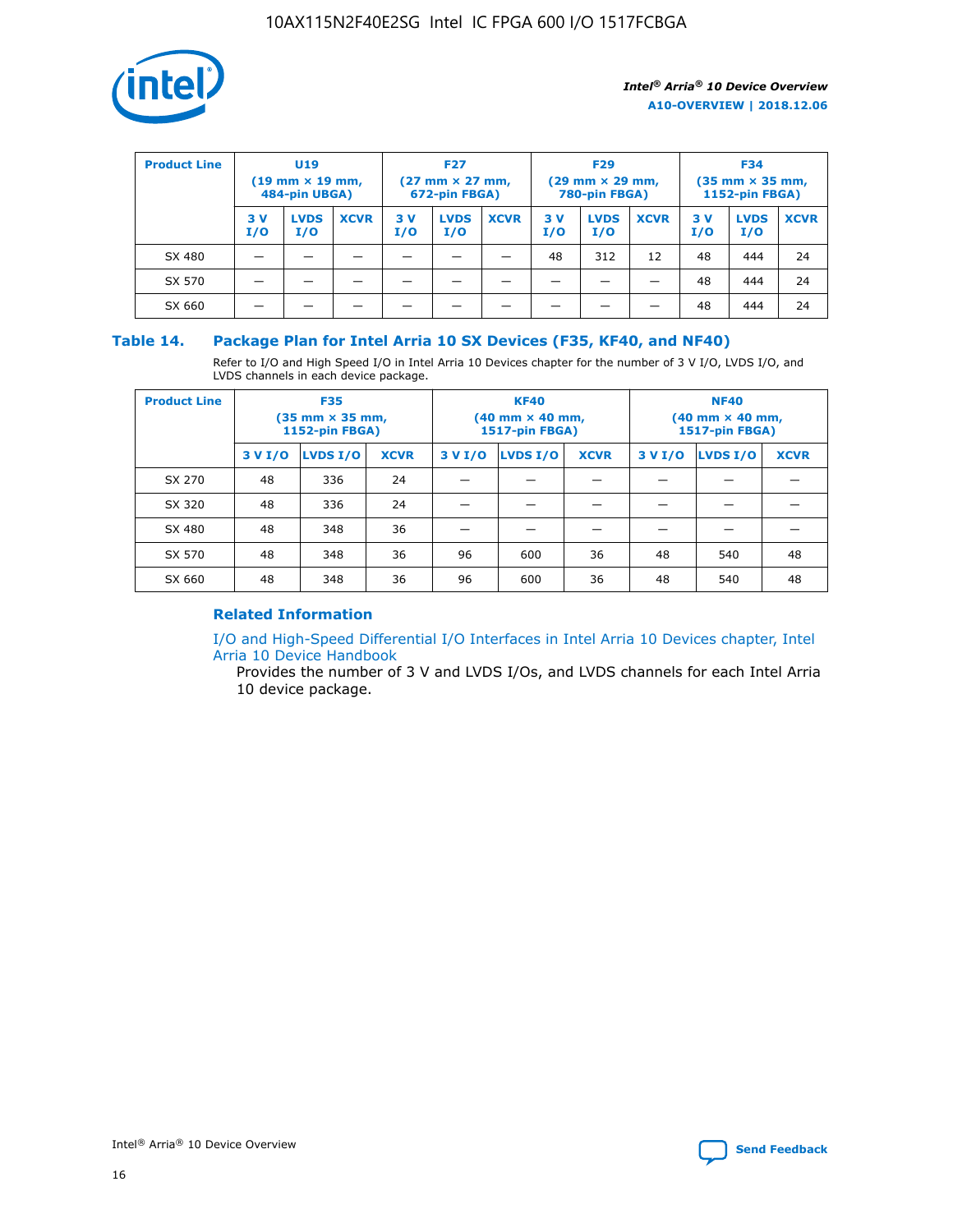| Product Line | U19 (19 mm × 19 mm, 484-pin UBGA) | | | F27 (27 mm × 27 mm, 672-pin FBGA) | | | F29 (29 mm × 29 mm, 780-pin FBGA) | | | F34 (35 mm × 35 mm, 1152-pin FBGA) | | |
|---|---|---|---|---|---|---|---|---|---|---|---|---|
| | 3 V I/O | LVDS I/O | XCVR | 3 V I/O | LVDS I/O | XCVR | 3 V I/O | LVDS I/O | XCVR | 3 V I/O | LVDS I/O | XCVR |
| SX 480 | — | — | — | — | — | — | 48 | 312 | 12 | 48 | 444 | 24 |
| SX 570 | — | — | — | — | — | — | — | — | — | 48 | 444 | 24 |
| SX 660 | — | — | — | — | — | — | — | — | — | 48 | 444 | 24 |

### Table 14. Package Plan for Intel Arria 10 SX Devices (F35, KF40, and NF40)

Refer to I/O and High Speed I/O in Intel Arria 10 Devices chapter for the number of 3 V I/O, LVDS I/O, and LVDS channels in each device package.

| Product Line | F35 (35 mm × 35 mm, 1152-pin FBGA) | | | KF40 (40 mm × 40 mm, 1517-pin FBGA) | | | NF40 (40 mm × 40 mm, 1517-pin FBGA) | | |
|---|---|---|---|---|---|---|---|---|---|
| | 3 V I/O | LVDS I/O | XCVR | 3 V I/O | LVDS I/O | XCVR | 3 V I/O | LVDS I/O | XCVR |
| SX 270 | 48 | 336 | 24 | — | — | — | — | — | — |
| SX 320 | 48 | 336 | 24 | — | — | — | — | — | — |
| SX 480 | 48 | 348 | 36 | — | — | — | — | — | — |
| SX 570 | 48 | 348 | 36 | 96 | 600 | 36 | 48 | 540 | 48 |
| SX 660 | 48 | 348 | 36 | 96 | 600 | 36 | 48 | 540 | 48 |

#### Related Information

I/O and High-Speed Differential I/O Interfaces in Intel Arria 10 Devices chapter, Intel Arria 10 Device Handbook

Provides the number of 3 V and LVDS I/Os, and LVDS channels for each Intel Arria 10 device package.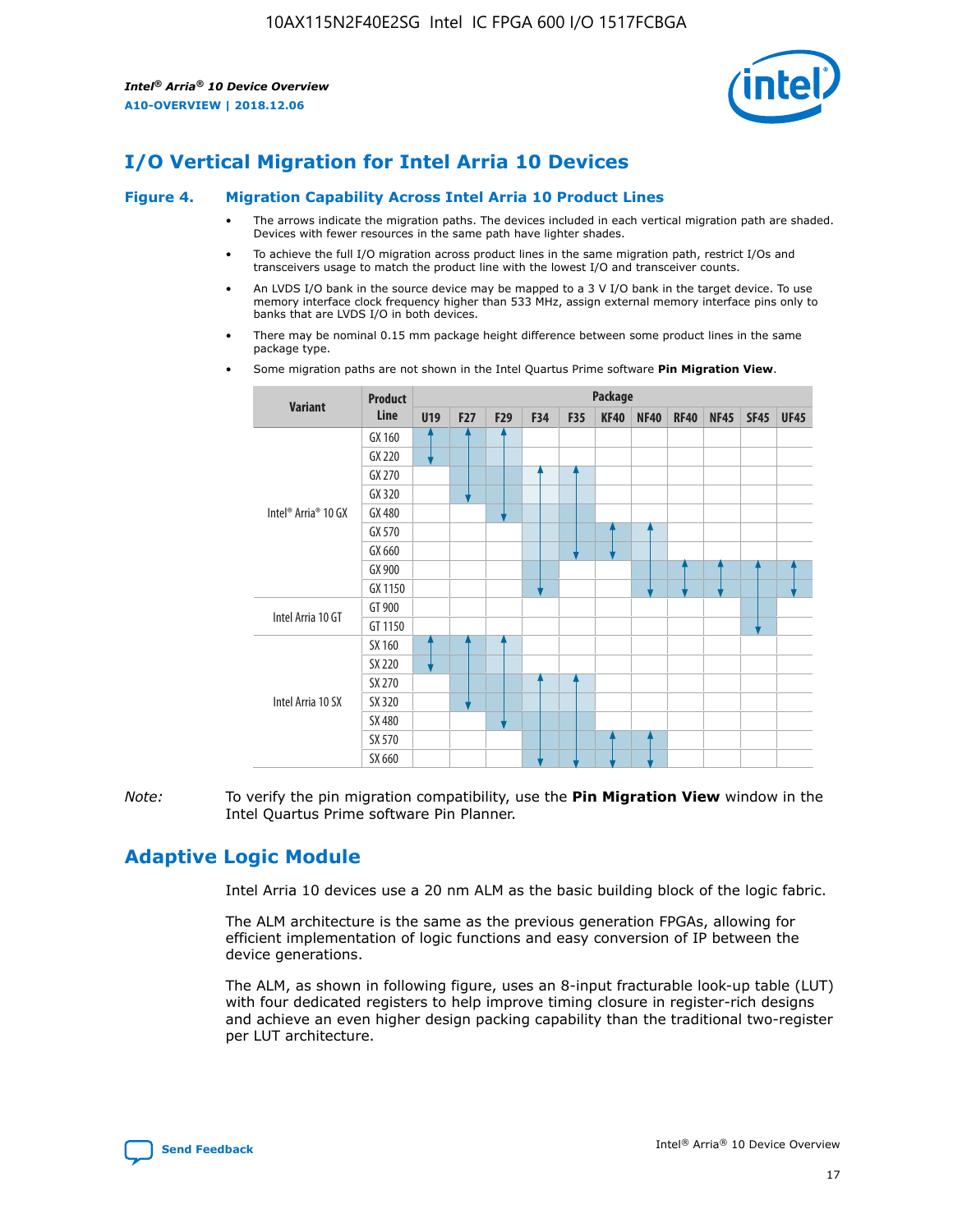## I/O Vertical Migration for Intel Arria 10 Devices

**Figure 4. Migration Capability Across Intel Arria 10 Product Lines**

- The arrows indicate the migration paths. The devices included in each vertical migration path are shaded. Devices with fewer resources in the same path have lighter shades.
- To achieve the full I/O migration across product lines in the same migration path, restrict I/Os and transceivers usage to match the product line with the lowest I/O and transceiver counts.
- An LVDS I/O bank in the source device may be mapped to a 3 V I/O bank in the target device. To use memory interface clock frequency higher than 533 MHz, assign external memory interface pins only to banks that are LVDS I/O in both devices.
- There may be nominal 0.15 mm package height difference between some product lines in the same package type.
- Some migration paths are not shown in the Intel Quartus Prime software **Pin Migration View**.

| Variant | Product Line | Package | | | | | | | | | | |
|---|---|---|---|---|---|---|---|---|---|---|---|---|
| | | U19 | F27 | F29 | F34 | F35 | KF40 | NF40 | RF40 | NF45 | SF45 | UF45 |
| Intel® Arria® 10 GX | GX 160 | | | | | | | | | | | |
| | GX 220 | | | | | | | | | | | |
| | GX 270 | | | | | | | | | | | |
| | GX 320 | | | | | | | | | | | |
| | GX 480 | | | | | | | | | | | |
| | GX 570 | | | | | | | | | | | |
| | GX 660 | | | | | | | | | | | |
| | GX 900 | | | | | | | | | | | |
| | GX 1150 | | | | | | | | | | | |
| Intel Arria 10 GT | GT 900 | | | | | | | | | | | |
| | GT 1150 | | | | | | | | | | | |
| Intel Arria 10 SX | SX 160 | | | | | | | | | | | |
| | SX 220 | | | | | | | | | | | |
| | SX 270 | | | | | | | | | | | |
| | SX 320 | | | | | | | | | | | |
| | SX 480 | | | | | | | | | | | |
| | SX 570 | | | | | | | | | | | |
| | SX 660 | | | | | | | | | | | |

*Note:* To verify the pin migration compatibility, use the **Pin Migration View** window in the Intel Quartus Prime software Pin Planner.

## Adaptive Logic Module

Intel Arria 10 devices use a 20 nm ALM as the basic building block of the logic fabric.

The ALM architecture is the same as the previous generation FPGAs, allowing for efficient implementation of logic functions and easy conversion of IP between the device generations.

The ALM, as shown in following figure, uses an 8-input fracturable look-up table (LUT) with four dedicated registers to help improve timing closure in register-rich designs and achieve an even higher design packing capability than the traditional two-register per LUT architecture.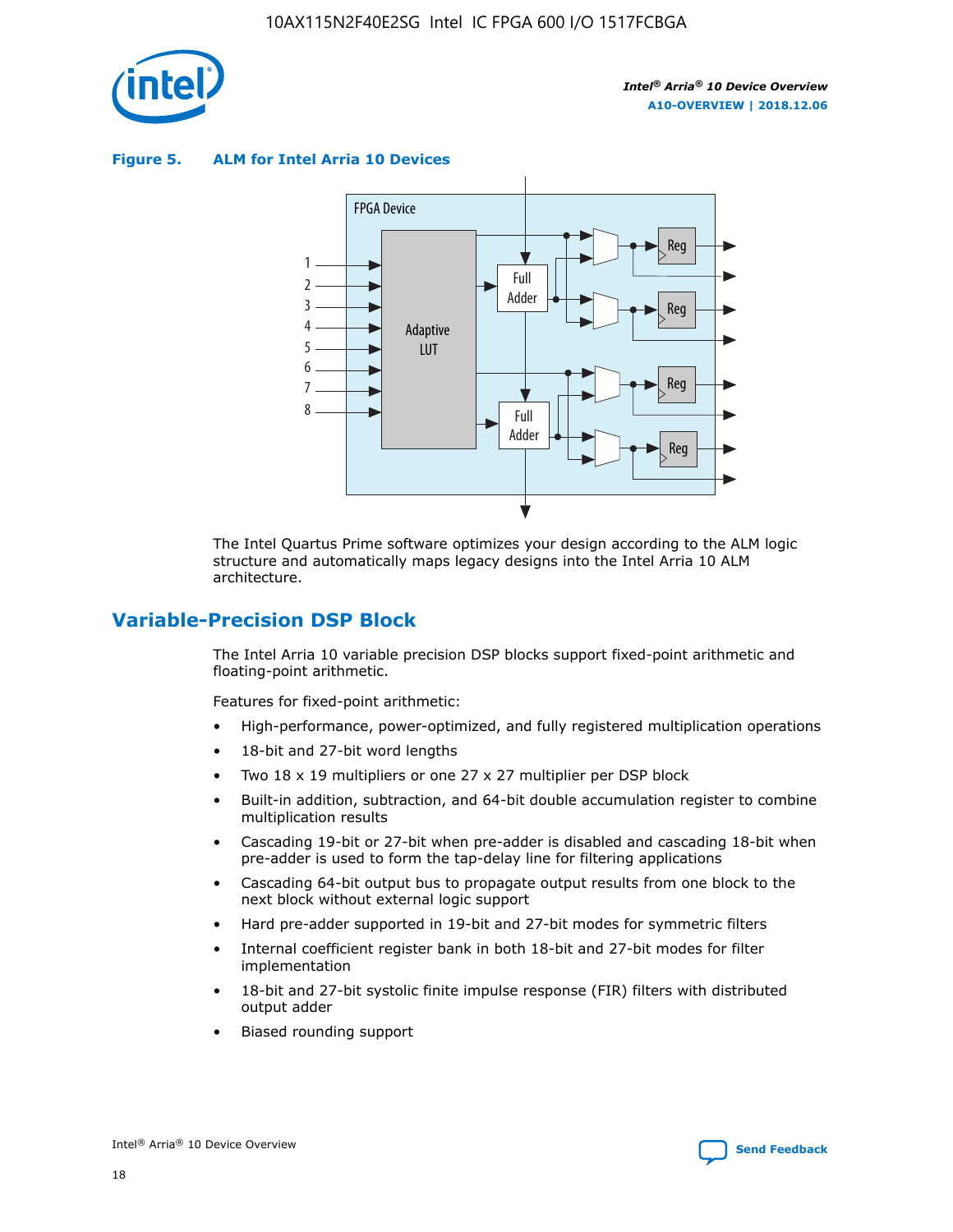**Figure 5. ALM for Intel Arria 10 Devices**

The Intel Quartus Prime software optimizes your design according to the ALM logic structure and automatically maps legacy designs into the Intel Arria 10 ALM architecture.

## Variable-Precision DSP Block

The Intel Arria 10 variable precision DSP blocks support fixed-point arithmetic and floating-point arithmetic.

Features for fixed-point arithmetic:

- High-performance, power-optimized, and fully registered multiplication operations
- 18-bit and 27-bit word lengths
- Two 18 x 19 multipliers or one 27 x 27 multiplier per DSP block
- Built-in addition, subtraction, and 64-bit double accumulation register to combine multiplication results
- Cascading 19-bit or 27-bit when pre-adder is disabled and cascading 18-bit when pre-adder is used to form the tap-delay line for filtering applications
- Cascading 64-bit output bus to propagate output results from one block to the next block without external logic support
- Hard pre-adder supported in 19-bit and 27-bit modes for symmetric filters
- Internal coefficient register bank in both 18-bit and 27-bit modes for filter implementation
- 18-bit and 27-bit systolic finite impulse response (FIR) filters with distributed output adder
- Biased rounding support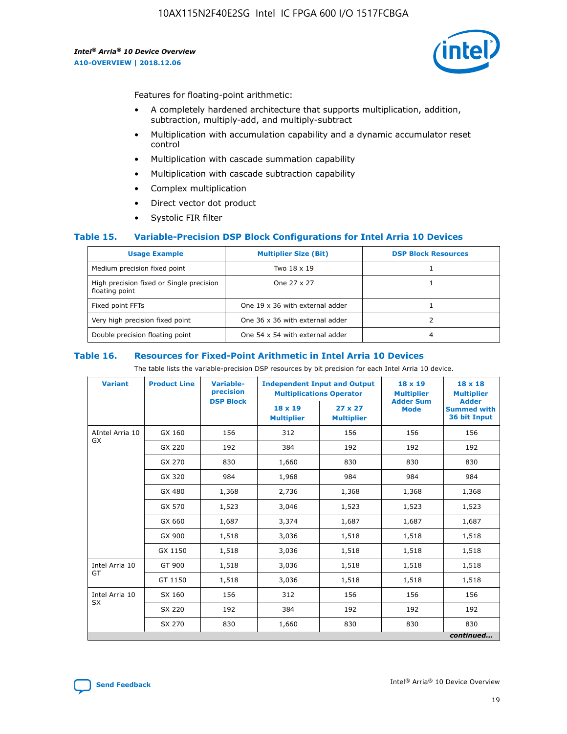Features for floating-point arithmetic:

- A completely hardened architecture that supports multiplication, addition, subtraction, multiply-add, and multiply-subtract
- Multiplication with accumulation capability and a dynamic accumulator reset control
- Multiplication with cascade summation capability
- Multiplication with cascade subtraction capability
- Complex multiplication
- Direct vector dot product
- Systolic FIR filter

### Table 15. Variable-Precision DSP Block Configurations for Intel Arria 10 Devices

| Usage Example | Multiplier Size (Bit) | DSP Block Resources |
|---|---|---|
| Medium precision fixed point | Two 18 x 19 | 1 |
| High precision fixed or Single precision floating point | One 27 x 27 | 1 |
| Fixed point FFTs | One 19 x 36 with external adder | 1 |
| Very high precision fixed point | One 36 x 36 with external adder | 2 |
| Double precision floating point | One 54 x 54 with external adder | 4 |

### Table 16. Resources for Fixed-Point Arithmetic in Intel Arria 10 Devices

The table lists the variable-precision DSP resources by bit precision for each Intel Arria 10 device.

| Variant | Product Line | Variable-precision DSP Block | Independent Input and Output Multiplications Operator | | 18 x 19 Multiplier Adder Sum Mode | 18 x 18 Multiplier Adder Summed with 36 bit Input |
|---|---|---|---|---|---|---|
| | | | 18 x 19 Multiplier | 27 x 27 Multiplier | | |
| AIntel Arria 10 GX | GX 160 | 156 | 312 | 156 | 156 | 156 |
| | GX 220 | 192 | 384 | 192 | 192 | 192 |
| | GX 270 | 830 | 1,660 | 830 | 830 | 830 |
| | GX 320 | 984 | 1,968 | 984 | 984 | 984 |
| | GX 480 | 1,368 | 2,736 | 1,368 | 1,368 | 1,368 |
| | GX 570 | 1,523 | 3,046 | 1,523 | 1,523 | 1,523 |
| | GX 660 | 1,687 | 3,374 | 1,687 | 1,687 | 1,687 |
| | GX 900 | 1,518 | 3,036 | 1,518 | 1,518 | 1,518 |
| | GX 1150 | 1,518 | 3,036 | 1,518 | 1,518 | 1,518 |
| Intel Arria 10 GT | GT 900 | 1,518 | 3,036 | 1,518 | 1,518 | 1,518 |
| | GT 1150 | 1,518 | 3,036 | 1,518 | 1,518 | 1,518 |
| Intel Arria 10 SX | SX 160 | 156 | 312 | 156 | 156 | 156 |
| | SX 220 | 192 | 384 | 192 | 192 | 192 |
| | SX 270 | 830 | 1,660 | 830 | 830 | 830 |

*continued...*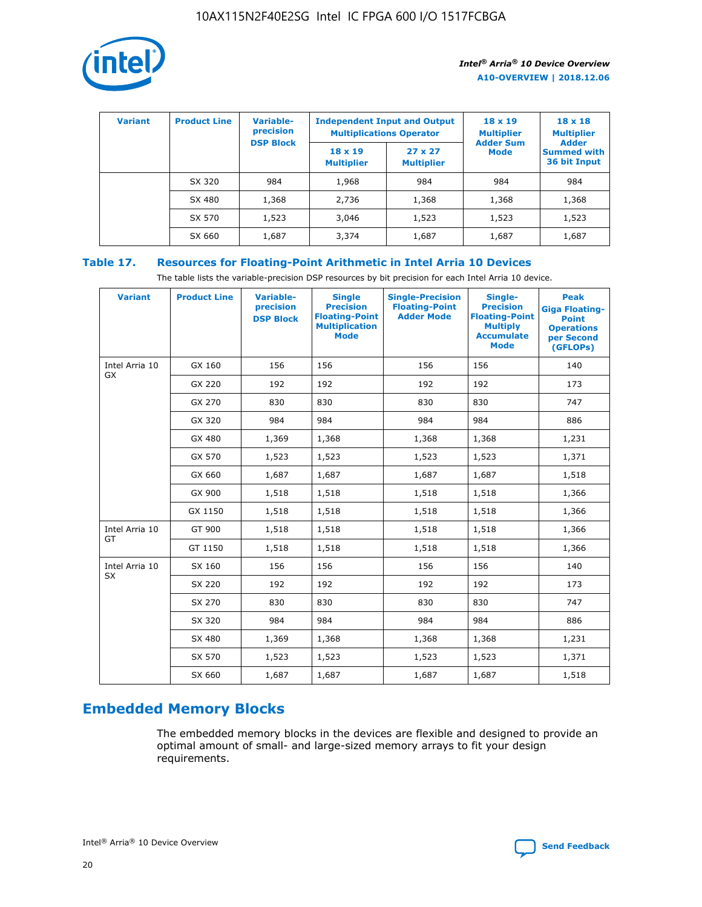| Variant | Product Line | Variable-precision DSP Block | Independent Input and Output Multiplications Operator | | 18 x 19 Multiplier Adder Sum Mode | 18 x 18 Multiplier Adder Summed with 36 bit Input |
|---|---|---|---|---|---|---|
| | | | 18 x 19 Multiplier | 27 x 27 Multiplier | | |
| | SX 320 | 984 | 1,968 | 984 | 984 | 984 |
| | SX 480 | 1,368 | 2,736 | 1,368 | 1,368 | 1,368 |
| | SX 570 | 1,523 | 3,046 | 1,523 | 1,523 | 1,523 |
| | SX 660 | 1,687 | 3,374 | 1,687 | 1,687 | 1,687 |

**Table 17. Resources for Floating-Point Arithmetic in Intel Arria 10 Devices**

The table lists the variable-precision DSP resources by bit precision for each Intel Arria 10 device.

| Variant | Product Line | Variable-precision DSP Block | Single Precision Floating-Point Multiplication Mode | Single-Precision Floating-Point Adder Mode | Single-Precision Floating-Point Multiply Accumulate Mode | Peak Giga Floating-Point Operations per Second (GFLOPs) |
|---|---|---|---|---|---|---|
| Intel Arria 10 GX | GX 160 | 156 | 156 | 156 | 156 | 140 |
| | GX 220 | 192 | 192 | 192 | 192 | 173 |
| | GX 270 | 830 | 830 | 830 | 830 | 747 |
| | GX 320 | 984 | 984 | 984 | 984 | 886 |
| | GX 480 | 1,369 | 1,368 | 1,368 | 1,368 | 1,231 |
| | GX 570 | 1,523 | 1,523 | 1,523 | 1,523 | 1,371 |
| | GX 660 | 1,687 | 1,687 | 1,687 | 1,687 | 1,518 |
| | GX 900 | 1,518 | 1,518 | 1,518 | 1,518 | 1,366 |
| | GX 1150 | 1,518 | 1,518 | 1,518 | 1,518 | 1,366 |
| Intel Arria 10 GT | GT 900 | 1,518 | 1,518 | 1,518 | 1,518 | 1,366 |
| | GT 1150 | 1,518 | 1,518 | 1,518 | 1,518 | 1,366 |
| Intel Arria 10 SX | SX 160 | 156 | 156 | 156 | 156 | 140 |
| | SX 220 | 192 | 192 | 192 | 192 | 173 |
| | SX 270 | 830 | 830 | 830 | 830 | 747 |
| | SX 320 | 984 | 984 | 984 | 984 | 886 |
| | SX 480 | 1,369 | 1,368 | 1,368 | 1,368 | 1,231 |
| | SX 570 | 1,523 | 1,523 | 1,523 | 1,523 | 1,371 |
| | SX 660 | 1,687 | 1,687 | 1,687 | 1,687 | 1,518 |

## Embedded Memory Blocks

The embedded memory blocks in the devices are flexible and designed to provide an optimal amount of small- and large-sized memory arrays to fit your design requirements.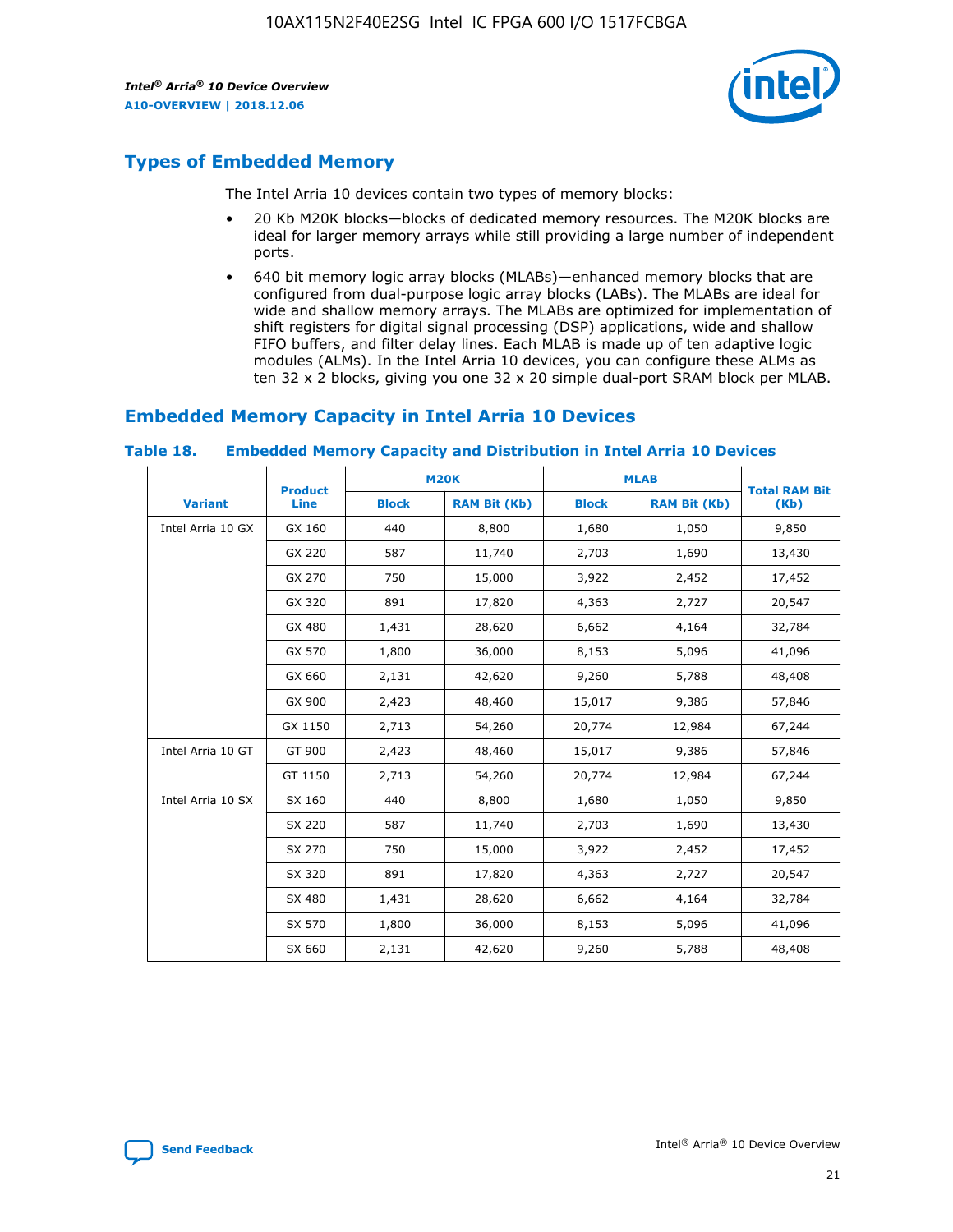## Types of Embedded Memory

The Intel Arria 10 devices contain two types of memory blocks:

- 20 Kb M20K blocks—blocks of dedicated memory resources. The M20K blocks are ideal for larger memory arrays while still providing a large number of independent ports.
- 640 bit memory logic array blocks (MLABs)—enhanced memory blocks that are configured from dual-purpose logic array blocks (LABs). The MLABs are ideal for wide and shallow memory arrays. The MLABs are optimized for implementation of shift registers for digital signal processing (DSP) applications, wide and shallow FIFO buffers, and filter delay lines. Each MLAB is made up of ten adaptive logic modules (ALMs). In the Intel Arria 10 devices, you can configure these ALMs as ten 32 x 2 blocks, giving you one 32 x 20 simple dual-port SRAM block per MLAB.

## Embedded Memory Capacity in Intel Arria 10 Devices

**Table 18. Embedded Memory Capacity and Distribution in Intel Arria 10 Devices**

| Variant | Product Line | M20K | | MLAB | | Total RAM Bit (Kb) |
|---|---|---|---|---|---|---|
| | | Block | RAM Bit (Kb) | Block | RAM Bit (Kb) | |
| Intel Arria 10 GX | GX 160 | 440 | 8,800 | 1,680 | 1,050 | 9,850 |
| | GX 220 | 587 | 11,740 | 2,703 | 1,690 | 13,430 |
| | GX 270 | 750 | 15,000 | 3,922 | 2,452 | 17,452 |
| | GX 320 | 891 | 17,820 | 4,363 | 2,727 | 20,547 |
| | GX 480 | 1,431 | 28,620 | 6,662 | 4,164 | 32,784 |
| | GX 570 | 1,800 | 36,000 | 8,153 | 5,096 | 41,096 |
| | GX 660 | 2,131 | 42,620 | 9,260 | 5,788 | 48,408 |
| | GX 900 | 2,423 | 48,460 | 15,017 | 9,386 | 57,846 |
| | GX 1150 | 2,713 | 54,260 | 20,774 | 12,984 | 67,244 |
| Intel Arria 10 GT | GT 900 | 2,423 | 48,460 | 15,017 | 9,386 | 57,846 |
| | GT 1150 | 2,713 | 54,260 | 20,774 | 12,984 | 67,244 |
| Intel Arria 10 SX | SX 160 | 440 | 8,800 | 1,680 | 1,050 | 9,850 |
| | SX 220 | 587 | 11,740 | 2,703 | 1,690 | 13,430 |
| | SX 270 | 750 | 15,000 | 3,922 | 2,452 | 17,452 |
| | SX 320 | 891 | 17,820 | 4,363 | 2,727 | 20,547 |
| | SX 480 | 1,431 | 28,620 | 6,662 | 4,164 | 32,784 |
| | SX 570 | 1,800 | 36,000 | 8,153 | 5,096 | 41,096 |
| | SX 660 | 2,131 | 42,620 | 9,260 | 5,788 | 48,408 |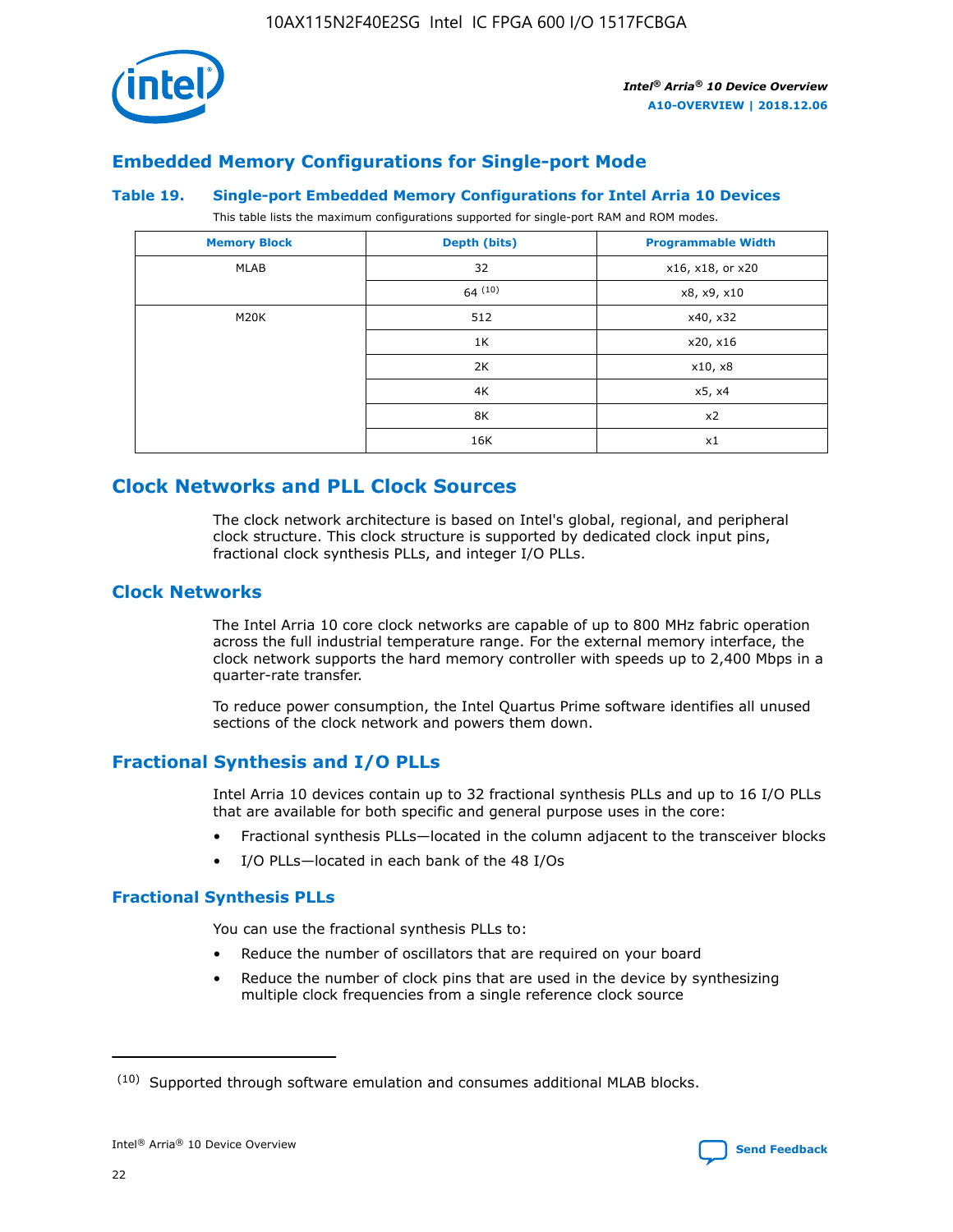## Embedded Memory Configurations for Single-port Mode

### Table 19. Single-port Embedded Memory Configurations for Intel Arria 10 Devices

This table lists the maximum configurations supported for single-port RAM and ROM modes.

| Memory Block | Depth (bits) | Programmable Width |
| --- | --- | --- |
| MLAB | 32 | x16, x18, or x20 |
| | 64 [10] | x8, x9, x10 |
| M20K | 512 | x40, x32 |
| | 1K | x20, x16 |
| | 2K | x10, x8 |
| | 4K | x5, x4 |
| | 8K | x2 |
| | 16K | x1 |

# Clock Networks and PLL Clock Sources

The clock network architecture is based on Intel's global, regional, and peripheral clock structure. This clock structure is supported by dedicated clock input pins, fractional clock synthesis PLLs, and integer I/O PLLs.

## Clock Networks

The Intel Arria 10 core clock networks are capable of up to 800 MHz fabric operation across the full industrial temperature range. For the external memory interface, the clock network supports the hard memory controller with speeds up to 2,400 Mbps in a quarter-rate transfer.

To reduce power consumption, the Intel Quartus Prime software identifies all unused sections of the clock network and powers them down.

## Fractional Synthesis and I/O PLLs

Intel Arria 10 devices contain up to 32 fractional synthesis PLLs and up to 16 I/O PLLs that are available for both specific and general purpose uses in the core:

- Fractional synthesis PLLs—located in the column adjacent to the transceiver blocks
- I/O PLLs—located in each bank of the 48 I/Os

### Fractional Synthesis PLLs

You can use the fractional synthesis PLLs to:

- Reduce the number of oscillators that are required on your board
- Reduce the number of clock pins that are used in the device by synthesizing multiple clock frequencies from a single reference clock source

[10] Supported through software emulation and consumes additional MLAB blocks.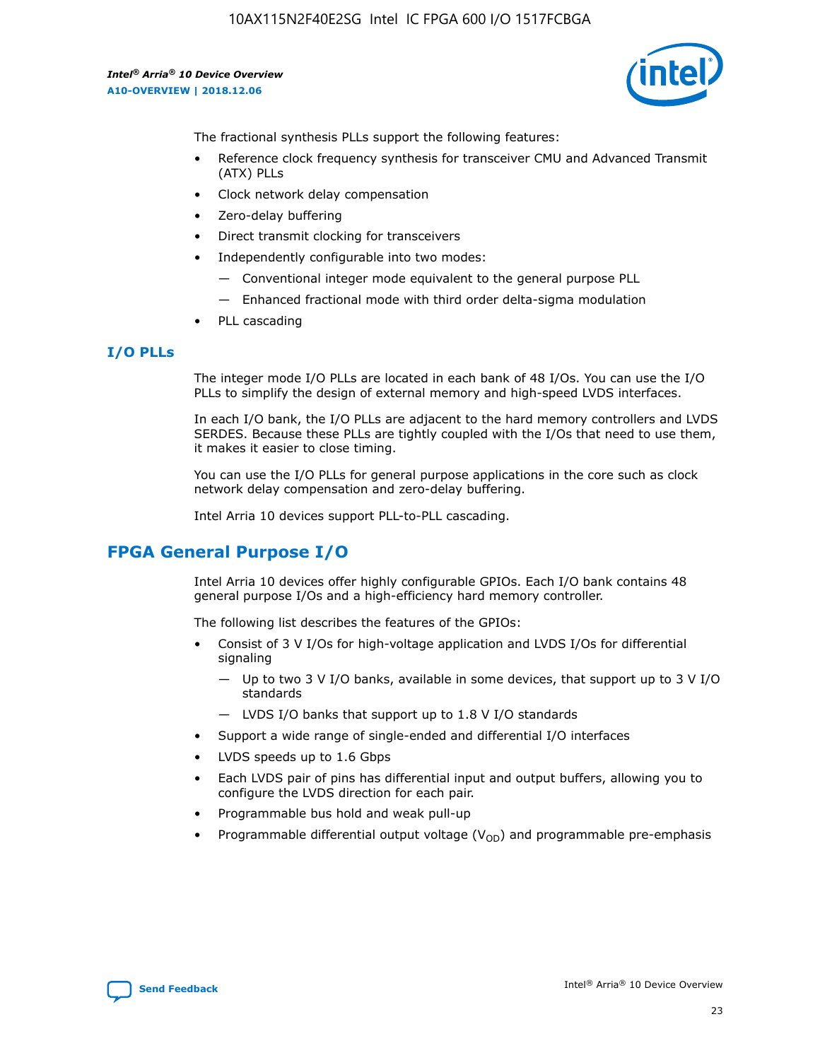The fractional synthesis PLLs support the following features:

- Reference clock frequency synthesis for transceiver CMU and Advanced Transmit (ATX) PLLs
- Clock network delay compensation
- Zero-delay buffering
- Direct transmit clocking for transceivers
- Independently configurable into two modes:
  - — Conventional integer mode equivalent to the general purpose PLL
  - — Enhanced fractional mode with third order delta-sigma modulation
- PLL cascading

### I/O PLLs

The integer mode I/O PLLs are located in each bank of 48 I/Os. You can use the I/O PLLs to simplify the design of external memory and high-speed LVDS interfaces.

In each I/O bank, the I/O PLLs are adjacent to the hard memory controllers and LVDS SERDES. Because these PLLs are tightly coupled with the I/Os that need to use them, it makes it easier to close timing.

You can use the I/O PLLs for general purpose applications in the core such as clock network delay compensation and zero-delay buffering.

Intel Arria 10 devices support PLL-to-PLL cascading.

## FPGA General Purpose I/O

Intel Arria 10 devices offer highly configurable GPIOs. Each I/O bank contains 48 general purpose I/Os and a high-efficiency hard memory controller.

The following list describes the features of the GPIOs:

- Consist of 3 V I/Os for high-voltage application and LVDS I/Os for differential signaling
  - — Up to two 3 V I/O banks, available in some devices, that support up to 3 V I/O standards
  - — LVDS I/O banks that support up to 1.8 V I/O standards
- Support a wide range of single-ended and differential I/O interfaces
- LVDS speeds up to 1.6 Gbps
- Each LVDS pair of pins has differential input and output buffers, allowing you to configure the LVDS direction for each pair.
- Programmable bus hold and weak pull-up
- Programmable differential output voltage ($V_{OD}$) and programmable pre-emphasis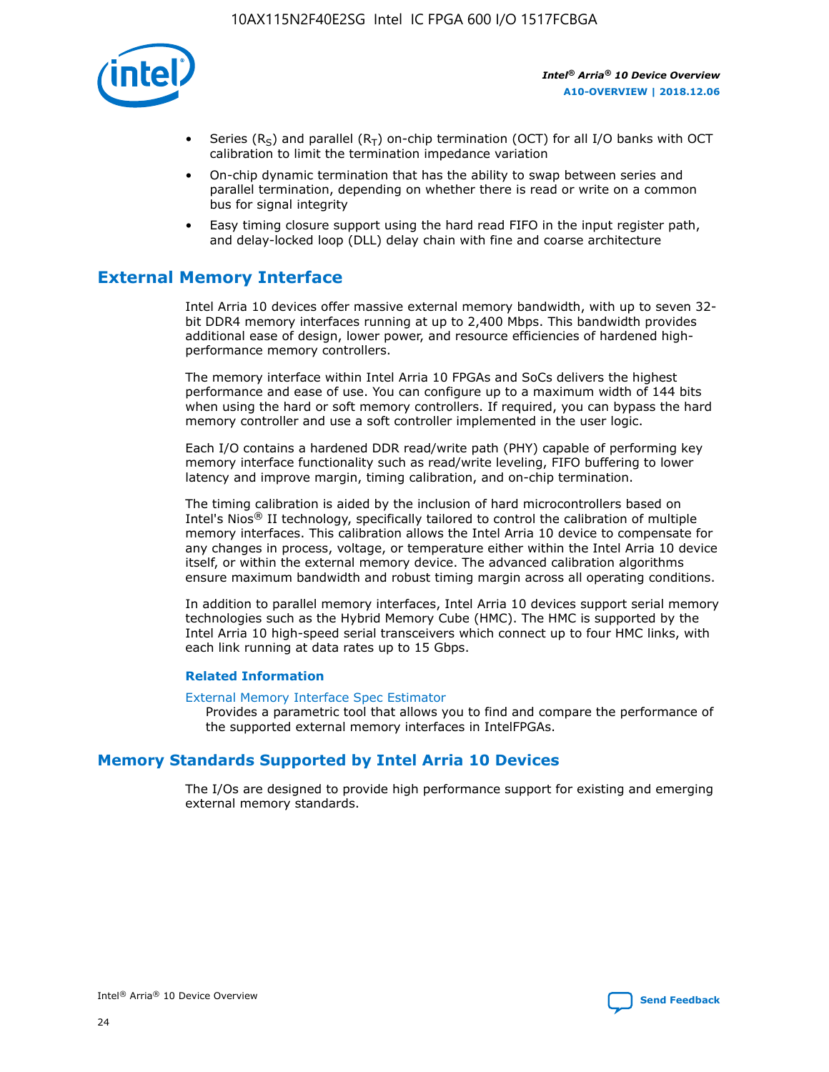- Series ($R_S$) and parallel ($R_T$) on-chip termination (OCT) for all I/O banks with OCT calibration to limit the termination impedance variation
- On-chip dynamic termination that has the ability to swap between series and parallel termination, depending on whether there is read or write on a common bus for signal integrity
- Easy timing closure support using the hard read FIFO in the input register path, and delay-locked loop (DLL) delay chain with fine and coarse architecture

## External Memory Interface

Intel Arria 10 devices offer massive external memory bandwidth, with up to seven 32-bit DDR4 memory interfaces running at up to 2,400 Mbps. This bandwidth provides additional ease of design, lower power, and resource efficiencies of hardened high-performance memory controllers.

The memory interface within Intel Arria 10 FPGAs and SoCs delivers the highest performance and ease of use. You can configure up to a maximum width of 144 bits when using the hard or soft memory controllers. If required, you can bypass the hard memory controller and use a soft controller implemented in the user logic.

Each I/O contains a hardened DDR read/write path (PHY) capable of performing key memory interface functionality such as read/write leveling, FIFO buffering to lower latency and improve margin, timing calibration, and on-chip termination.

The timing calibration is aided by the inclusion of hard microcontrollers based on Intel's Nios® II technology, specifically tailored to control the calibration of multiple memory interfaces. This calibration allows the Intel Arria 10 device to compensate for any changes in process, voltage, or temperature either within the Intel Arria 10 device itself, or within the external memory device. The advanced calibration algorithms ensure maximum bandwidth and robust timing margin across all operating conditions.

In addition to parallel memory interfaces, Intel Arria 10 devices support serial memory technologies such as the Hybrid Memory Cube (HMC). The HMC is supported by the Intel Arria 10 high-speed serial transceivers which connect up to four HMC links, with each link running at data rates up to 15 Gbps.

### Related Information

External Memory Interface Spec Estimator
Provides a parametric tool that allows you to find and compare the performance of the supported external memory interfaces in IntelFPGAs.

## Memory Standards Supported by Intel Arria 10 Devices

The I/Os are designed to provide high performance support for existing and emerging external memory standards.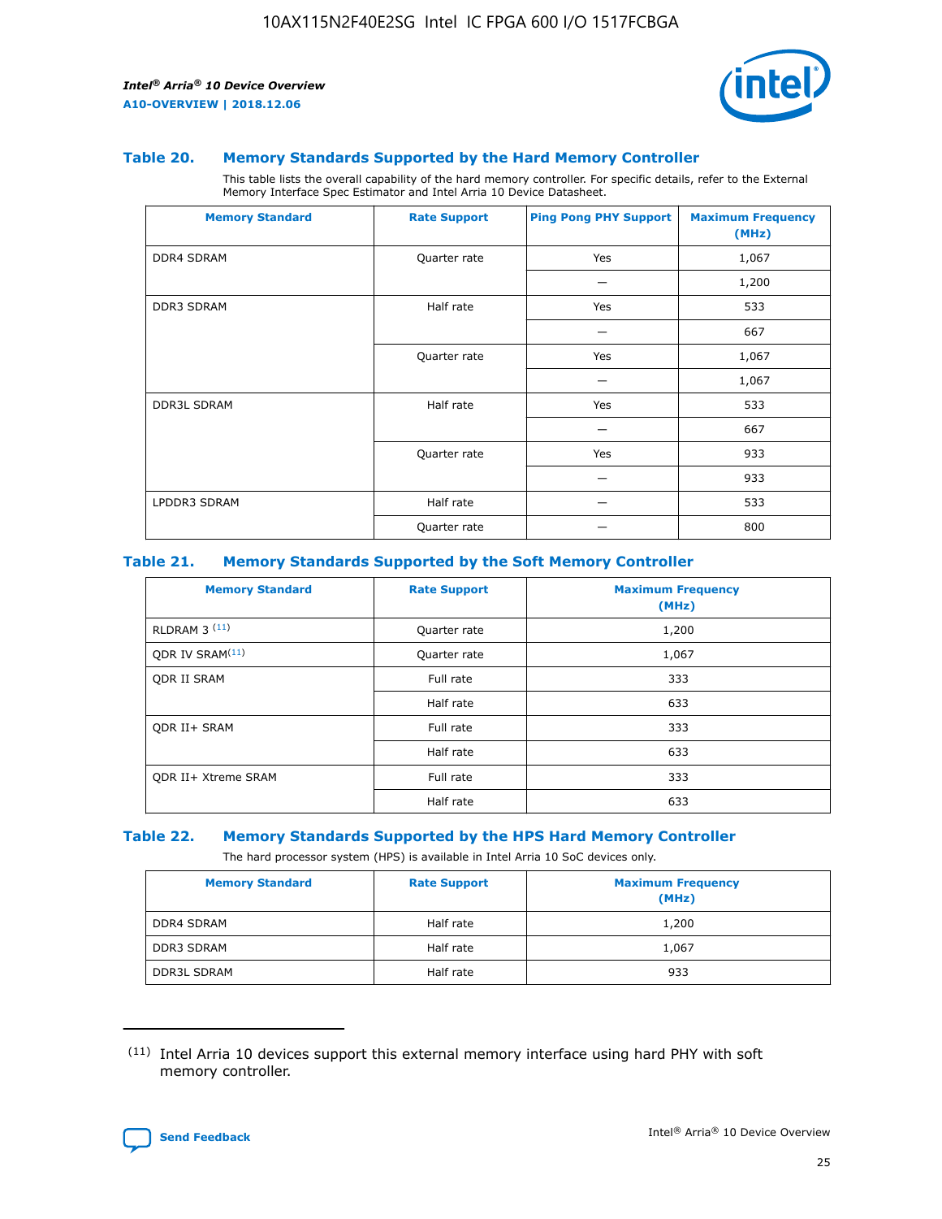### Table 20. Memory Standards Supported by the Hard Memory Controller

This table lists the overall capability of the hard memory controller. For specific details, refer to the External Memory Interface Spec Estimator and Intel Arria 10 Device Datasheet.

| Memory Standard | Rate Support | Ping Pong PHY Support | Maximum Frequency (MHz) |
| --- | --- | --- | --- |
| DDR4 SDRAM | Quarter rate | Yes | 1,067 |
| | | — | 1,200 |
| DDR3 SDRAM | Half rate | Yes | 533 |
| | | — | 667 |
| | Quarter rate | Yes | 1,067 |
| | | — | 1,067 |
| DDR3L SDRAM | Half rate | Yes | 533 |
| | | — | 667 |
| | Quarter rate | Yes | 933 |
| | | — | 933 |
| LPDDR3 SDRAM | Half rate | — | 533 |
| | Quarter rate | — | 800 |

### Table 21. Memory Standards Supported by the Soft Memory Controller

| Memory Standard | Rate Support | Maximum Frequency (MHz) |
| --- | --- | --- |
| RLDRAM 3 [11] | Quarter rate | 1,200 |
| QDR IV SRAM[11] | Quarter rate | 1,067 |
| QDR II SRAM | Full rate | 333 |
| | Half rate | 633 |
| QDR II+ SRAM | Full rate | 333 |
| | Half rate | 633 |
| QDR II+ Xtreme SRAM | Full rate | 333 |
| | Half rate | 633 |

### Table 22. Memory Standards Supported by the HPS Hard Memory Controller

The hard processor system (HPS) is available in Intel Arria 10 SoC devices only.

| Memory Standard | Rate Support | Maximum Frequency (MHz) |
| --- | --- | --- |
| DDR4 SDRAM | Half rate | 1,200 |
| DDR3 SDRAM | Half rate | 1,067 |
| DDR3L SDRAM | Half rate | 933 |

(11) Intel Arria 10 devices support this external memory interface using hard PHY with soft memory controller.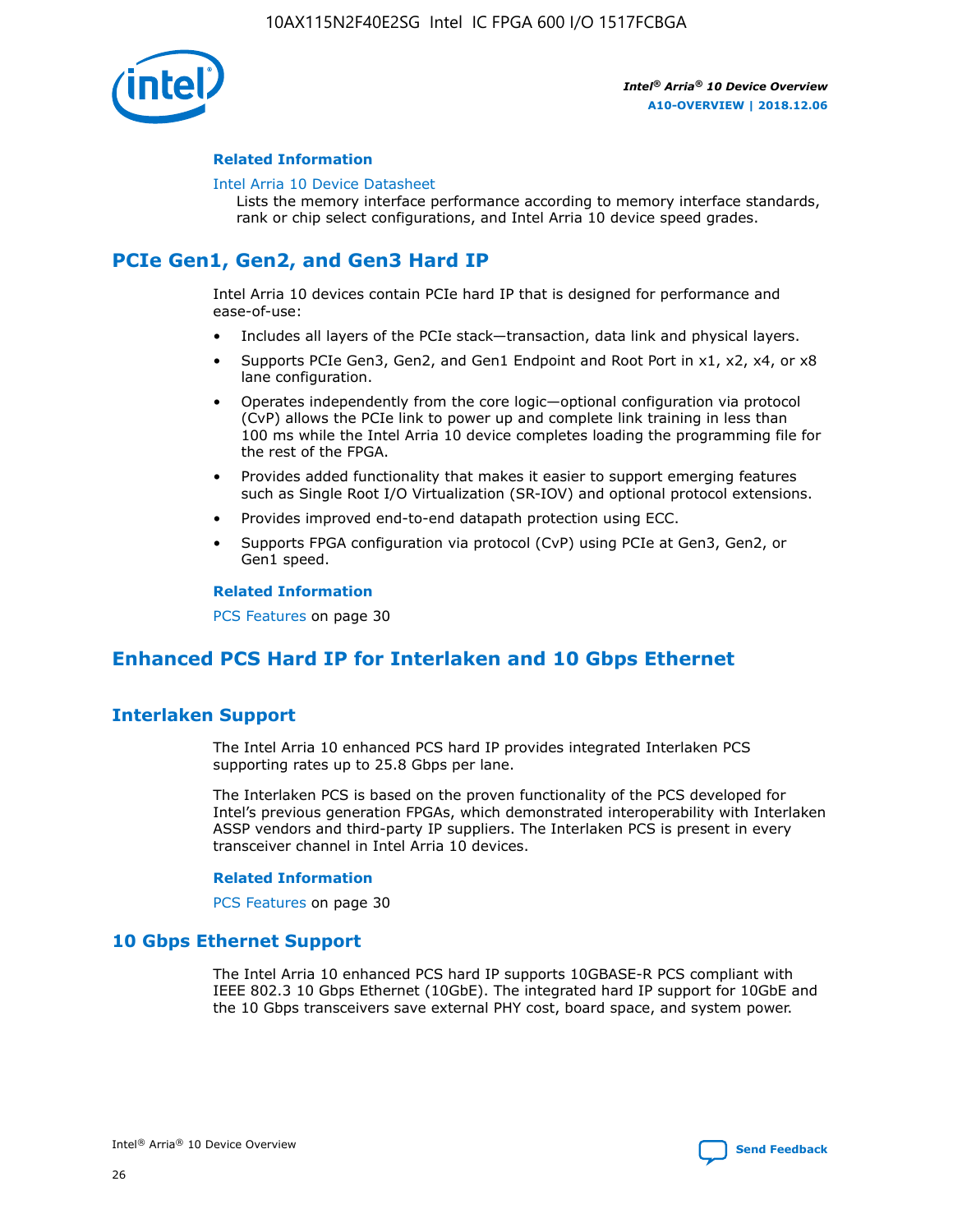#### Related Information

Intel Arria 10 Device Datasheet
Lists the memory interface performance according to memory interface standards, rank or chip select configurations, and Intel Arria 10 device speed grades.

## PCIe Gen1, Gen2, and Gen3 Hard IP

Intel Arria 10 devices contain PCIe hard IP that is designed for performance and ease-of-use:

- Includes all layers of the PCIe stack—transaction, data link and physical layers.
- Supports PCIe Gen3, Gen2, and Gen1 Endpoint and Root Port in x1, x2, x4, or x8 lane configuration.
- Operates independently from the core logic—optional configuration via protocol (CvP) allows the PCIe link to power up and complete link training in less than 100 ms while the Intel Arria 10 device completes loading the programming file for the rest of the FPGA.
- Provides added functionality that makes it easier to support emerging features such as Single Root I/O Virtualization (SR-IOV) and optional protocol extensions.
- Provides improved end-to-end datapath protection using ECC.
- Supports FPGA configuration via protocol (CvP) using PCIe at Gen3, Gen2, or Gen1 speed.

#### Related Information

PCS Features on page 30

## Enhanced PCS Hard IP for Interlaken and 10 Gbps Ethernet

### Interlaken Support

The Intel Arria 10 enhanced PCS hard IP provides integrated Interlaken PCS supporting rates up to 25.8 Gbps per lane.

The Interlaken PCS is based on the proven functionality of the PCS developed for Intel's previous generation FPGAs, which demonstrated interoperability with Interlaken ASSP vendors and third-party IP suppliers. The Interlaken PCS is present in every transceiver channel in Intel Arria 10 devices.

#### Related Information

PCS Features on page 30

### 10 Gbps Ethernet Support

The Intel Arria 10 enhanced PCS hard IP supports 10GBASE-R PCS compliant with IEEE 802.3 10 Gbps Ethernet (10GbE). The integrated hard IP support for 10GbE and the 10 Gbps transceivers save external PHY cost, board space, and system power.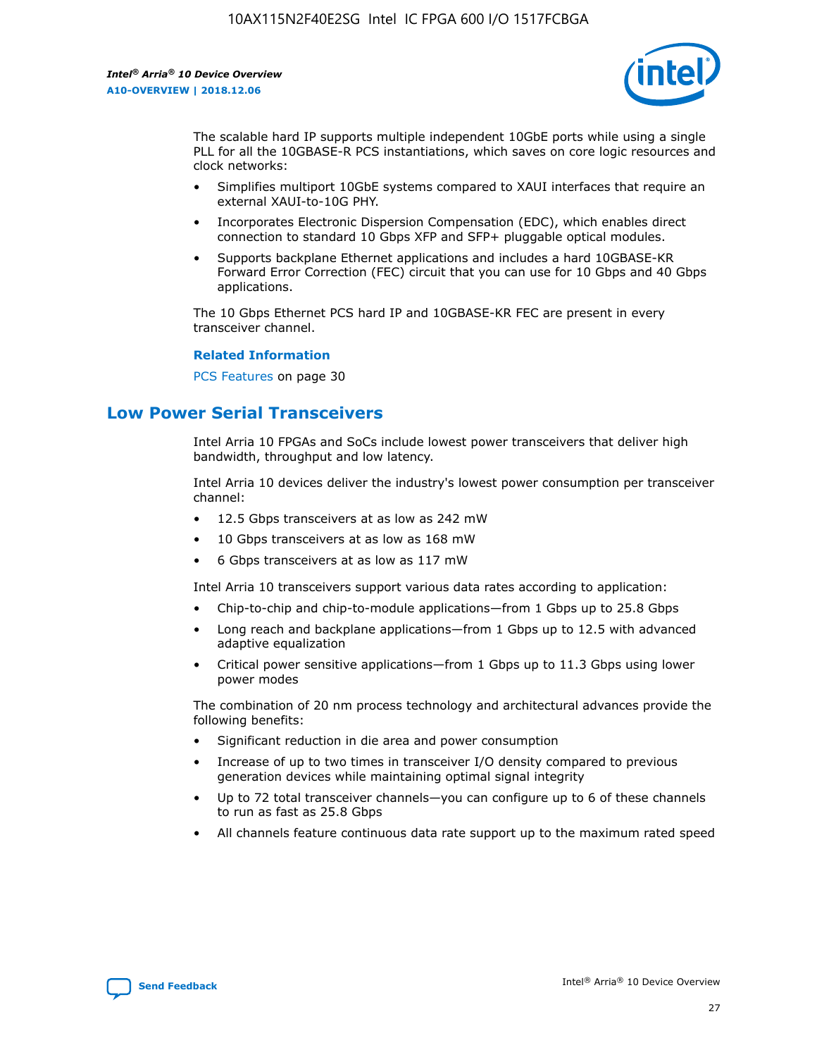The scalable hard IP supports multiple independent 10GbE ports while using a single PLL for all the 10GBASE-R PCS instantiations, which saves on core logic resources and clock networks:

- Simplifies multiport 10GbE systems compared to XAUI interfaces that require an external XAUI-to-10G PHY.
- Incorporates Electronic Dispersion Compensation (EDC), which enables direct connection to standard 10 Gbps XFP and SFP+ pluggable optical modules.
- Supports backplane Ethernet applications and includes a hard 10GBASE-KR Forward Error Correction (FEC) circuit that you can use for 10 Gbps and 40 Gbps applications.

The 10 Gbps Ethernet PCS hard IP and 10GBASE-KR FEC are present in every transceiver channel.

**Related Information**

PCS Features on page 30

## Low Power Serial Transceivers

Intel Arria 10 FPGAs and SoCs include lowest power transceivers that deliver high bandwidth, throughput and low latency.

Intel Arria 10 devices deliver the industry's lowest power consumption per transceiver channel:

- 12.5 Gbps transceivers at as low as 242 mW
- 10 Gbps transceivers at as low as 168 mW
- 6 Gbps transceivers at as low as 117 mW

Intel Arria 10 transceivers support various data rates according to application:

- Chip-to-chip and chip-to-module applications—from 1 Gbps up to 25.8 Gbps
- Long reach and backplane applications—from 1 Gbps up to 12.5 with advanced adaptive equalization
- Critical power sensitive applications—from 1 Gbps up to 11.3 Gbps using lower power modes

The combination of 20 nm process technology and architectural advances provide the following benefits:

- Significant reduction in die area and power consumption
- Increase of up to two times in transceiver I/O density compared to previous generation devices while maintaining optimal signal integrity
- Up to 72 total transceiver channels—you can configure up to 6 of these channels to run as fast as 25.8 Gbps
- All channels feature continuous data rate support up to the maximum rated speed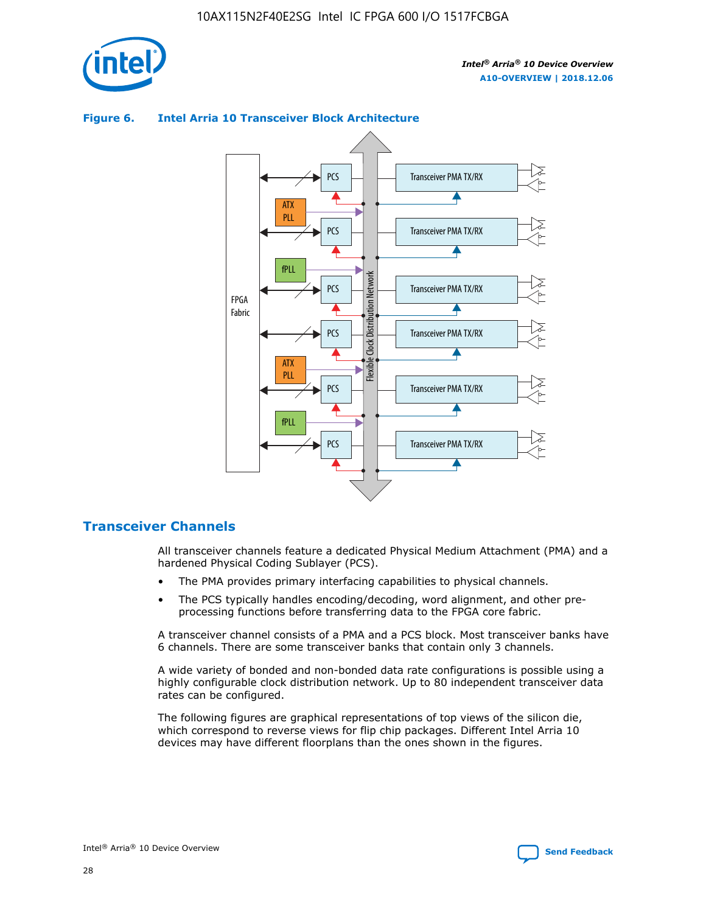**Figure 6. Intel Arria 10 Transceiver Block Architecture**

## Transceiver Channels

All transceiver channels feature a dedicated Physical Medium Attachment (PMA) and a hardened Physical Coding Sublayer (PCS).

- The PMA provides primary interfacing capabilities to physical channels.
- The PCS typically handles encoding/decoding, word alignment, and other pre-processing functions before transferring data to the FPGA core fabric.

A transceiver channel consists of a PMA and a PCS block. Most transceiver banks have 6 channels. There are some transceiver banks that contain only 3 channels.

A wide variety of bonded and non-bonded data rate configurations is possible using a highly configurable clock distribution network. Up to 80 independent transceiver data rates can be configured.

The following figures are graphical representations of top views of the silicon die, which correspond to reverse views for flip chip packages. Different Intel Arria 10 devices may have different floorplans than the ones shown in the figures.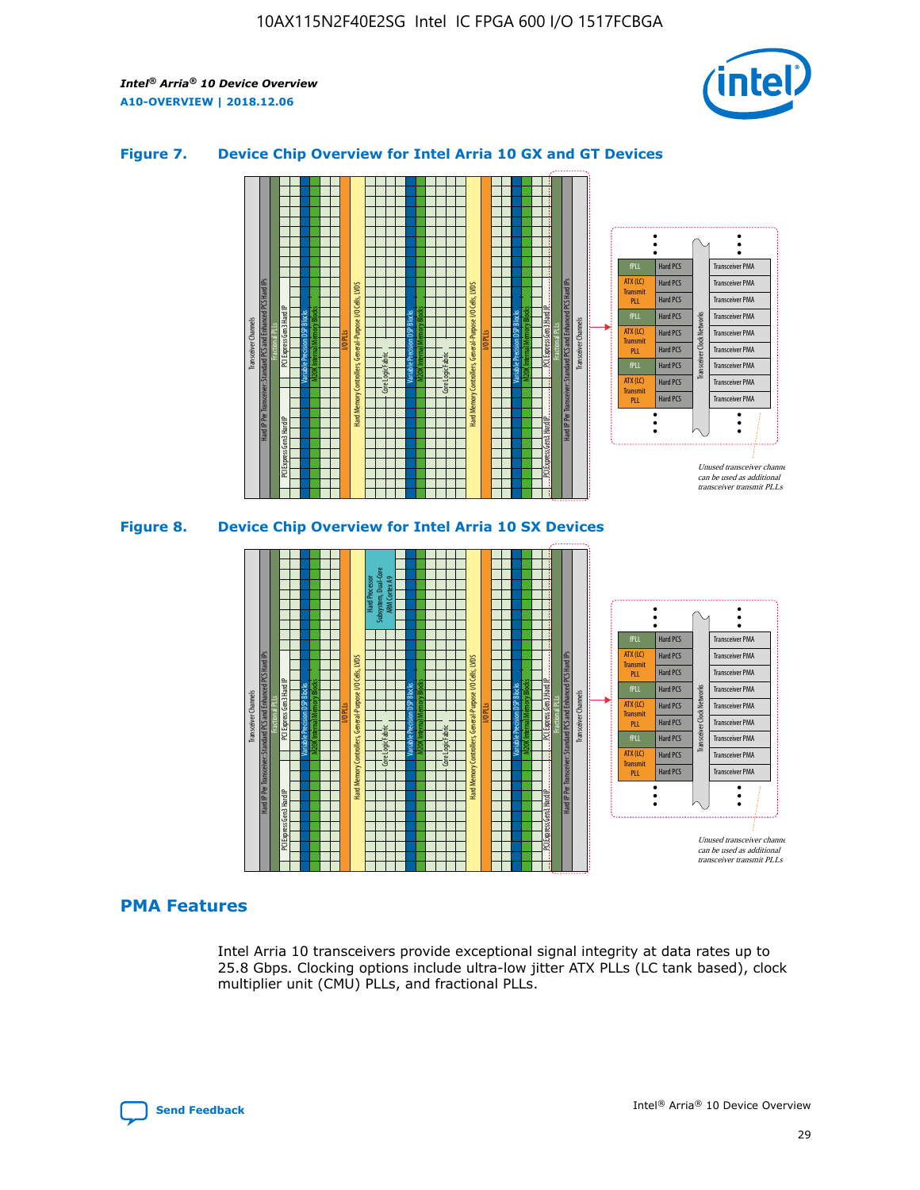## Figure 7. Device Chip Overview for Intel Arria 10 GX and GT Devices

## Figure 8. Device Chip Overview for Intel Arria 10 SX Devices

## PMA Features

Intel Arria 10 transceivers provide exceptional signal integrity at data rates up to 25.8 Gbps. Clocking options include ultra-low jitter ATX PLLs (LC tank based), clock multiplier unit (CMU) PLLs, and fractional PLLs.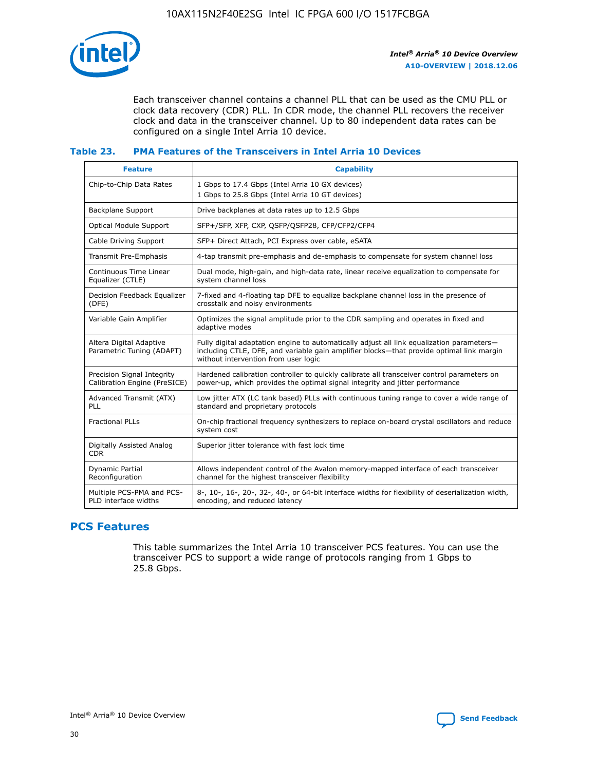Each transceiver channel contains a channel PLL that can be used as the CMU PLL or clock data recovery (CDR) PLL. In CDR mode, the channel PLL recovers the receiver clock and data in the transceiver channel. Up to 80 independent data rates can be configured on a single Intel Arria 10 device.

### Table 23. PMA Features of the Transceivers in Intel Arria 10 Devices

| Feature | Capability |
| --- | --- |
| Chip-to-Chip Data Rates | 1 Gbps to 17.4 Gbps (Intel Arria 10 GX devices)<br>1 Gbps to 25.8 Gbps (Intel Arria 10 GT devices) |
| Backplane Support | Drive backplanes at data rates up to 12.5 Gbps |
| Optical Module Support | SFP+/SFP, XFP, CXP, QSFP/QSFP28, CFP/CFP2/CFP4 |
| Cable Driving Support | SFP+ Direct Attach, PCI Express over cable, eSATA |
| Transmit Pre-Emphasis | 4-tap transmit pre-emphasis and de-emphasis to compensate for system channel loss |
| Continuous Time Linear Equalizer (CTLE) | Dual mode, high-gain, and high-data rate, linear receive equalization to compensate for system channel loss |
| Decision Feedback Equalizer (DFE) | 7-fixed and 4-floating tap DFE to equalize backplane channel loss in the presence of crosstalk and noisy environments |
| Variable Gain Amplifier | Optimizes the signal amplitude prior to the CDR sampling and operates in fixed and adaptive modes |
| Altera Digital Adaptive Parametric Tuning (ADAPT) | Fully digital adaptation engine to automatically adjust all link equalization parameters—including CTLE, DFE, and variable gain amplifier blocks—that provide optimal link margin without intervention from user logic |
| Precision Signal Integrity Calibration Engine (PreSICE) | Hardened calibration controller to quickly calibrate all transceiver control parameters on power-up, which provides the optimal signal integrity and jitter performance |
| Advanced Transmit (ATX) PLL | Low jitter ATX (LC tank based) PLLs with continuous tuning range to cover a wide range of standard and proprietary protocols |
| Fractional PLLs | On-chip fractional frequency synthesizers to replace on-board crystal oscillators and reduce system cost |
| Digitally Assisted Analog CDR | Superior jitter tolerance with fast lock time |
| Dynamic Partial Reconfiguration | Allows independent control of the Avalon memory-mapped interface of each transceiver channel for the highest transceiver flexibility |
| Multiple PCS-PMA and PCS-PLD interface widths | 8-, 10-, 16-, 20-, 32-, 40-, or 64-bit interface widths for flexibility of deserialization width, encoding, and reduced latency |

## PCS Features

This table summarizes the Intel Arria 10 transceiver PCS features. You can use the transceiver PCS to support a wide range of protocols ranging from 1 Gbps to 25.8 Gbps.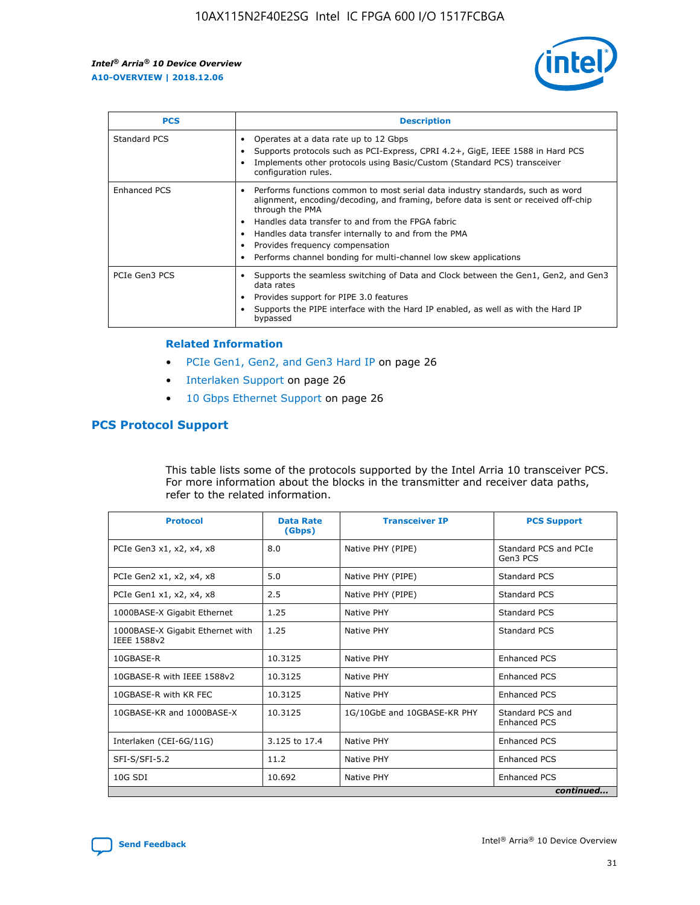| PCS | Description |
| --- | --- |
| Standard PCS | • Operates at a data rate up to 12 Gbps<br>• Supports protocols such as PCI-Express, CPRI 4.2+, GigE, IEEE 1588 in Hard PCS<br>• Implements other protocols using Basic/Custom (Standard PCS) transceiver configuration rules. |
| Enhanced PCS | • Performs functions common to most serial data industry standards, such as word alignment, encoding/decoding, and framing, before data is sent or received off-chip through the PMA<br>• Handles data transfer to and from the FPGA fabric<br>• Handles data transfer internally to and from the PMA<br>• Provides frequency compensation<br>• Performs channel bonding for multi-channel low skew applications |
| PCIe Gen3 PCS | • Supports the seamless switching of Data and Clock between the Gen1, Gen2, and Gen3 data rates<br>• Provides support for PIPE 3.0 features<br>• Supports the PIPE interface with the Hard IP enabled, as well as with the Hard IP bypassed |

### Related Information

- PCIe Gen1, Gen2, and Gen3 Hard IP on page 26
- Interlaken Support on page 26
- 10 Gbps Ethernet Support on page 26

## PCS Protocol Support

This table lists some of the protocols supported by the Intel Arria 10 transceiver PCS. For more information about the blocks in the transmitter and receiver data paths, refer to the related information.

| Protocol | Data Rate (Gbps) | Transceiver IP | PCS Support |
| --- | --- | --- | --- |
| PCIe Gen3 x1, x2, x4, x8 | 8.0 | Native PHY (PIPE) | Standard PCS and PCIe Gen3 PCS |
| PCIe Gen2 x1, x2, x4, x8 | 5.0 | Native PHY (PIPE) | Standard PCS |
| PCIe Gen1 x1, x2, x4, x8 | 2.5 | Native PHY (PIPE) | Standard PCS |
| 1000BASE-X Gigabit Ethernet | 1.25 | Native PHY | Standard PCS |
| 1000BASE-X Gigabit Ethernet with IEEE 1588v2 | 1.25 | Native PHY | Standard PCS |
| 10GBASE-R | 10.3125 | Native PHY | Enhanced PCS |
| 10GBASE-R with IEEE 1588v2 | 10.3125 | Native PHY | Enhanced PCS |
| 10GBASE-R with KR FEC | 10.3125 | Native PHY | Enhanced PCS |
| 10GBASE-KR and 1000BASE-X | 10.3125 | 1G/10GbE and 10GBASE-KR PHY | Standard PCS and Enhanced PCS |
| Interlaken (CEI-6G/11G) | 3.125 to 17.4 | Native PHY | Enhanced PCS |
| SFI-S/SFI-5.2 | 11.2 | Native PHY | Enhanced PCS |
| 10G SDI | 10.692 | Native PHY | Enhanced PCS |

*continued...*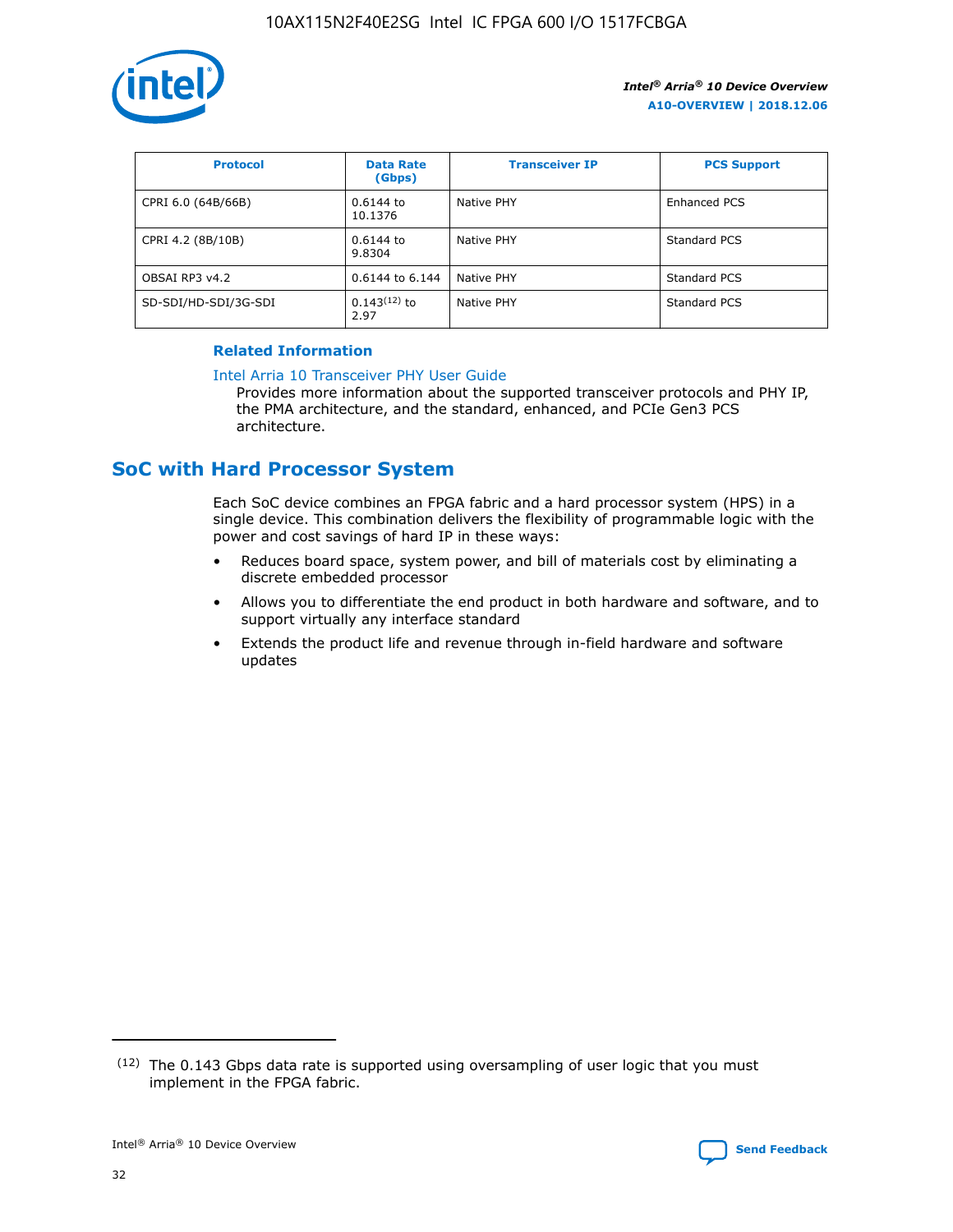| Protocol | Data Rate (Gbps) | Transceiver IP | PCS Support |
| --- | --- | --- | --- |
| CPRI 6.0 (64B/66B) | 0.6144 to 10.1376 | Native PHY | Enhanced PCS |
| CPRI 4.2 (8B/10B) | 0.6144 to 9.8304 | Native PHY | Standard PCS |
| OBSAI RP3 v4.2 | 0.6144 to 6.144 | Native PHY | Standard PCS |
| SD-SDI/HD-SDI/3G-SDI | 0.143[12] to 2.97 | Native PHY | Standard PCS |

**Related Information**

Intel Arria 10 Transceiver PHY User Guide

Provides more information about the supported transceiver protocols and PHY IP, the PMA architecture, and the standard, enhanced, and PCIe Gen3 PCS architecture.

## SoC with Hard Processor System

Each SoC device combines an FPGA fabric and a hard processor system (HPS) in a single device. This combination delivers the flexibility of programmable logic with the power and cost savings of hard IP in these ways:

- Reduces board space, system power, and bill of materials cost by eliminating a discrete embedded processor
- Allows you to differentiate the end product in both hardware and software, and to support virtually any interface standard
- Extends the product life and revenue through in-field hardware and software updates

[12] The 0.143 Gbps data rate is supported using oversampling of user logic that you must implement in the FPGA fabric.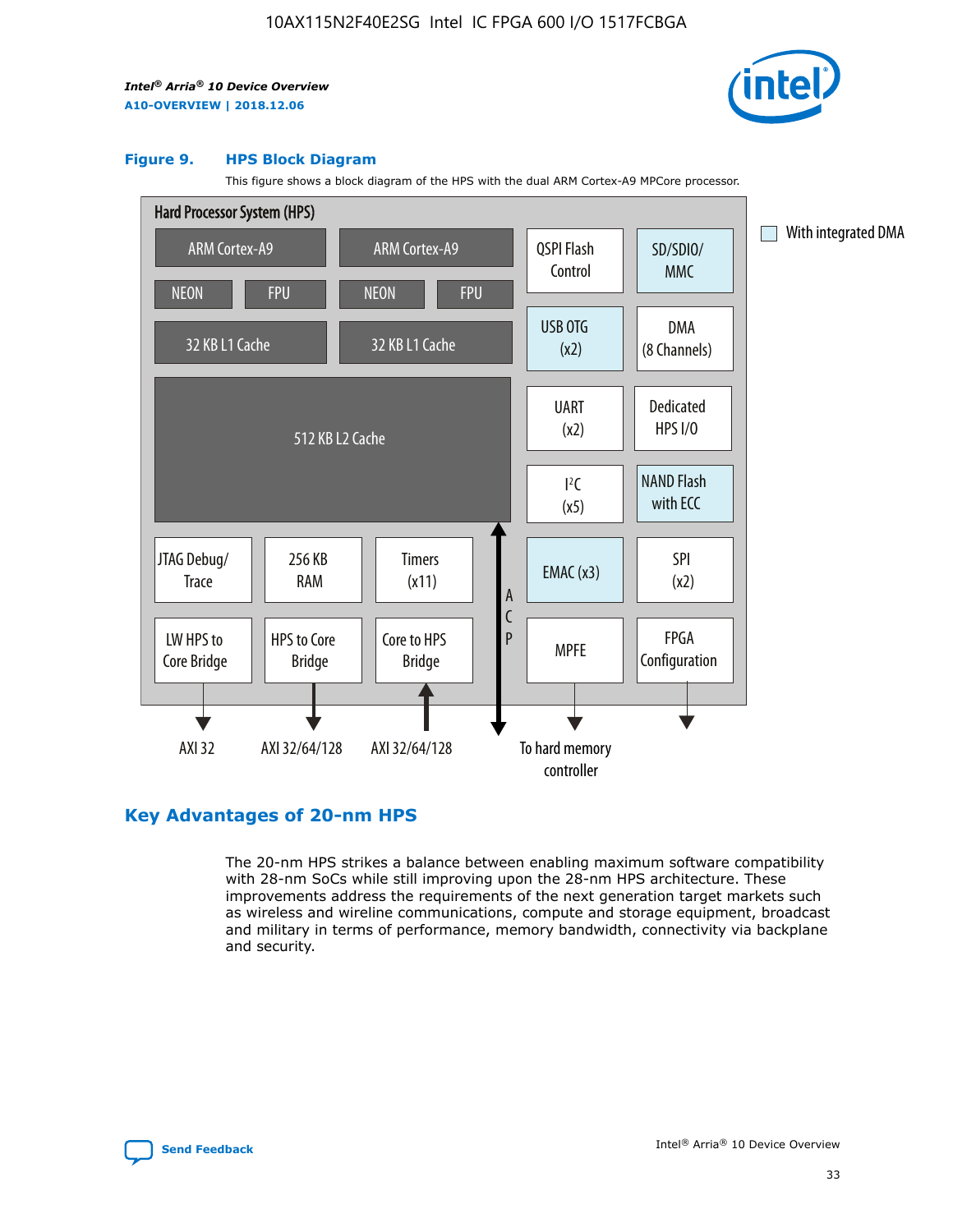**Figure 9. HPS Block Diagram**

This figure shows a block diagram of the HPS with the dual ARM Cortex-A9 MPCore processor.

Hard Processor System (HPS)

ARM Cortex-A9 | ARM Cortex-A9 | QSPI Flash Control | SD/SDIO/MMC

NEON | FPU | NEON | FPU

32 KB L1 Cache | 32 KB L1 Cache | USB OTG (x2) | DMA (8 Channels)

512 KB L2 Cache | UART (x2) | Dedicated HPS I/O | I²C (x5) | NAND Flash with ECC

JTAG Debug/Trace | 256 KB RAM | Timers (x11) | ACP | EMAC (x3) | SPI (x2)

LW HPS to Core Bridge | HPS to Core Bridge | Core to HPS Bridge | MPFE | FPGA Configuration

AXI 32 | AXI 32/64/128 | AXI 32/64/128 | To hard memory controller

With integrated DMA

## Key Advantages of 20-nm HPS

The 20-nm HPS strikes a balance between enabling maximum software compatibility with 28-nm SoCs while still improving upon the 28-nm HPS architecture. These improvements address the requirements of the next generation target markets such as wireless and wireline communications, compute and storage equipment, broadcast and military in terms of performance, memory bandwidth, connectivity via backplane and security.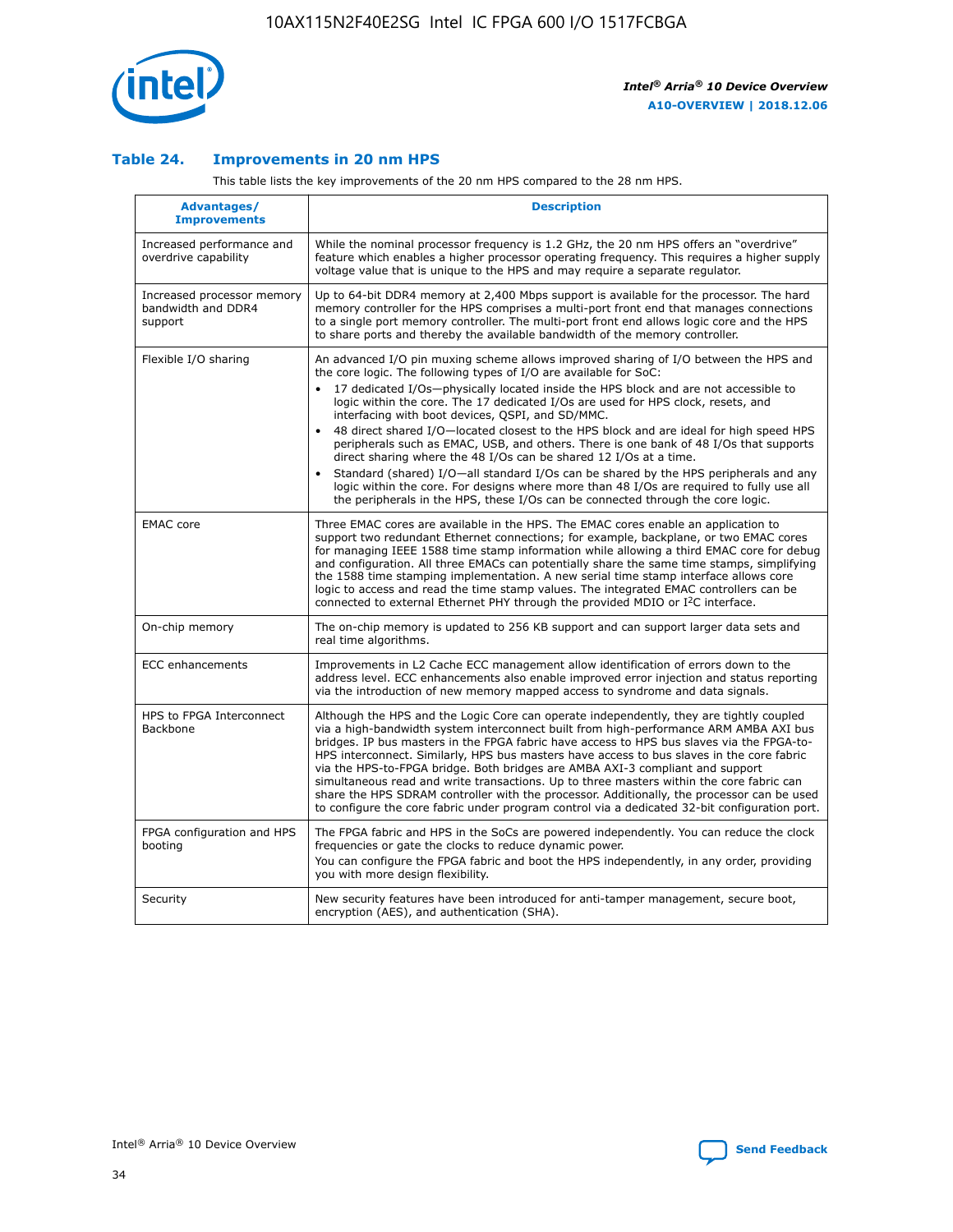## Table 24. Improvements in 20 nm HPS

This table lists the key improvements of the 20 nm HPS compared to the 28 nm HPS.

| Advantages/ Improvements | Description |
|---|---|
| Increased performance and overdrive capability | While the nominal processor frequency is 1.2 GHz, the 20 nm HPS offers an "overdrive" feature which enables a higher processor operating frequency. This requires a higher supply voltage value that is unique to the HPS and may require a separate regulator. |
| Increased processor memory bandwidth and DDR4 support | Up to 64-bit DDR4 memory at 2,400 Mbps support is available for the processor. The hard memory controller for the HPS comprises a multi-port front end that manages connections to a single port memory controller. The multi-port front end allows logic core and the HPS to share ports and thereby the available bandwidth of the memory controller. |
| Flexible I/O sharing | An advanced I/O pin muxing scheme allows improved sharing of I/O between the HPS and the core logic. The following types of I/O are available for SoC:<br>• 17 dedicated I/Os—physically located inside the HPS block and are not accessible to logic within the core. The 17 dedicated I/Os are used for HPS clock, resets, and interfacing with boot devices, QSPI, and SD/MMC.<br>• 48 direct shared I/O—located closest to the HPS block and are ideal for high speed HPS peripherals such as EMAC, USB, and others. There is one bank of 48 I/Os that supports direct sharing where the 48 I/Os can be shared 12 I/Os at a time.<br>• Standard (shared) I/O—all standard I/Os can be shared by the HPS peripherals and any logic within the core. For designs where more than 48 I/Os are required to fully use all the peripherals in the HPS, these I/Os can be connected through the core logic. |
| EMAC core | Three EMAC cores are available in the HPS. The EMAC cores enable an application to support two redundant Ethernet connections; for example, backplane, or two EMAC cores for managing IEEE 1588 time stamp information while allowing a third EMAC core for debug and configuration. All three EMACs can potentially share the same time stamps, simplifying the 1588 time stamping implementation. A new serial time stamp interface allows core logic to access and read the time stamp values. The integrated EMAC controllers can be connected to external Ethernet PHY through the provided MDIO or I²C interface. |
| On-chip memory | The on-chip memory is updated to 256 KB support and can support larger data sets and real time algorithms. |
| ECC enhancements | Improvements in L2 Cache ECC management allow identification of errors down to the address level. ECC enhancements also enable improved error injection and status reporting via the introduction of new memory mapped access to syndrome and data signals. |
| HPS to FPGA Interconnect Backbone | Although the HPS and the Logic Core can operate independently, they are tightly coupled via a high-bandwidth system interconnect built from high-performance ARM AMBA AXI bus bridges. IP bus masters in the FPGA fabric have access to HPS bus slaves via the FPGA-to-HPS interconnect. Similarly, HPS bus masters have access to bus slaves in the core fabric via the HPS-to-FPGA bridge. Both bridges are AMBA AXI-3 compliant and support simultaneous read and write transactions. Up to three masters within the core fabric can share the HPS SDRAM controller with the processor. Additionally, the processor can be used to configure the core fabric under program control via a dedicated 32-bit configuration port. |
| FPGA configuration and HPS booting | The FPGA fabric and HPS in the SoCs are powered independently. You can reduce the clock frequencies or gate the clocks to reduce dynamic power.<br>You can configure the FPGA fabric and boot the HPS independently, in any order, providing you with more design flexibility. |
| Security | New security features have been introduced for anti-tamper management, secure boot, encryption (AES), and authentication (SHA). |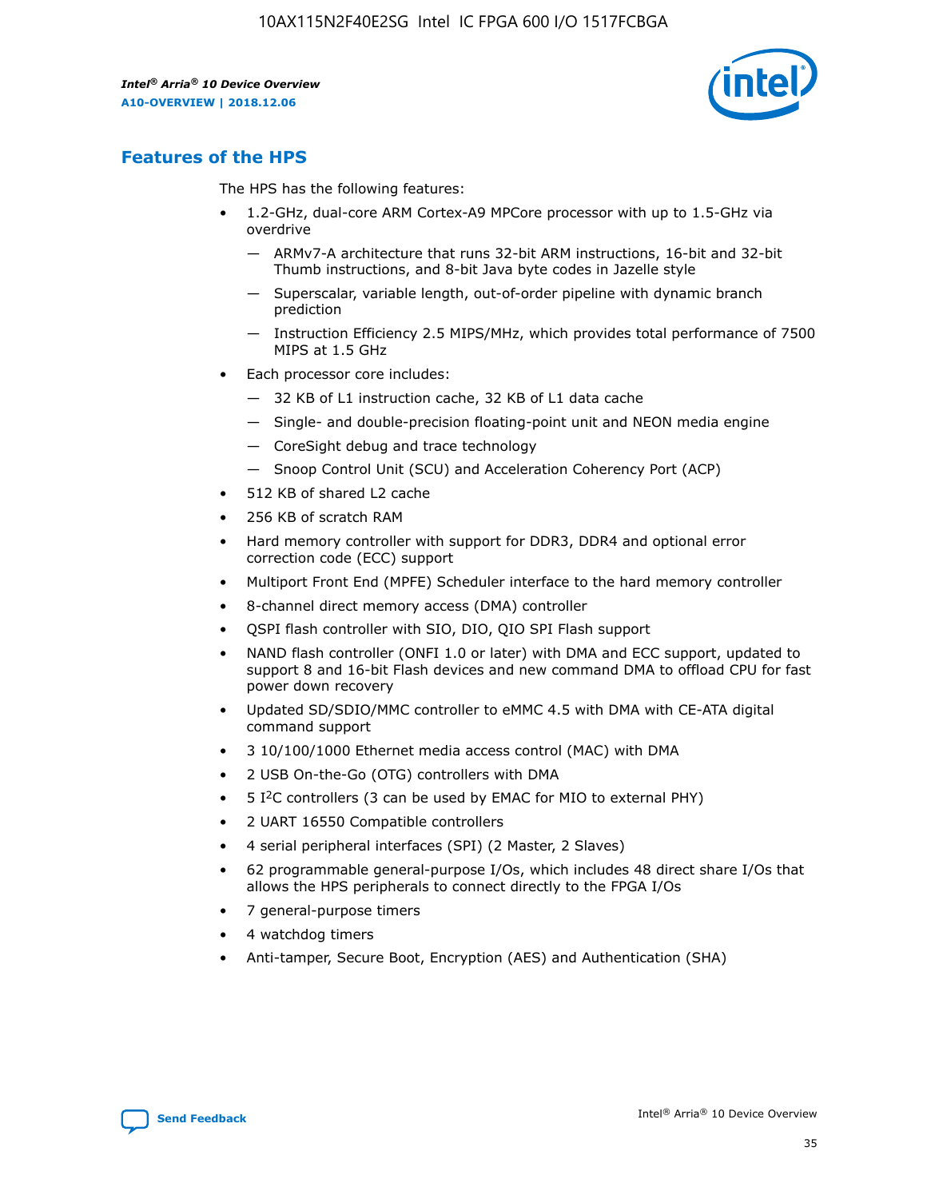## Features of the HPS

The HPS has the following features:

- 1.2-GHz, dual-core ARM Cortex-A9 MPCore processor with up to 1.5-GHz via overdrive
  - — ARMv7-A architecture that runs 32-bit ARM instructions, 16-bit and 32-bit Thumb instructions, and 8-bit Java byte codes in Jazelle style
  - — Superscalar, variable length, out-of-order pipeline with dynamic branch prediction
  - — Instruction Efficiency 2.5 MIPS/MHz, which provides total performance of 7500 MIPS at 1.5 GHz
- Each processor core includes:
  - — 32 KB of L1 instruction cache, 32 KB of L1 data cache
  - — Single- and double-precision floating-point unit and NEON media engine
  - — CoreSight debug and trace technology
  - — Snoop Control Unit (SCU) and Acceleration Coherency Port (ACP)
- 512 KB of shared L2 cache
- 256 KB of scratch RAM
- Hard memory controller with support for DDR3, DDR4 and optional error correction code (ECC) support
- Multiport Front End (MPFE) Scheduler interface to the hard memory controller
- 8-channel direct memory access (DMA) controller
- QSPI flash controller with SIO, DIO, QIO SPI Flash support
- NAND flash controller (ONFI 1.0 or later) with DMA and ECC support, updated to support 8 and 16-bit Flash devices and new command DMA to offload CPU for fast power down recovery
- Updated SD/SDIO/MMC controller to eMMC 4.5 with DMA with CE-ATA digital command support
- 3 10/100/1000 Ethernet media access control (MAC) with DMA
- 2 USB On-the-Go (OTG) controllers with DMA
- 5 I²C controllers (3 can be used by EMAC for MIO to external PHY)
- 2 UART 16550 Compatible controllers
- 4 serial peripheral interfaces (SPI) (2 Master, 2 Slaves)
- 62 programmable general-purpose I/Os, which includes 48 direct share I/Os that allows the HPS peripherals to connect directly to the FPGA I/Os
- 7 general-purpose timers
- 4 watchdog timers
- Anti-tamper, Secure Boot, Encryption (AES) and Authentication (SHA)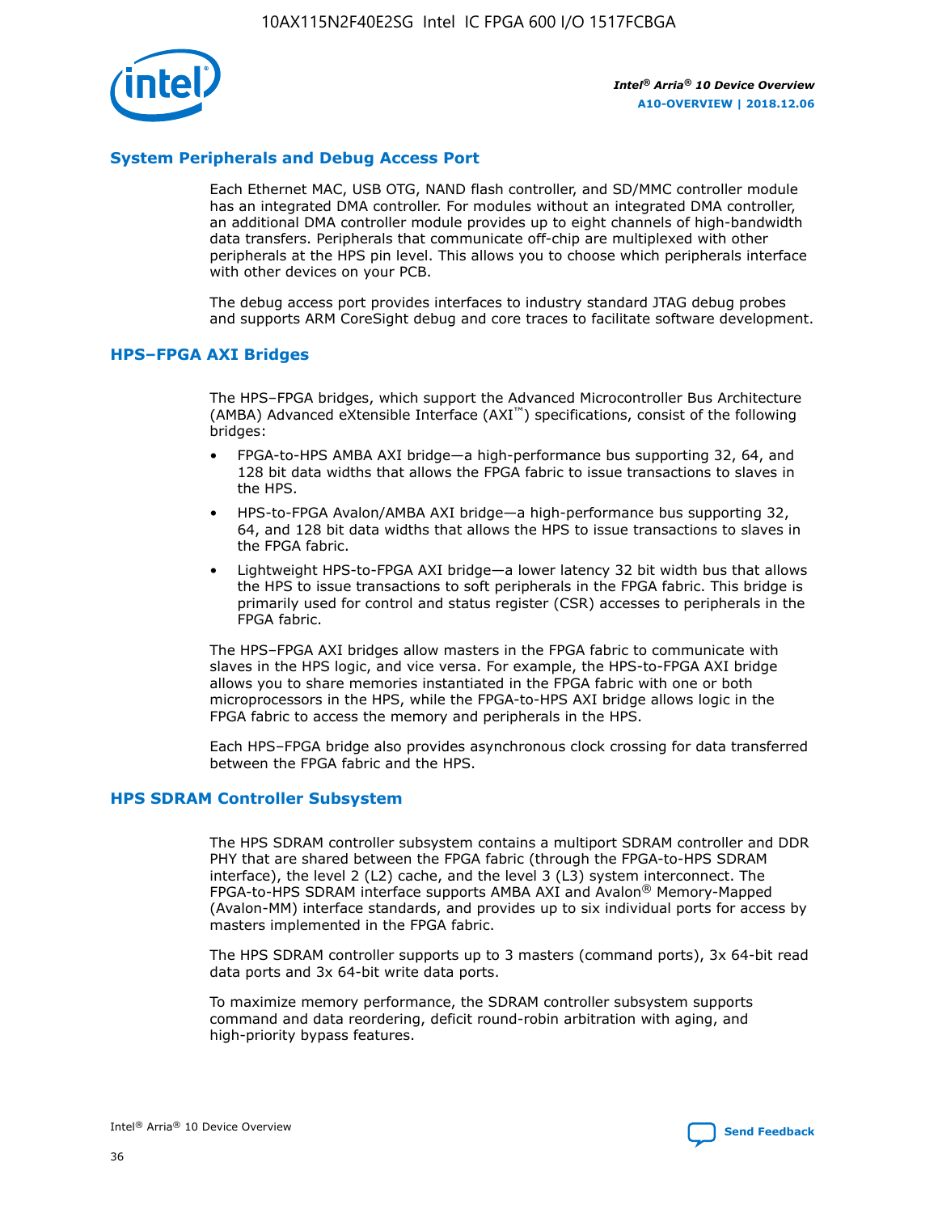## System Peripherals and Debug Access Port

Each Ethernet MAC, USB OTG, NAND flash controller, and SD/MMC controller module has an integrated DMA controller. For modules without an integrated DMA controller, an additional DMA controller module provides up to eight channels of high-bandwidth data transfers. Peripherals that communicate off-chip are multiplexed with other peripherals at the HPS pin level. This allows you to choose which peripherals interface with other devices on your PCB.

The debug access port provides interfaces to industry standard JTAG debug probes and supports ARM CoreSight debug and core traces to facilitate software development.

## HPS–FPGA AXI Bridges

The HPS–FPGA bridges, which support the Advanced Microcontroller Bus Architecture (AMBA) Advanced eXtensible Interface (AXI™) specifications, consist of the following bridges:

- FPGA-to-HPS AMBA AXI bridge—a high-performance bus supporting 32, 64, and 128 bit data widths that allows the FPGA fabric to issue transactions to slaves in the HPS.
- HPS-to-FPGA Avalon/AMBA AXI bridge—a high-performance bus supporting 32, 64, and 128 bit data widths that allows the HPS to issue transactions to slaves in the FPGA fabric.
- Lightweight HPS-to-FPGA AXI bridge—a lower latency 32 bit width bus that allows the HPS to issue transactions to soft peripherals in the FPGA fabric. This bridge is primarily used for control and status register (CSR) accesses to peripherals in the FPGA fabric.

The HPS–FPGA AXI bridges allow masters in the FPGA fabric to communicate with slaves in the HPS logic, and vice versa. For example, the HPS-to-FPGA AXI bridge allows you to share memories instantiated in the FPGA fabric with one or both microprocessors in the HPS, while the FPGA-to-HPS AXI bridge allows logic in the FPGA fabric to access the memory and peripherals in the HPS.

Each HPS–FPGA bridge also provides asynchronous clock crossing for data transferred between the FPGA fabric and the HPS.

## HPS SDRAM Controller Subsystem

The HPS SDRAM controller subsystem contains a multiport SDRAM controller and DDR PHY that are shared between the FPGA fabric (through the FPGA-to-HPS SDRAM interface), the level 2 (L2) cache, and the level 3 (L3) system interconnect. The FPGA-to-HPS SDRAM interface supports AMBA AXI and Avalon® Memory-Mapped (Avalon-MM) interface standards, and provides up to six individual ports for access by masters implemented in the FPGA fabric.

The HPS SDRAM controller supports up to 3 masters (command ports), 3x 64-bit read data ports and 3x 64-bit write data ports.

To maximize memory performance, the SDRAM controller subsystem supports command and data reordering, deficit round-robin arbitration with aging, and high-priority bypass features.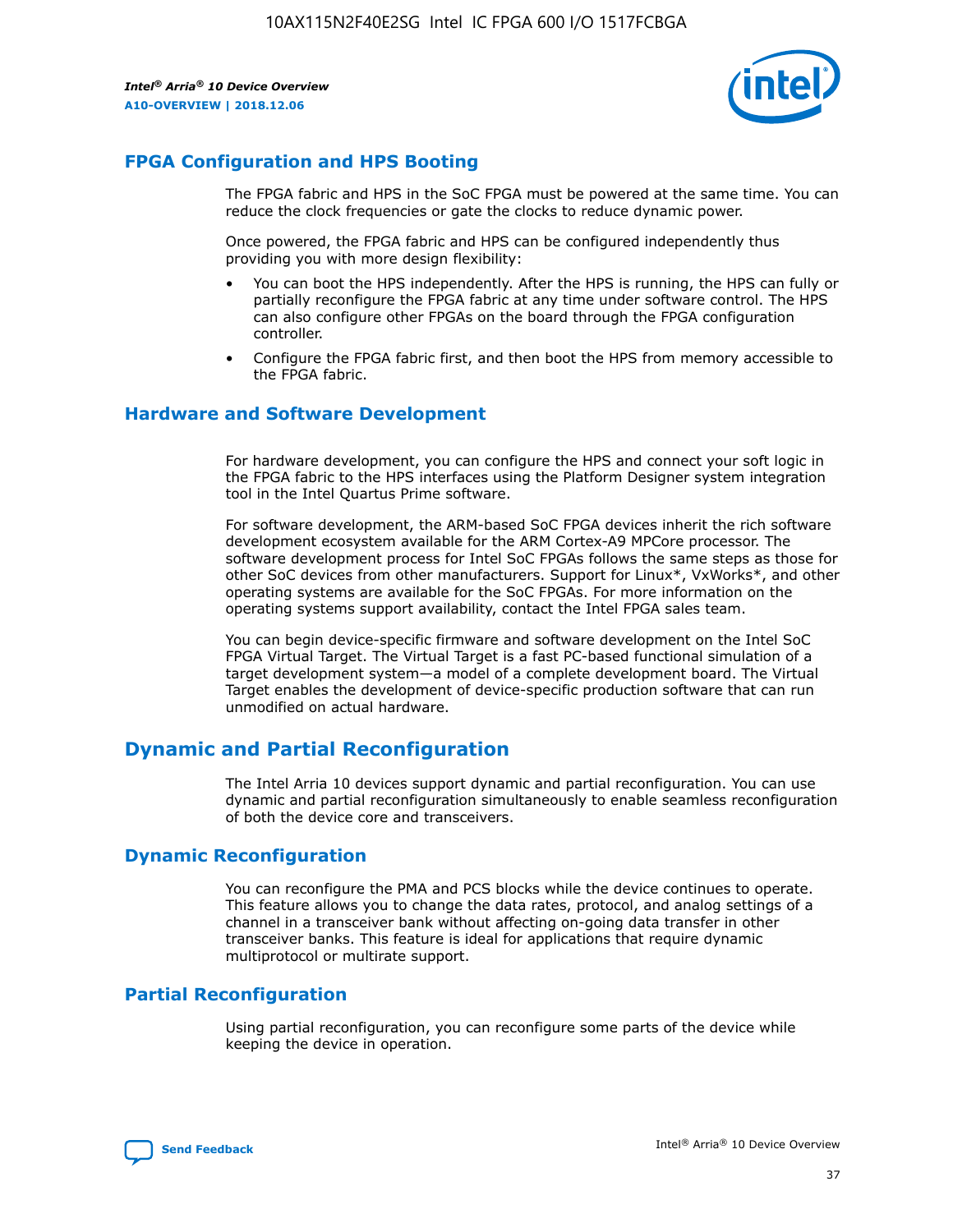## FPGA Configuration and HPS Booting

The FPGA fabric and HPS in the SoC FPGA must be powered at the same time. You can reduce the clock frequencies or gate the clocks to reduce dynamic power.

Once powered, the FPGA fabric and HPS can be configured independently thus providing you with more design flexibility:

- You can boot the HPS independently. After the HPS is running, the HPS can fully or partially reconfigure the FPGA fabric at any time under software control. The HPS can also configure other FPGAs on the board through the FPGA configuration controller.
- Configure the FPGA fabric first, and then boot the HPS from memory accessible to the FPGA fabric.

## Hardware and Software Development

For hardware development, you can configure the HPS and connect your soft logic in the FPGA fabric to the HPS interfaces using the Platform Designer system integration tool in the Intel Quartus Prime software.

For software development, the ARM-based SoC FPGA devices inherit the rich software development ecosystem available for the ARM Cortex-A9 MPCore processor. The software development process for Intel SoC FPGAs follows the same steps as those for other SoC devices from other manufacturers. Support for Linux*, VxWorks*, and other operating systems are available for the SoC FPGAs. For more information on the operating systems support availability, contact the Intel FPGA sales team.

You can begin device-specific firmware and software development on the Intel SoC FPGA Virtual Target. The Virtual Target is a fast PC-based functional simulation of a target development system—a model of a complete development board. The Virtual Target enables the development of device-specific production software that can run unmodified on actual hardware.

## Dynamic and Partial Reconfiguration

The Intel Arria 10 devices support dynamic and partial reconfiguration. You can use dynamic and partial reconfiguration simultaneously to enable seamless reconfiguration of both the device core and transceivers.

## Dynamic Reconfiguration

You can reconfigure the PMA and PCS blocks while the device continues to operate. This feature allows you to change the data rates, protocol, and analog settings of a channel in a transceiver bank without affecting on-going data transfer in other transceiver banks. This feature is ideal for applications that require dynamic multiprotocol or multirate support.

## Partial Reconfiguration

Using partial reconfiguration, you can reconfigure some parts of the device while keeping the device in operation.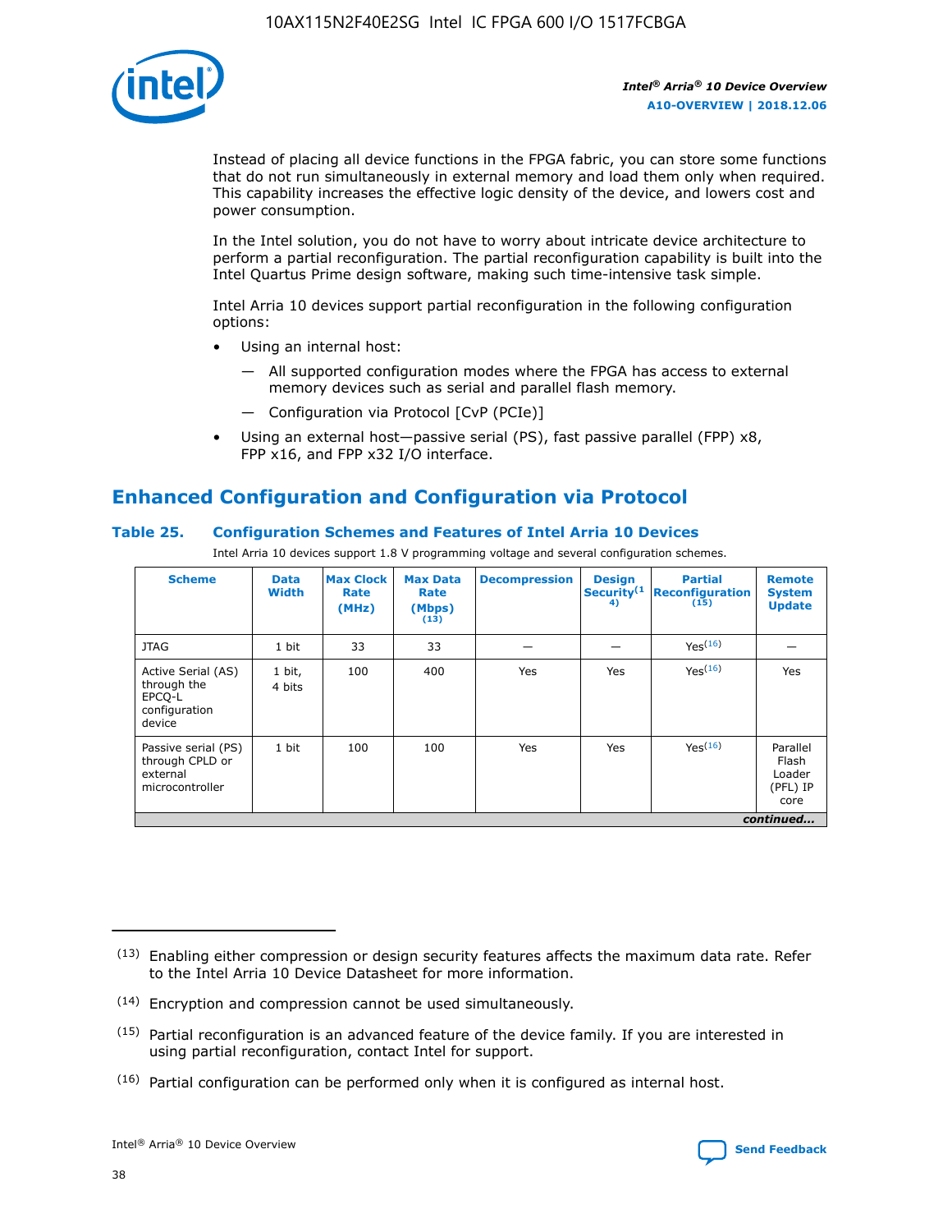Instead of placing all device functions in the FPGA fabric, you can store some functions that do not run simultaneously in external memory and load them only when required. This capability increases the effective logic density of the device, and lowers cost and power consumption.

In the Intel solution, you do not have to worry about intricate device architecture to perform a partial reconfiguration. The partial reconfiguration capability is built into the Intel Quartus Prime design software, making such time-intensive task simple.

Intel Arria 10 devices support partial reconfiguration in the following configuration options:

- Using an internal host:
  - All supported configuration modes where the FPGA has access to external memory devices such as serial and parallel flash memory.
  - Configuration via Protocol [CvP (PCIe)]
- Using an external host—passive serial (PS), fast passive parallel (FPP) x8, FPP x16, and FPP x32 I/O interface.

## Enhanced Configuration and Configuration via Protocol

### Table 25. Configuration Schemes and Features of Intel Arria 10 Devices

Intel Arria 10 devices support 1.8 V programming voltage and several configuration schemes.

| Scheme | Data Width | Max Clock Rate (MHz) | Max Data Rate (Mbps) (13) | Decompression | Design Security (14) | Partial Reconfiguration (15) | Remote System Update |
|---|---|---|---|---|---|---|---|
| JTAG | 1 bit | 33 | 33 | — | — | Yes(16) | — |
| Active Serial (AS) through the EPCQ-L configuration device | 1 bit, 4 bits | 100 | 400 | Yes | Yes | Yes(16) | Yes |
| Passive serial (PS) through CPLD or external microcontroller | 1 bit | 100 | 100 | Yes | Yes | Yes(16) | Parallel Flash Loader (PFL) IP core |

*continued...*

(13) Enabling either compression or design security features affects the maximum data rate. Refer to the Intel Arria 10 Device Datasheet for more information.

(14) Encryption and compression cannot be used simultaneously.

(15) Partial reconfiguration is an advanced feature of the device family. If you are interested in using partial reconfiguration, contact Intel for support.

(16) Partial configuration can be performed only when it is configured as internal host.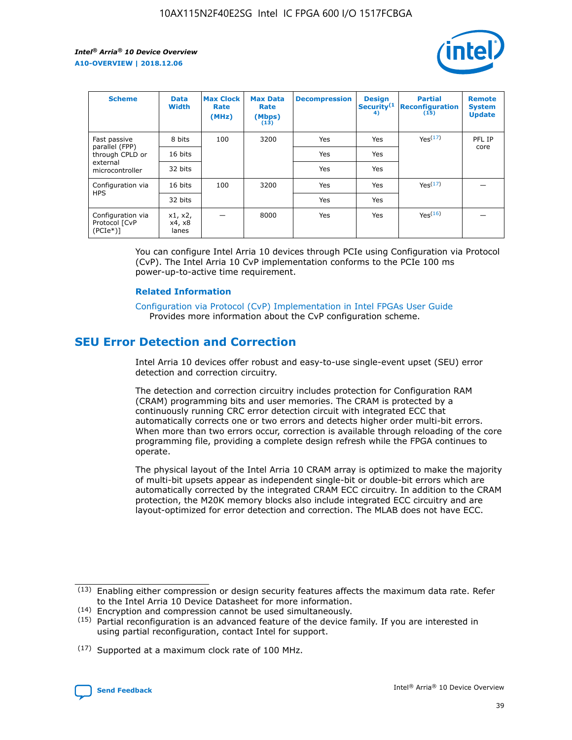| Scheme | Data Width | Max Clock Rate (MHz) | Max Data Rate (Mbps) (13) | Decompression | Design Security(14) | Partial Reconfiguration (15) | Remote System Update |
|---|---|---|---|---|---|---|---|
| Fast passive parallel (FPP) through CPLD or external microcontroller | 8 bits | 100 | 3200 | Yes | Yes | Yes(17) | PFL IP core |
| | 16 bits | | | Yes | Yes | | |
| | 32 bits | | | Yes | Yes | | |
| Configuration via HPS | 16 bits | 100 | 3200 | Yes | Yes | Yes(17) | — |
| | 32 bits | | | Yes | Yes | | |
| Configuration via Protocol [CvP (PCIe*)] | x1, x2, x4, x8 lanes | — | 8000 | Yes | Yes | Yes(16) | — |

You can configure Intel Arria 10 devices through PCIe using Configuration via Protocol (CvP). The Intel Arria 10 CvP implementation conforms to the PCIe 100 ms power-up-to-active time requirement.

### Related Information

Configuration via Protocol (CvP) Implementation in Intel FPGAs User Guide
Provides more information about the CvP configuration scheme.

## SEU Error Detection and Correction

Intel Arria 10 devices offer robust and easy-to-use single-event upset (SEU) error detection and correction circuitry.

The detection and correction circuitry includes protection for Configuration RAM (CRAM) programming bits and user memories. The CRAM is protected by a continuously running CRC error detection circuit with integrated ECC that automatically corrects one or two errors and detects higher order multi-bit errors. When more than two errors occur, correction is available through reloading of the core programming file, providing a complete design refresh while the FPGA continues to operate.

The physical layout of the Intel Arria 10 CRAM array is optimized to make the majority of multi-bit upsets appear as independent single-bit or double-bit errors which are automatically corrected by the integrated CRAM ECC circuitry. In addition to the CRAM protection, the M20K memory blocks also include integrated ECC circuitry and are layout-optimized for error detection and correction. The MLAB does not have ECC.

(13) Enabling either compression or design security features affects the maximum data rate. Refer to the Intel Arria 10 Device Datasheet for more information.

(14) Encryption and compression cannot be used simultaneously.

(15) Partial reconfiguration is an advanced feature of the device family. If you are interested in using partial reconfiguration, contact Intel for support.

(17) Supported at a maximum clock rate of 100 MHz.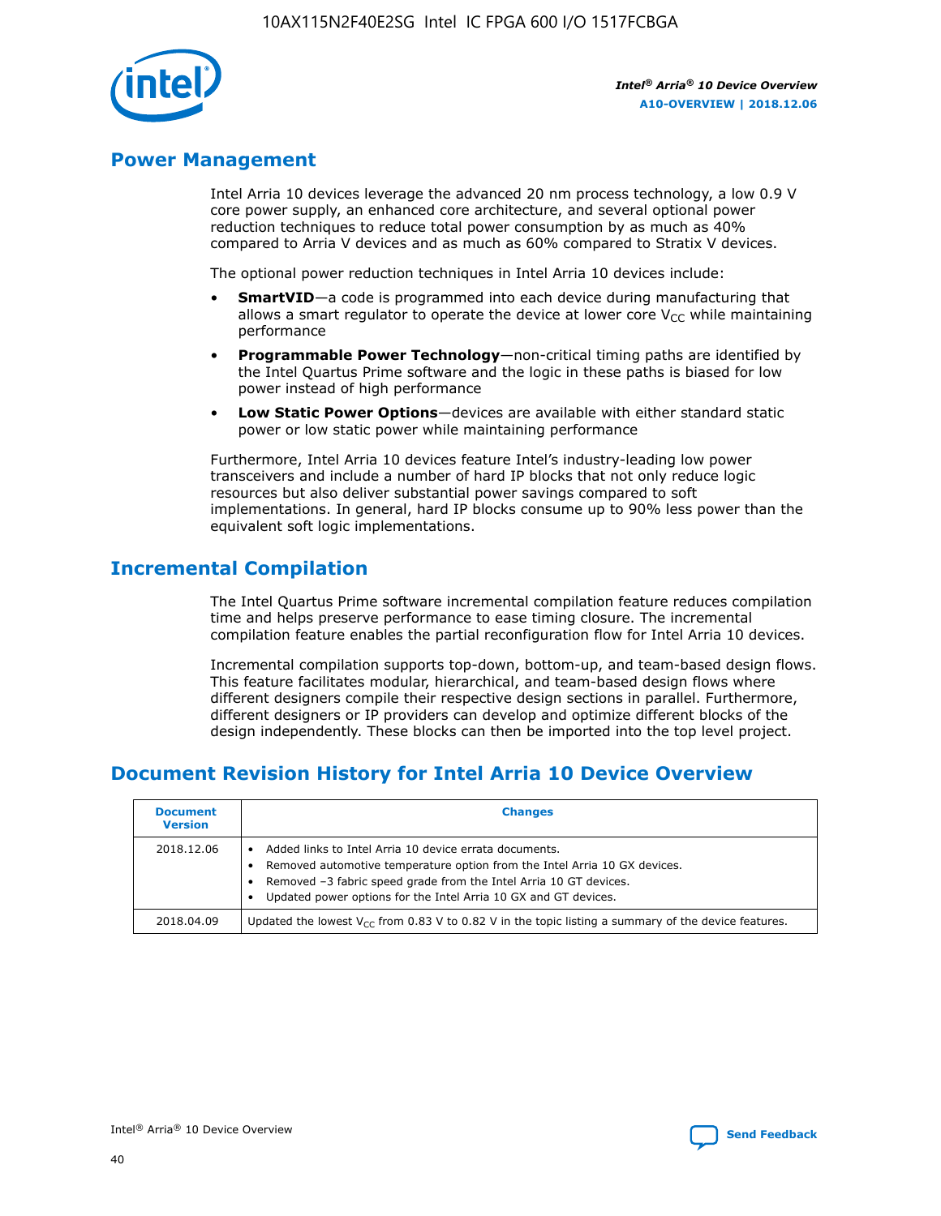## Power Management

Intel Arria 10 devices leverage the advanced 20 nm process technology, a low 0.9 V core power supply, an enhanced core architecture, and several optional power reduction techniques to reduce total power consumption by as much as 40% compared to Arria V devices and as much as 60% compared to Stratix V devices.

The optional power reduction techniques in Intel Arria 10 devices include:

- **SmartVID**—a code is programmed into each device during manufacturing that allows a smart regulator to operate the device at lower core $V_{CC}$ while maintaining performance
- **Programmable Power Technology**—non-critical timing paths are identified by the Intel Quartus Prime software and the logic in these paths is biased for low power instead of high performance
- **Low Static Power Options**—devices are available with either standard static power or low static power while maintaining performance

Furthermore, Intel Arria 10 devices feature Intel's industry-leading low power transceivers and include a number of hard IP blocks that not only reduce logic resources but also deliver substantial power savings compared to soft implementations. In general, hard IP blocks consume up to 90% less power than the equivalent soft logic implementations.

## Incremental Compilation

The Intel Quartus Prime software incremental compilation feature reduces compilation time and helps preserve performance to ease timing closure. The incremental compilation feature enables the partial reconfiguration flow for Intel Arria 10 devices.

Incremental compilation supports top-down, bottom-up, and team-based design flows. This feature facilitates modular, hierarchical, and team-based design flows where different designers compile their respective design sections in parallel. Furthermore, different designers or IP providers can develop and optimize different blocks of the design independently. These blocks can then be imported into the top level project.

## Document Revision History for Intel Arria 10 Device Overview

| Document Version | Changes |
| --- | --- |
| 2018.12.06 | • Added links to Intel Arria 10 device errata documents.<br>• Removed automotive temperature option from the Intel Arria 10 GX devices.<br>• Removed –3 fabric speed grade from the Intel Arria 10 GT devices.<br>• Updated power options for the Intel Arria 10 GX and GT devices. |
| 2018.04.09 | Updated the lowest $V_{CC}$ from 0.83 V to 0.82 V in the topic listing a summary of the device features. |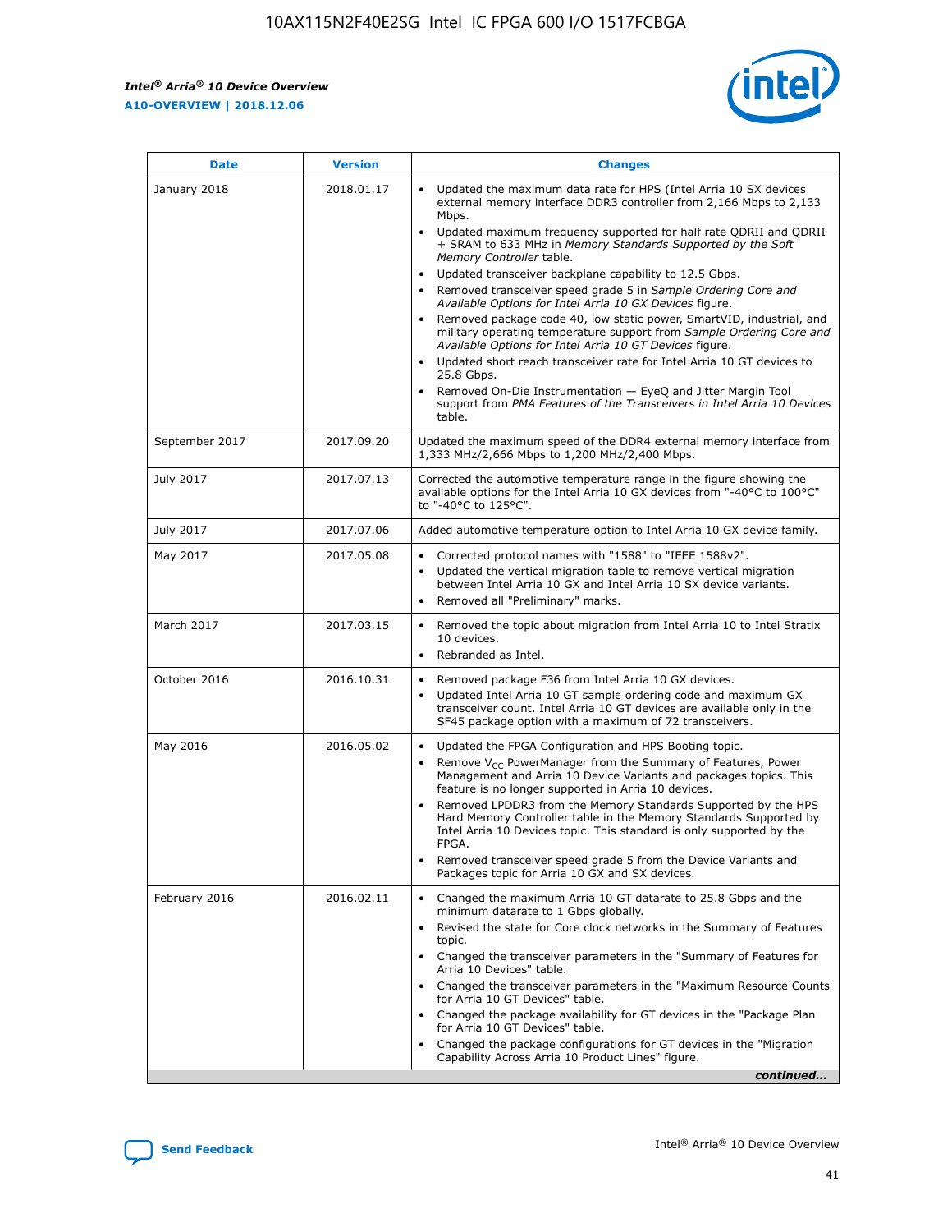| Date | Version | Changes |
| --- | --- | --- |
| January 2018 | 2018.01.17 | • Updated the maximum data rate for HPS (Intel Arria 10 SX devices external memory interface DDR3 controller from 2,166 Mbps to 2,133 Mbps.<br>• Updated maximum frequency supported for half rate QDRII and QDRII + SRAM to 633 MHz in *Memory Standards Supported by the Soft Memory Controller* table.<br>• Updated transceiver backplane capability to 12.5 Gbps.<br>• Removed transceiver speed grade 5 in *Sample Ordering Core and Available Options for Intel Arria 10 GX Devices* figure.<br>• Removed package code 40, low static power, SmartVID, industrial, and military operating temperature support from *Sample Ordering Core and Available Options for Intel Arria 10 GT Devices* figure.<br>• Updated short reach transceiver rate for Intel Arria 10 GT devices to 25.8 Gbps.<br>• Removed On-Die Instrumentation — EyeQ and Jitter Margin Tool support from *PMA Features of the Transceivers in Intel Arria 10 Devices* table. |
| September 2017 | 2017.09.20 | Updated the maximum speed of the DDR4 external memory interface from 1,333 MHz/2,666 Mbps to 1,200 MHz/2,400 Mbps. |
| July 2017 | 2017.07.13 | Corrected the automotive temperature range in the figure showing the available options for the Intel Arria 10 GX devices from "-40°C to 100°C" to "-40°C to 125°C". |
| July 2017 | 2017.07.06 | Added automotive temperature option to Intel Arria 10 GX device family. |
| May 2017 | 2017.05.08 | • Corrected protocol names with "1588" to "IEEE 1588v2".<br>• Updated the vertical migration table to remove vertical migration between Intel Arria 10 GX and Intel Arria 10 SX device variants.<br>• Removed all "Preliminary" marks. |
| March 2017 | 2017.03.15 | • Removed the topic about migration from Intel Arria 10 to Intel Stratix 10 devices.<br>• Rebranded as Intel. |
| October 2016 | 2016.10.31 | • Removed package F36 from Intel Arria 10 GX devices.<br>• Updated Intel Arria 10 GT sample ordering code and maximum GX transceiver count. Intel Arria 10 GT devices are available only in the SF45 package option with a maximum of 72 transceivers. |
| May 2016 | 2016.05.02 | • Updated the FPGA Configuration and HPS Booting topic.<br>• Remove $V_{CC}$ PowerManager from the Summary of Features, Power Management and Arria 10 Device Variants and packages topics. This feature is no longer supported in Arria 10 devices.<br>• Removed LPDDR3 from the Memory Standards Supported by the HPS Hard Memory Controller table in the Memory Standards Supported by Intel Arria 10 Devices topic. This standard is only supported by the FPGA.<br>• Removed transceiver speed grade 5 from the Device Variants and Packages topic for Arria 10 GX and SX devices. |
| February 2016 | 2016.02.11 | • Changed the maximum Arria 10 GT datarate to 25.8 Gbps and the minimum datarate to 1 Gbps globally.<br>• Revised the state for Core clock networks in the Summary of Features topic.<br>• Changed the transceiver parameters in the "Summary of Features for Arria 10 Devices" table.<br>• Changed the transceiver parameters in the "Maximum Resource Counts for Arria 10 GT Devices" table.<br>• Changed the package availability for GT devices in the "Package Plan for Arria 10 GT Devices" table.<br>• Changed the package configurations for GT devices in the "Migration Capability Across Arria 10 Product Lines" figure. |

*continued...*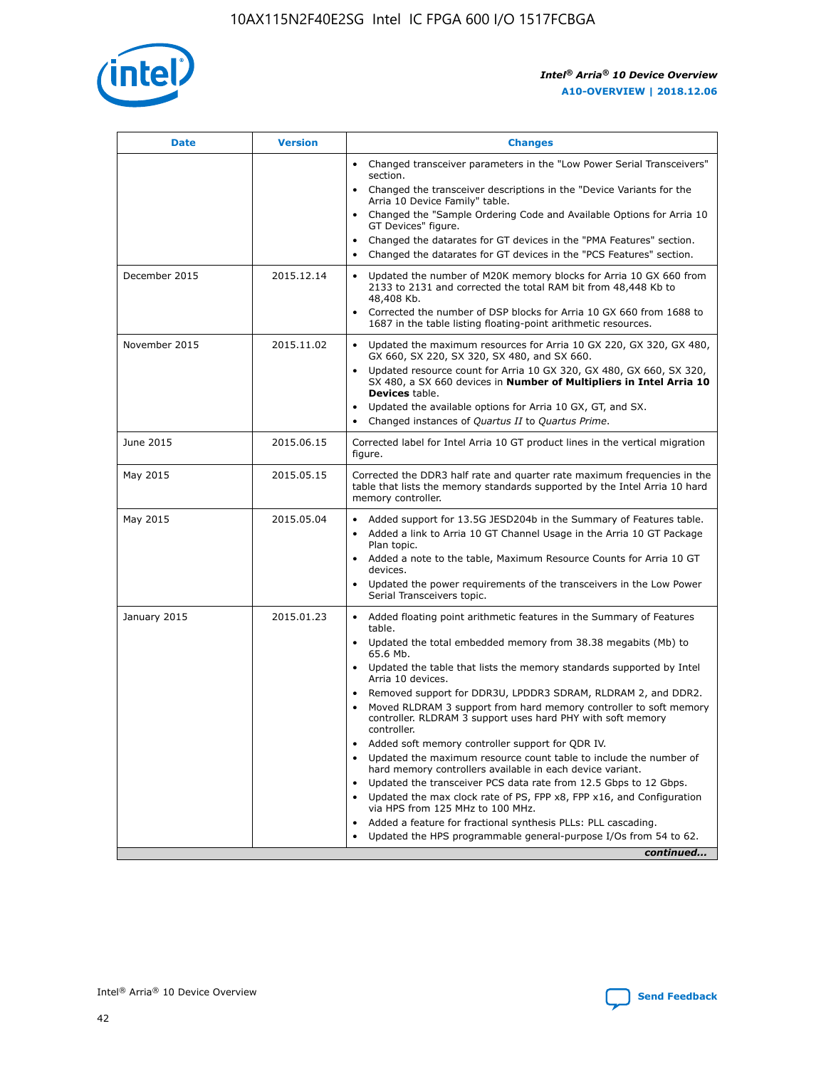| Date | Version | Changes |
| --- | --- | --- |
| | | • Changed transceiver parameters in the "Low Power Serial Transceivers" section.<br>• Changed the transceiver descriptions in the "Device Variants for the Arria 10 Device Family" table.<br>• Changed the "Sample Ordering Code and Available Options for Arria 10 GT Devices" figure.<br>• Changed the datarates for GT devices in the "PMA Features" section.<br>• Changed the datarates for GT devices in the "PCS Features" section. |
| December 2015 | 2015.12.14 | • Updated the number of M20K memory blocks for Arria 10 GX 660 from 2133 to 2131 and corrected the total RAM bit from 48,448 Kb to 48,408 Kb.<br>• Corrected the number of DSP blocks for Arria 10 GX 660 from 1688 to 1687 in the table listing floating-point arithmetic resources. |
| November 2015 | 2015.11.02 | • Updated the maximum resources for Arria 10 GX 220, GX 320, GX 480, GX 660, SX 220, SX 320, SX 480, and SX 660.<br>• Updated resource count for Arria 10 GX 320, GX 480, GX 660, SX 320, SX 480, a SX 660 devices in **Number of Multipliers in Intel Arria 10 Devices** table.<br>• Updated the available options for Arria 10 GX, GT, and SX.<br>• Changed instances of *Quartus II* to *Quartus Prime*. |
| June 2015 | 2015.06.15 | Corrected label for Intel Arria 10 GT product lines in the vertical migration figure. |
| May 2015 | 2015.05.15 | Corrected the DDR3 half rate and quarter rate maximum frequencies in the table that lists the memory standards supported by the Intel Arria 10 hard memory controller. |
| May 2015 | 2015.05.04 | • Added support for 13.5G JESD204b in the Summary of Features table.<br>• Added a link to Arria 10 GT Channel Usage in the Arria 10 GT Package Plan topic.<br>• Added a note to the table, Maximum Resource Counts for Arria 10 GT devices.<br>• Updated the power requirements of the transceivers in the Low Power Serial Transceivers topic. |
| January 2015 | 2015.01.23 | • Added floating point arithmetic features in the Summary of Features table.<br>• Updated the total embedded memory from 38.38 megabits (Mb) to 65.6 Mb.<br>• Updated the table that lists the memory standards supported by Intel Arria 10 devices.<br>• Removed support for DDR3U, LPDDR3 SDRAM, RLDRAM 2, and DDR2.<br>• Moved RLDRAM 3 support from hard memory controller to soft memory controller. RLDRAM 3 support uses hard PHY with soft memory controller.<br>• Added soft memory controller support for QDR IV.<br>• Updated the maximum resource count table to include the number of hard memory controllers available in each device variant.<br>• Updated the transceiver PCS data rate from 12.5 Gbps to 12 Gbps.<br>• Updated the max clock rate of PS, FPP x8, FPP x16, and Configuration via HPS from 125 MHz to 100 MHz.<br>• Added a feature for fractional synthesis PLLs: PLL cascading.<br>• Updated the HPS programmable general-purpose I/Os from 54 to 62. |

*continued...*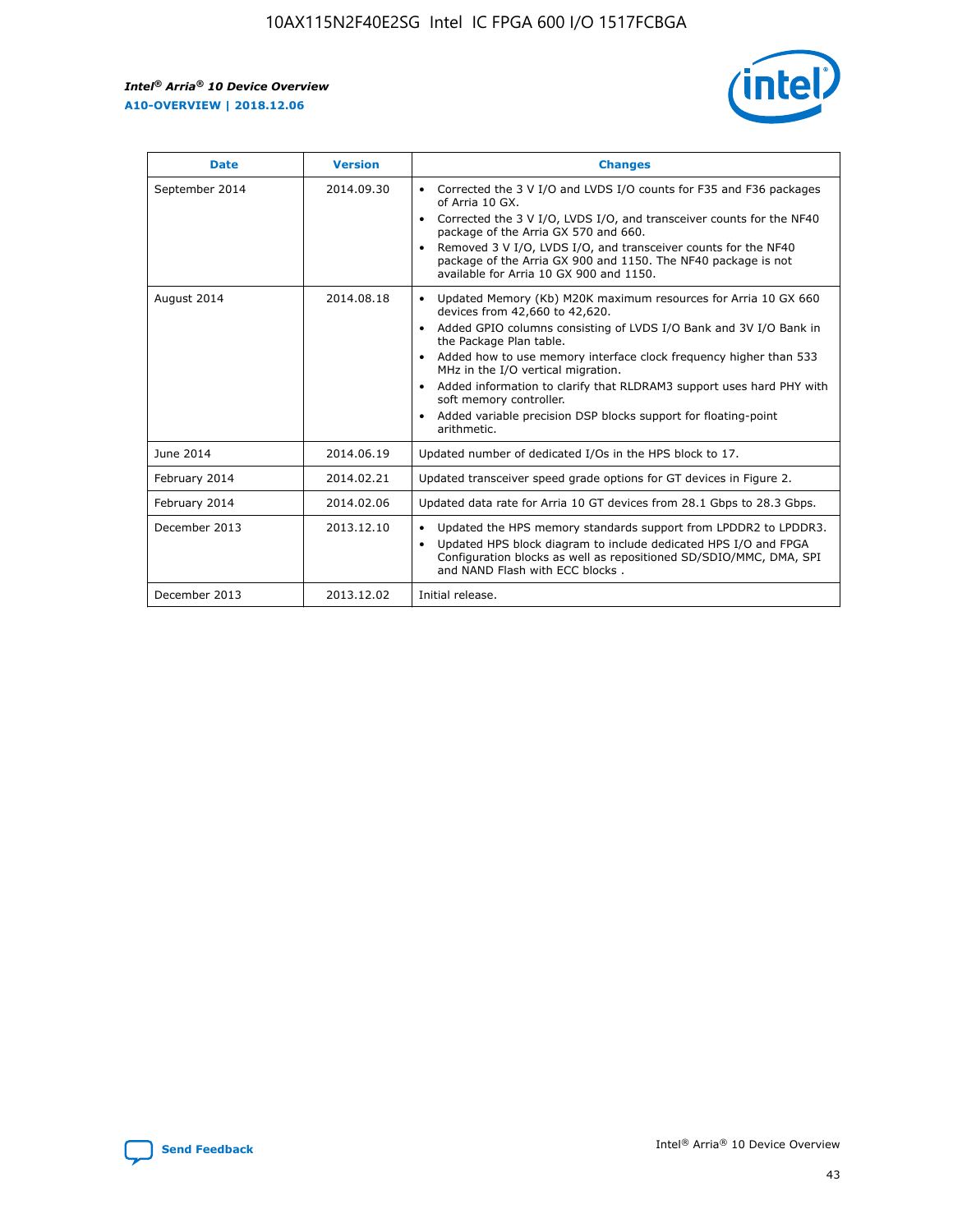| Date | Version | Changes |
| --- | --- | --- |
| September 2014 | 2014.09.30 | • Corrected the 3 V I/O and LVDS I/O counts for F35 and F36 packages of Arria 10 GX.<br>• Corrected the 3 V I/O, LVDS I/O, and transceiver counts for the NF40 package of the Arria GX 570 and 660.<br>• Removed 3 V I/O, LVDS I/O, and transceiver counts for the NF40 package of the Arria GX 900 and 1150. The NF40 package is not available for Arria 10 GX 900 and 1150. |
| August 2014 | 2014.08.18 | • Updated Memory (Kb) M20K maximum resources for Arria 10 GX 660 devices from 42,660 to 42,620.<br>• Added GPIO columns consisting of LVDS I/O Bank and 3V I/O Bank in the Package Plan table.<br>• Added how to use memory interface clock frequency higher than 533 MHz in the I/O vertical migration.<br>• Added information to clarify that RLDRAM3 support uses hard PHY with soft memory controller.<br>• Added variable precision DSP blocks support for floating-point arithmetic. |
| June 2014 | 2014.06.19 | Updated number of dedicated I/Os in the HPS block to 17. |
| February 2014 | 2014.02.21 | Updated transceiver speed grade options for GT devices in Figure 2. |
| February 2014 | 2014.02.06 | Updated data rate for Arria 10 GT devices from 28.1 Gbps to 28.3 Gbps. |
| December 2013 | 2013.12.10 | • Updated the HPS memory standards support from LPDDR2 to LPDDR3.<br>• Updated HPS block diagram to include dedicated HPS I/O and FPGA Configuration blocks as well as repositioned SD/SDIO/MMC, DMA, SPI and NAND Flash with ECC blocks . |
| December 2013 | 2013.12.02 | Initial release. |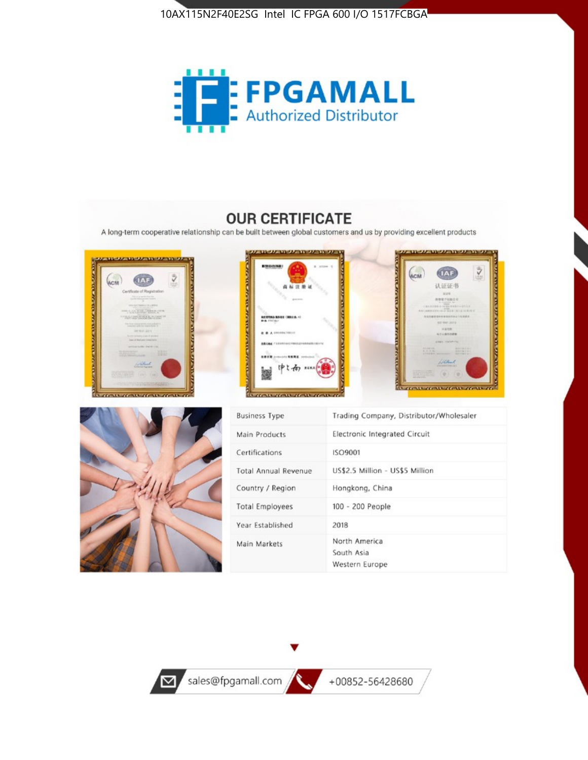FPGAMALL
Authorized Distributor

## OUR CERTIFICATE

A long-term cooperative relationship can be built between global customers and us by providing excellent products

| | |
|---|---|
| Business Type | Trading Company, Distributor/Wholesaler |
| Main Products | Electronic Integrated Circuit |
| Certifications | ISO9001 |
| Total Annual Revenue | US$2.5 Million - US$5 Million |
| Country / Region | Hongkong, China |
| Total Employees | 100 - 200 People |
| Year Established | 2018 |
| Main Markets | North America<br>South Asia<br>Western Europe |

sales@fpgamall.com

+00852-56428680